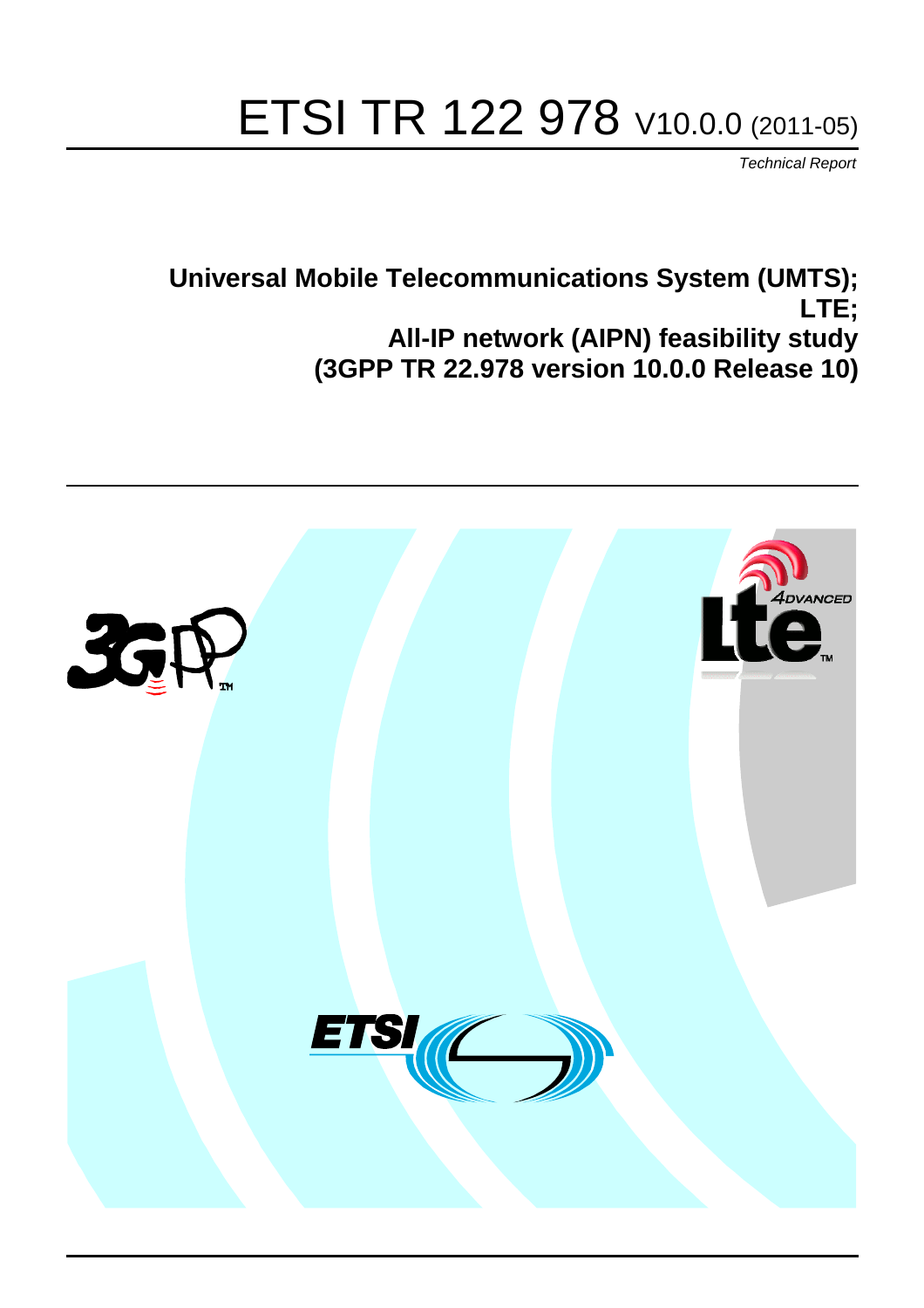# ETSI TR 122 978 V10.0.0 (2011-05)

*Technical Report*

**Universal Mobile Telecommunications System (UMTS);**
**LTE;**
**All-IP network (AIPN) feasibility study**
**(3GPP TR 22.978 version 10.0.0 Release 10)**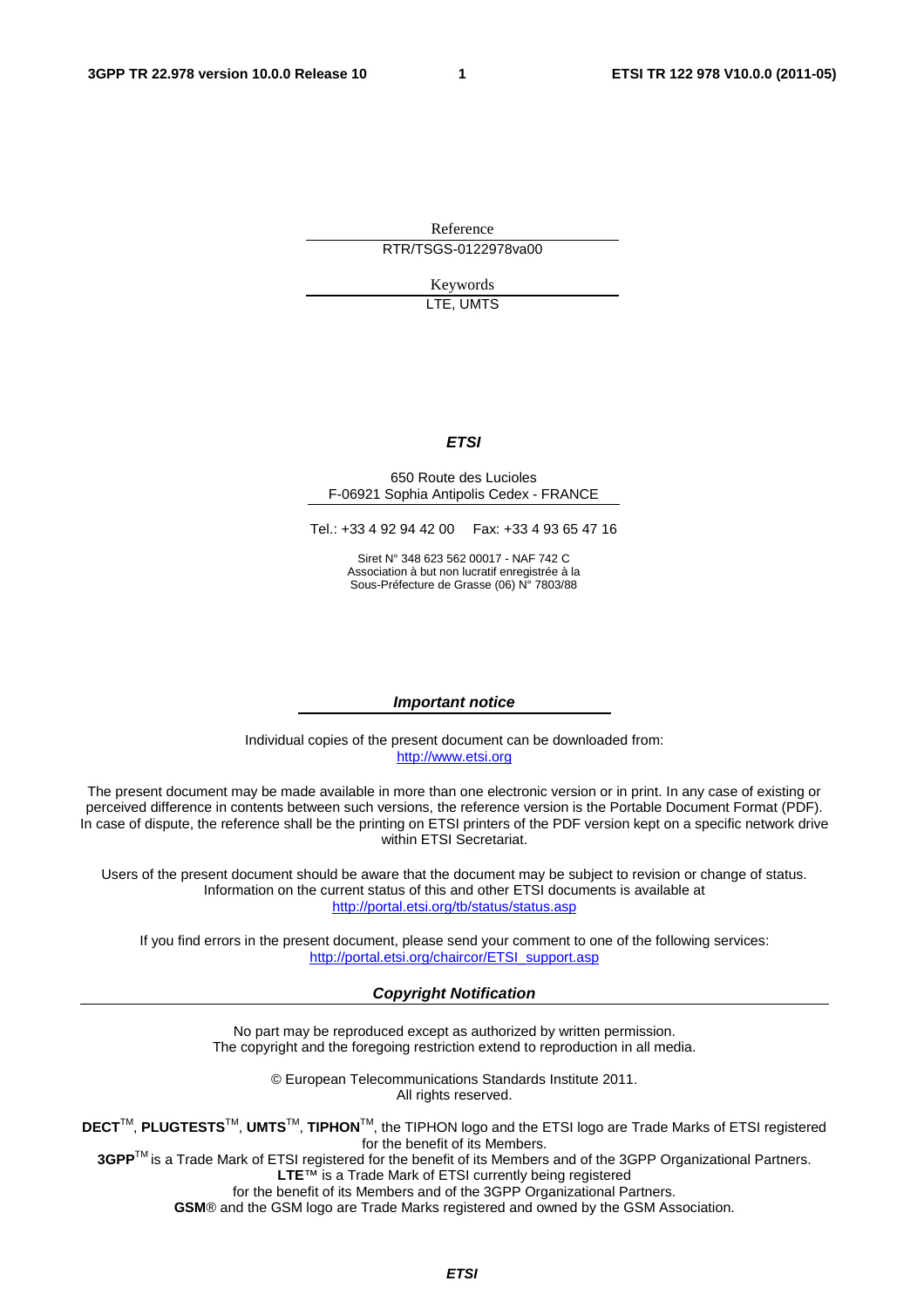Reference

RTR/TSGS-0122978va00

Keywords

LTE, UMTS

***ETSI***

650 Route des Lucioles
F-06921 Sophia Antipolis Cedex - FRANCE

Tel.: +33 4 92 94 42 00 Fax: +33 4 93 65 47 16

Siret N° 348 623 562 00017 - NAF 742 C
Association à but non lucratif enregistrée à la
Sous-Préfecture de Grasse (06) N° 7803/88

***Important notice***

Individual copies of the present document can be downloaded from:
http://www.etsi.org

The present document may be made available in more than one electronic version or in print. In any case of existing or perceived difference in contents between such versions, the reference version is the Portable Document Format (PDF). In case of dispute, the reference shall be the printing on ETSI printers of the PDF version kept on a specific network drive within ETSI Secretariat.

Users of the present document should be aware that the document may be subject to revision or change of status. Information on the current status of this and other ETSI documents is available at
http://portal.etsi.org/tb/status/status.asp

If you find errors in the present document, please send your comment to one of the following services:
http://portal.etsi.org/chaircor/ETSI_support.asp

***Copyright Notification***

No part may be reproduced except as authorized by written permission.
The copyright and the foregoing restriction extend to reproduction in all media.

© European Telecommunications Standards Institute 2011.
All rights reserved.

**DECT**™, **PLUGTESTS**™, **UMTS**™, **TIPHON**™, the TIPHON logo and the ETSI logo are Trade Marks of ETSI registered for the benefit of its Members.
**3GPP**™ is a Trade Mark of ETSI registered for the benefit of its Members and of the 3GPP Organizational Partners.
**LTE**™ is a Trade Mark of ETSI currently being registered
for the benefit of its Members and of the 3GPP Organizational Partners.
**GSM**® and the GSM logo are Trade Marks registered and owned by the GSM Association.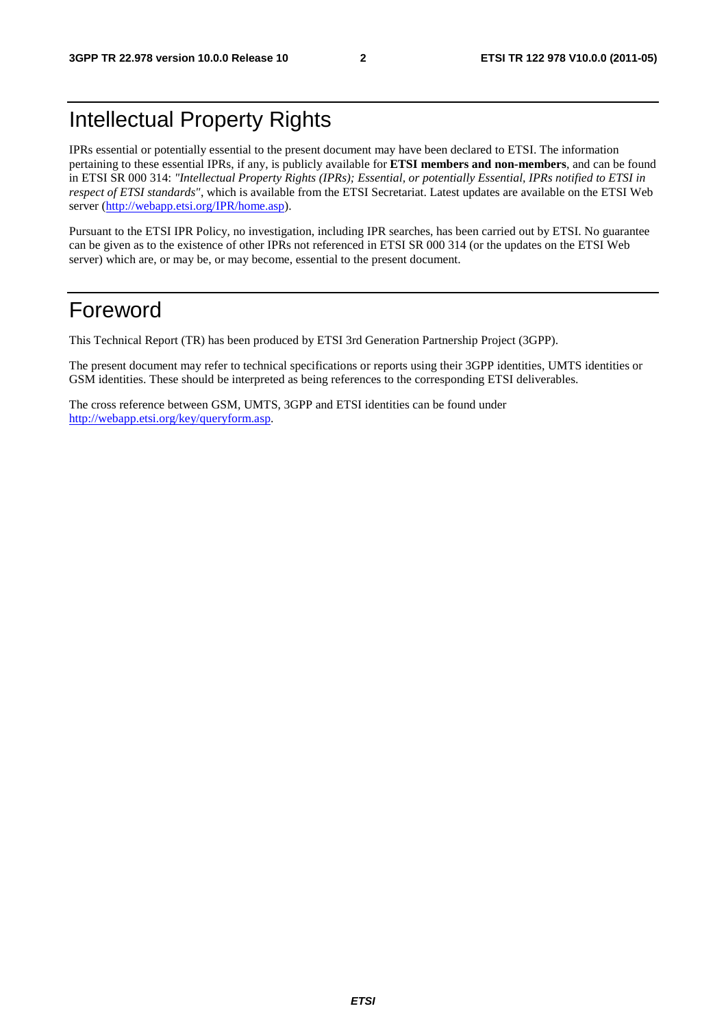# Intellectual Property Rights

IPRs essential or potentially essential to the present document may have been declared to ETSI. The information pertaining to these essential IPRs, if any, is publicly available for **ETSI members and non-members**, and can be found in ETSI SR 000 314: *"Intellectual Property Rights (IPRs); Essential, or potentially Essential, IPRs notified to ETSI in respect of ETSI standards"*, which is available from the ETSI Secretariat. Latest updates are available on the ETSI Web server (http://webapp.etsi.org/IPR/home.asp).

Pursuant to the ETSI IPR Policy, no investigation, including IPR searches, has been carried out by ETSI. No guarantee can be given as to the existence of other IPRs not referenced in ETSI SR 000 314 (or the updates on the ETSI Web server) which are, or may be, or may become, essential to the present document.

# Foreword

This Technical Report (TR) has been produced by ETSI 3rd Generation Partnership Project (3GPP).

The present document may refer to technical specifications or reports using their 3GPP identities, UMTS identities or GSM identities. These should be interpreted as being references to the corresponding ETSI deliverables.

The cross reference between GSM, UMTS, 3GPP and ETSI identities can be found under http://webapp.etsi.org/key/queryform.asp.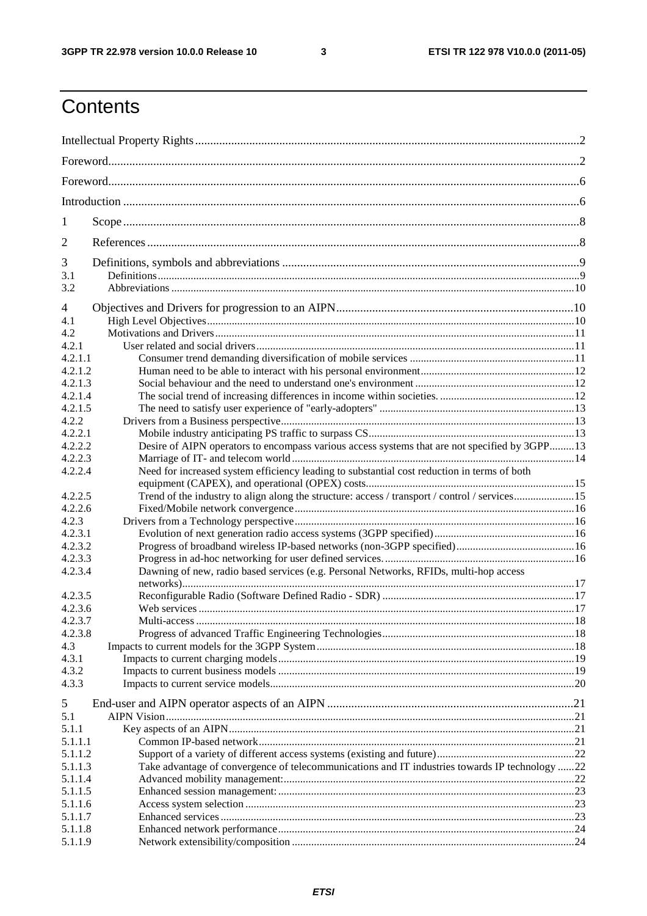# Contents

Intellectual Property Rights ........................................................................................................................... 2

Foreword ........................................................................................................................................................ 2

Foreword ........................................................................................................................................................ 6

Introduction ................................................................................................................................................... 6

1 Scope ........................................................................................................................................................... 8

2 References .................................................................................................................................................... 8

3 Definitions, symbols and abbreviations ..................................................................................................... 9

3.1 Definitions ................................................................................................................................................. 9

3.2 Abbreviations ........................................................................................................................................... 10

4 Objectives and Drivers for progression to an AIPN ................................................................................ 10

4.1 High Level Objectives .............................................................................................................................. 10

4.2 Motivations and Drivers ........................................................................................................................... 11

4.2.1 User related and social drivers ............................................................................................................... 11

4.2.1.1 Consumer trend demanding diversification of mobile services ............................................................ 11

4.2.1.2 Human need to be able to interact with his personal environment ........................................................ 12

4.2.1.3 Social behaviour and the need to understand one's environment ........................................................... 12

4.2.1.4 The social trend of increasing differences in income within societies. .................................................. 12

4.2.1.5 The need to satisfy user experience of "early-adopters" ....................................................................... 13

4.2.2 Drivers from a Business perspective ....................................................................................................... 13

4.2.2.1 Mobile industry anticipating PS traffic to surpass CS ............................................................................ 13

4.2.2.2 Desire of AIPN operators to encompass various access systems that are not specified by 3GPP ......... 13

4.2.2.3 Marriage of IT- and telecom world ....................................................................................................... 14

4.2.2.4 Need for increased system efficiency leading to substantial cost reduction in terms of both equipment (CAPEX), and operational (OPEX) costs ............................................................................ 15

4.2.2.5 Trend of the industry to align along the structure: access / transport / control / services ...................... 15

4.2.2.6 Fixed/Mobile network convergence ...................................................................................................... 16

4.2.3 Drivers from a Technology perspective ................................................................................................... 16

4.2.3.1 Evolution of next generation radio access systems (3GPP specified) .................................................. 16

4.2.3.2 Progress of broadband wireless IP-based networks (non-3GPP specified) ........................................... 16

4.2.3.3 Progress in ad-hoc networking for user defined services. ..................................................................... 16

4.2.3.4 Dawning of new, radio based services (e.g. Personal Networks, RFIDs, multi-hop access networks) ............................................................................................................................................... 17

4.2.3.5 Reconfigurable Radio (Software Defined Radio - SDR) ...................................................................... 17

4.2.3.6 Web services ......................................................................................................................................... 17

4.2.3.7 Multi-access .......................................................................................................................................... 18

4.2.3.8 Progress of advanced Traffic Engineering Technologies ..................................................................... 18

4.3 Impacts to current models for the 3GPP System ....................................................................................... 18

4.3.1 Impacts to current charging models ........................................................................................................ 19

4.3.2 Impacts to current business models ........................................................................................................ 19

4.3.3 Impacts to current service models ........................................................................................................... 20

5 End-user and AIPN operator aspects of an AIPN .................................................................................... 21

5.1 AIPN Vision .............................................................................................................................................. 21

5.1.1 Key aspects of an AIPN .......................................................................................................................... 21

5.1.1.1 Common IP-based network .................................................................................................................. 21

5.1.1.2 Support of a variety of different access systems (existing and future) .................................................. 22

5.1.1.3 Take advantage of convergence of telecommunications and IT industries towards IP technology ...... 22

5.1.1.4 Advanced mobility management: .......................................................................................................... 22

5.1.1.5 Enhanced session management: ........................................................................................................... 23

5.1.1.6 Access system selection ....................................................................................................................... 23

5.1.1.7 Enhanced services ................................................................................................................................ 23

5.1.1.8 Enhanced network performance ........................................................................................................... 24

5.1.1.9 Network extensibility/composition ...................................................................................................... 24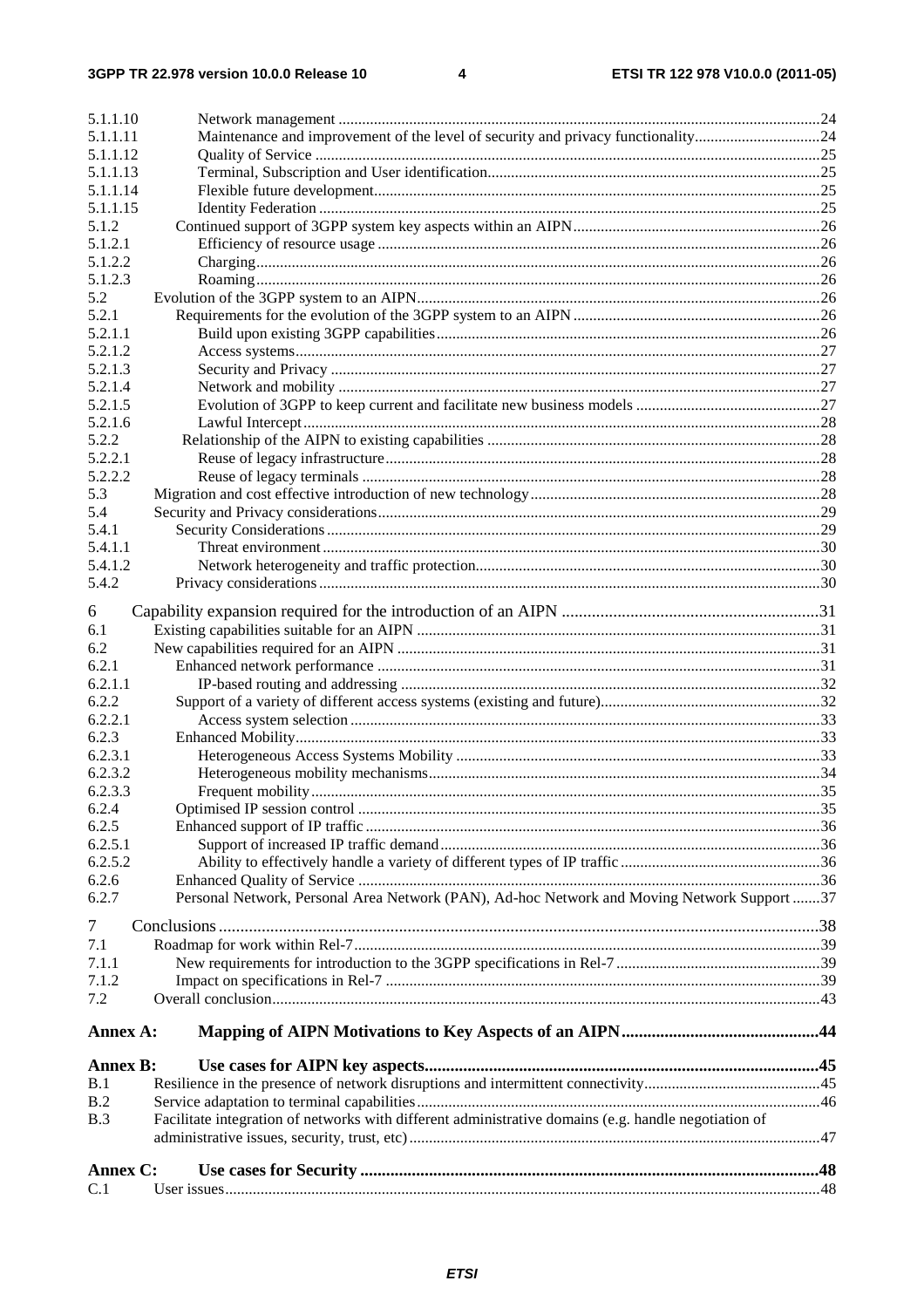5.1.1.10 Network management ..........24
5.1.1.11 Maintenance and improvement of the level of security and privacy functionality..........24
5.1.1.12 Quality of Service ..........25
5.1.1.13 Terminal, Subscription and User identification..........25
5.1.1.14 Flexible future development..........25
5.1.1.15 Identity Federation ..........25
5.1.2 Continued support of 3GPP system key aspects within an AIPN..........26
5.1.2.1 Efficiency of resource usage ..........26
5.1.2.2 Charging..........26
5.1.2.3 Roaming..........26
5.2 Evolution of the 3GPP system to an AIPN..........26
5.2.1 Requirements for the evolution of the 3GPP system to an AIPN ..........26
5.2.1.1 Build upon existing 3GPP capabilities..........26
5.2.1.2 Access systems..........27
5.2.1.3 Security and Privacy ..........27
5.2.1.4 Network and mobility ..........27
5.2.1.5 Evolution of 3GPP to keep current and facilitate new business models ..........27
5.2.1.6 Lawful Intercept..........28
5.2.2 Relationship of the AIPN to existing capabilities ..........28
5.2.2.1 Reuse of legacy infrastructure..........28
5.2.2.2 Reuse of legacy terminals ..........28
5.3 Migration and cost effective introduction of new technology..........28
5.4 Security and Privacy considerations..........29
5.4.1 Security Considerations ..........29
5.4.1.1 Threat environment..........30
5.4.1.2 Network heterogeneity and traffic protection..........30
5.4.2 Privacy considerations..........30

6 Capability expansion required for the introduction of an AIPN ..........31
6.1 Existing capabilities suitable for an AIPN ..........31
6.2 New capabilities required for an AIPN ..........31
6.2.1 Enhanced network performance ..........31
6.2.1.1 IP-based routing and addressing ..........32
6.2.2 Support of a variety of different access systems (existing and future)..........32
6.2.2.1 Access system selection ..........33
6.2.3 Enhanced Mobility..........33
6.2.3.1 Heterogeneous Access Systems Mobility ..........33
6.2.3.2 Heterogeneous mobility mechanisms..........34
6.2.3.3 Frequent mobility..........35
6.2.4 Optimised IP session control ..........35
6.2.5 Enhanced support of IP traffic ..........36
6.2.5.1 Support of increased IP traffic demand..........36
6.2.5.2 Ability to effectively handle a variety of different types of IP traffic ..........36
6.2.6 Enhanced Quality of Service ..........36
6.2.7 Personal Network, Personal Area Network (PAN), Ad-hoc Network and Moving Network Support ..........37

7 Conclusions ..........38
7.1 Roadmap for work within Rel-7..........39
7.1.1 New requirements for introduction to the 3GPP specifications in Rel-7 ..........39
7.1.2 Impact on specifications in Rel-7 ..........39
7.2 Overall conclusion..........43

**Annex A: Mapping of AIPN Motivations to Key Aspects of an AIPN..........44**

**Annex B: Use cases for AIPN key aspects..........45**
B.1 Resilience in the presence of network disruptions and intermittent connectivity..........45
B.2 Service adaptation to terminal capabilities..........46
B.3 Facilitate integration of networks with different administrative domains (e.g. handle negotiation of administrative issues, security, trust, etc)..........47

**Annex C: Use cases for Security ..........48**
C.1 User issues..........48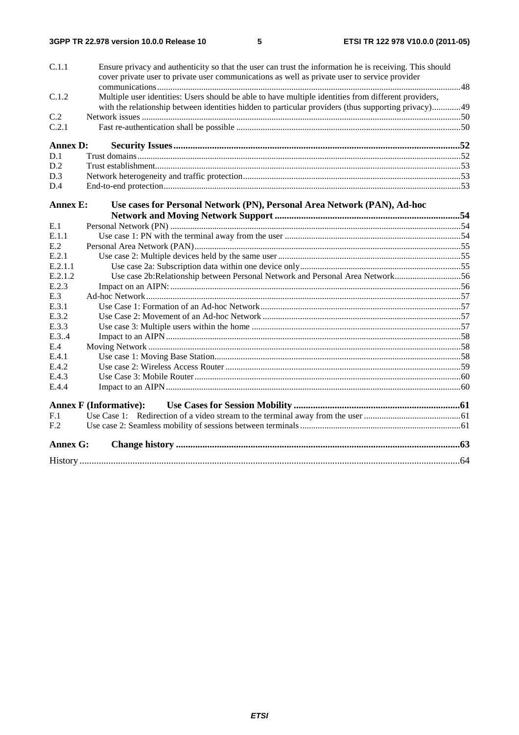C.1.1 Ensure privacy and authenticity so that the user can trust the information he is receiving. This should cover private user to private user communications as well as private user to service provider communications ... 48
C.1.2 Multiple user identities: Users should be able to have multiple identities from different providers, with the relationship between identities hidden to particular providers (thus supporting privacy) ... 49
C.2 Network issues ... 50
C.2.1 Fast re-authentication shall be possible ... 50

**Annex D: Security Issues ... 52**
D.1 Trust domains ... 52
D.2 Trust establishment ... 53
D.3 Network heterogeneity and traffic protection ... 53
D.4 End-to-end protection ... 53

**Annex E: Use cases for Personal Network (PN), Personal Area Network (PAN), Ad-hoc Network and Moving Network Support ... 54**
E.1 Personal Network (PN) ... 54
E.1.1 Use case 1: PN with the terminal away from the user ... 54
E.2 Personal Area Network (PAN) ... 55
E.2.1 Use case 2: Multiple devices held by the same user ... 55
E.2.1.1 Use case 2a: Subscription data within one device only ... 55
E.2.1.2 Use case 2b:Relationship between Personal Network and Personal Area Network ... 56
E.2.3 Impact on an AIPN: ... 56
E.3 Ad-hoc Network ... 57
E.3.1 Use Case 1: Formation of an Ad-hoc Network ... 57
E.3.2 Use Case 2: Movement of an Ad-hoc Network ... 57
E.3.3 Use case 3: Multiple users within the home ... 57
E.3..4 Impact to an AIPN ... 58
E.4 Moving Network ... 58
E.4.1 Use case 1: Moving Base Station ... 58
E.4.2 Use case 2: Wireless Access Router ... 59
E.4.3 Use Case 3: Mobile Router ... 60
E.4.4 Impact to an AIPN ... 60

**Annex F (Informative): Use Cases for Session Mobility ... 61**
F.1 Use Case 1: Redirection of a video stream to the terminal away from the user ... 61
F.2 Use case 2: Seamless mobility of sessions between terminals ... 61

**Annex G: Change history ... 63**

History ... 64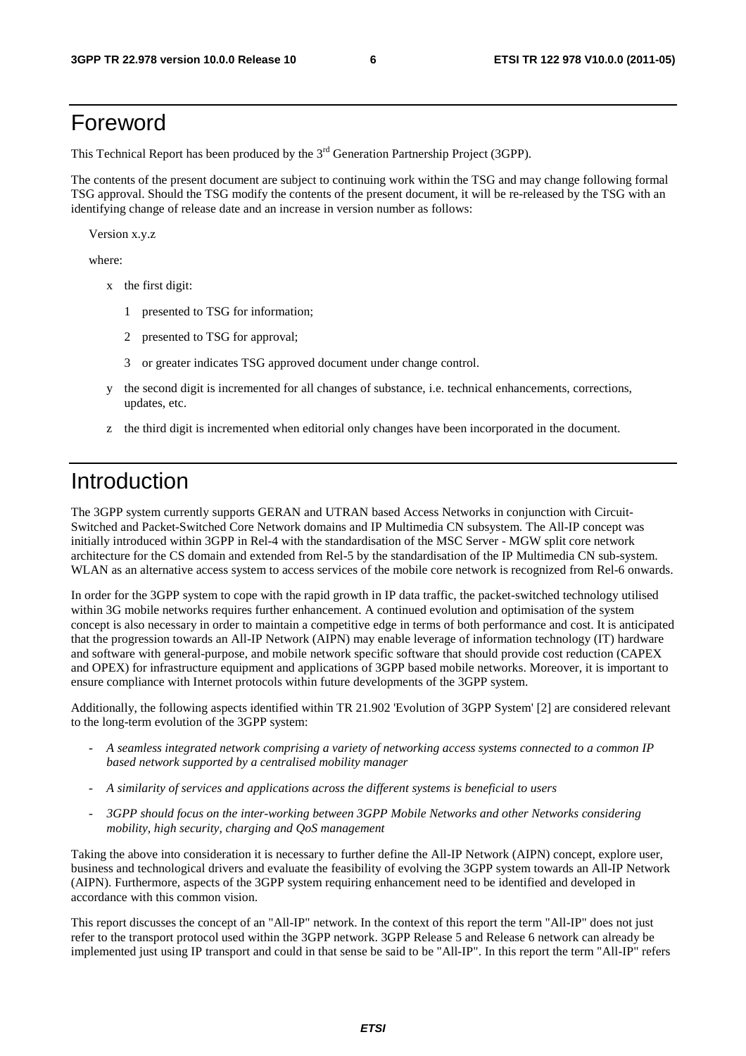# Foreword

This Technical Report has been produced by the 3rd Generation Partnership Project (3GPP).

The contents of the present document are subject to continuing work within the TSG and may change following formal TSG approval. Should the TSG modify the contents of the present document, it will be re-released by the TSG with an identifying change of release date and an increase in version number as follows:

Version x.y.z

where:

- x the first digit:
  - 1 presented to TSG for information;
  - 2 presented to TSG for approval;
  - 3 or greater indicates TSG approved document under change control.
- y the second digit is incremented for all changes of substance, i.e. technical enhancements, corrections, updates, etc.
- z the third digit is incremented when editorial only changes have been incorporated in the document.

# Introduction

The 3GPP system currently supports GERAN and UTRAN based Access Networks in conjunction with Circuit-Switched and Packet-Switched Core Network domains and IP Multimedia CN subsystem. The All-IP concept was initially introduced within 3GPP in Rel-4 with the standardisation of the MSC Server - MGW split core network architecture for the CS domain and extended from Rel-5 by the standardisation of the IP Multimedia CN sub-system. WLAN as an alternative access system to access services of the mobile core network is recognized from Rel-6 onwards.

In order for the 3GPP system to cope with the rapid growth in IP data traffic, the packet-switched technology utilised within 3G mobile networks requires further enhancement. A continued evolution and optimisation of the system concept is also necessary in order to maintain a competitive edge in terms of both performance and cost. It is anticipated that the progression towards an All-IP Network (AIPN) may enable leverage of information technology (IT) hardware and software with general-purpose, and mobile network specific software that should provide cost reduction (CAPEX and OPEX) for infrastructure equipment and applications of 3GPP based mobile networks. Moreover, it is important to ensure compliance with Internet protocols within future developments of the 3GPP system.

Additionally, the following aspects identified within TR 21.902 'Evolution of 3GPP System' [2] are considered relevant to the long-term evolution of the 3GPP system:

- *A seamless integrated network comprising a variety of networking access systems connected to a common IP based network supported by a centralised mobility manager*
- *A similarity of services and applications across the different systems is beneficial to users*
- *3GPP should focus on the inter-working between 3GPP Mobile Networks and other Networks considering mobility, high security, charging and QoS management*

Taking the above into consideration it is necessary to further define the All-IP Network (AIPN) concept, explore user, business and technological drivers and evaluate the feasibility of evolving the 3GPP system towards an All-IP Network (AIPN). Furthermore, aspects of the 3GPP system requiring enhancement need to be identified and developed in accordance with this common vision.

This report discusses the concept of an "All-IP" network. In the context of this report the term "All-IP" does not just refer to the transport protocol used within the 3GPP network. 3GPP Release 5 and Release 6 network can already be implemented just using IP transport and could in that sense be said to be "All-IP". In this report the term "All-IP" refers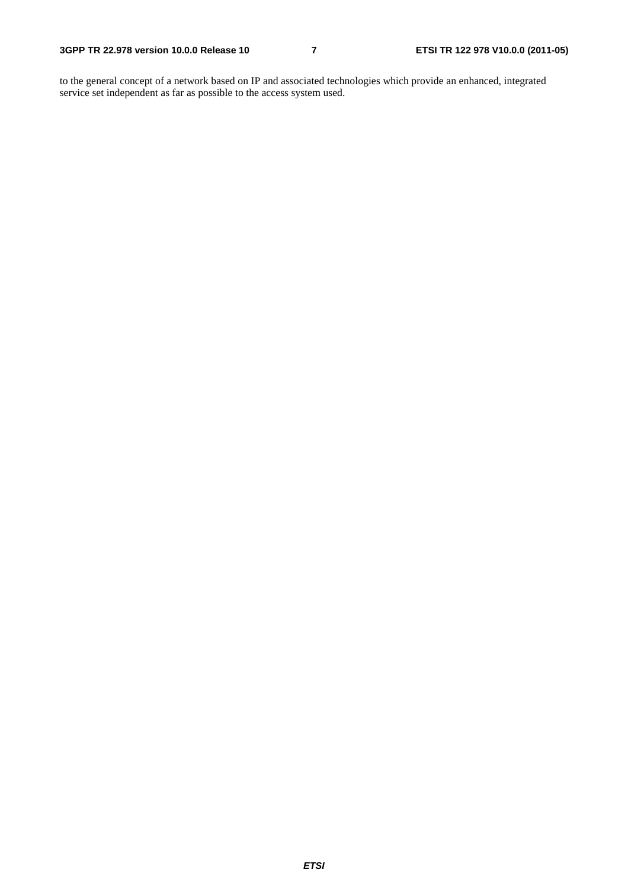to the general concept of a network based on IP and associated technologies which provide an enhanced, integrated service set independent as far as possible to the access system used.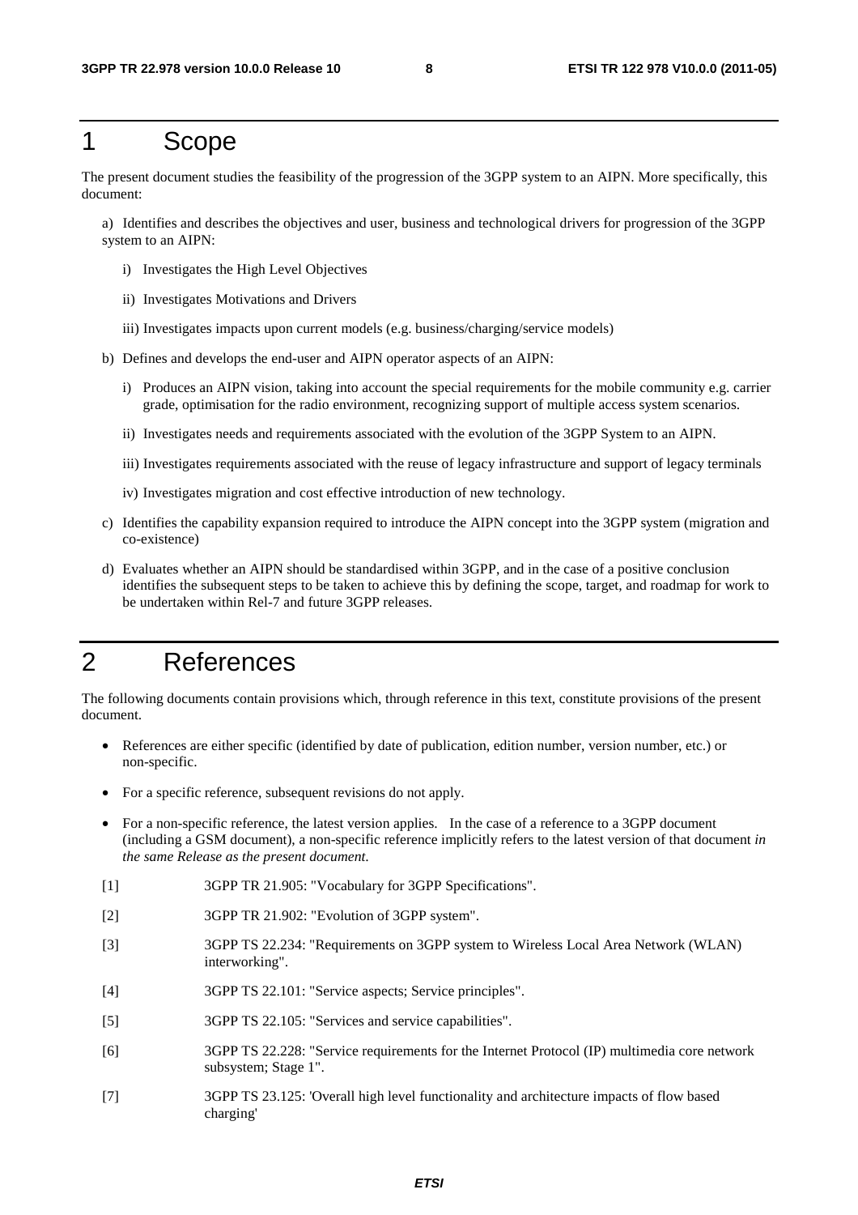# 1 Scope

The present document studies the feasibility of the progression of the 3GPP system to an AIPN. More specifically, this document:

a) Identifies and describes the objectives and user, business and technological drivers for progression of the 3GPP system to an AIPN:

   i) Investigates the High Level Objectives

   ii) Investigates Motivations and Drivers

   iii) Investigates impacts upon current models (e.g. business/charging/service models)

b) Defines and develops the end-user and AIPN operator aspects of an AIPN:

   i) Produces an AIPN vision, taking into account the special requirements for the mobile community e.g. carrier grade, optimisation for the radio environment, recognizing support of multiple access system scenarios.

   ii) Investigates needs and requirements associated with the evolution of the 3GPP System to an AIPN.

   iii) Investigates requirements associated with the reuse of legacy infrastructure and support of legacy terminals

   iv) Investigates migration and cost effective introduction of new technology.

c) Identifies the capability expansion required to introduce the AIPN concept into the 3GPP system (migration and co-existence)

d) Evaluates whether an AIPN should be standardised within 3GPP, and in the case of a positive conclusion identifies the subsequent steps to be taken to achieve this by defining the scope, target, and roadmap for work to be undertaken within Rel-7 and future 3GPP releases.

# 2 References

The following documents contain provisions which, through reference in this text, constitute provisions of the present document.

- References are either specific (identified by date of publication, edition number, version number, etc.) or non-specific.
- For a specific reference, subsequent revisions do not apply.
- For a non-specific reference, the latest version applies. In the case of a reference to a 3GPP document (including a GSM document), a non-specific reference implicitly refers to the latest version of that document *in the same Release as the present document*.

[1] 3GPP TR 21.905: "Vocabulary for 3GPP Specifications".

[2] 3GPP TR 21.902: "Evolution of 3GPP system".

[3] 3GPP TS 22.234: "Requirements on 3GPP system to Wireless Local Area Network (WLAN) interworking".

[4] 3GPP TS 22.101: "Service aspects; Service principles".

[5] 3GPP TS 22.105: "Services and service capabilities".

[6] 3GPP TS 22.228: "Service requirements for the Internet Protocol (IP) multimedia core network subsystem; Stage 1".

[7] 3GPP TS 23.125: 'Overall high level functionality and architecture impacts of flow based charging'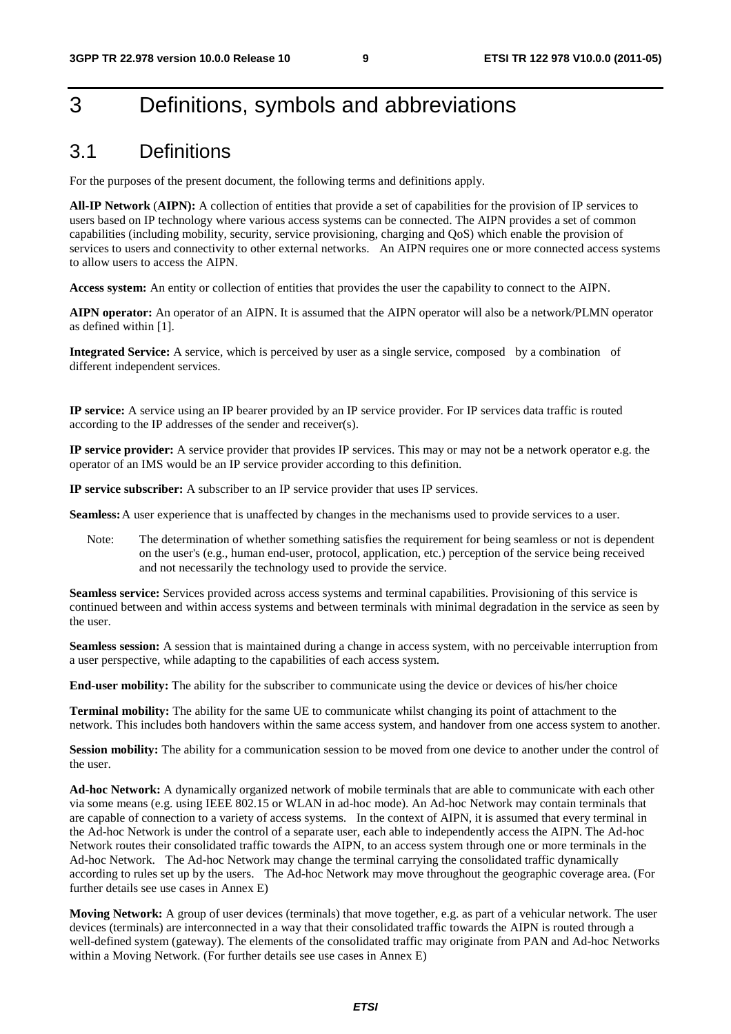# 3 Definitions, symbols and abbreviations

## 3.1 Definitions

For the purposes of the present document, the following terms and definitions apply.

**All-IP Network (AIPN):** A collection of entities that provide a set of capabilities for the provision of IP services to users based on IP technology where various access systems can be connected. The AIPN provides a set of common capabilities (including mobility, security, service provisioning, charging and QoS) which enable the provision of services to users and connectivity to other external networks. An AIPN requires one or more connected access systems to allow users to access the AIPN.

**Access system:** An entity or collection of entities that provides the user the capability to connect to the AIPN.

**AIPN operator:** An operator of an AIPN. It is assumed that the AIPN operator will also be a network/PLMN operator as defined within [1].

**Integrated Service:** A service, which is perceived by user as a single service, composed by a combination of different independent services.

**IP service:** A service using an IP bearer provided by an IP service provider. For IP services data traffic is routed according to the IP addresses of the sender and receiver(s).

**IP service provider:** A service provider that provides IP services. This may or may not be a network operator e.g. the operator of an IMS would be an IP service provider according to this definition.

**IP service subscriber:** A subscriber to an IP service provider that uses IP services.

**Seamless:** A user experience that is unaffected by changes in the mechanisms used to provide services to a user.

> Note: The determination of whether something satisfies the requirement for being seamless or not is dependent on the user's (e.g., human end-user, protocol, application, etc.) perception of the service being received and not necessarily the technology used to provide the service.

**Seamless service:** Services provided across access systems and terminal capabilities. Provisioning of this service is continued between and within access systems and between terminals with minimal degradation in the service as seen by the user.

**Seamless session:** A session that is maintained during a change in access system, with no perceivable interruption from a user perspective, while adapting to the capabilities of each access system.

**End-user mobility:** The ability for the subscriber to communicate using the device or devices of his/her choice

**Terminal mobility:** The ability for the same UE to communicate whilst changing its point of attachment to the network. This includes both handovers within the same access system, and handover from one access system to another.

**Session mobility:** The ability for a communication session to be moved from one device to another under the control of the user.

**Ad-hoc Network:** A dynamically organized network of mobile terminals that are able to communicate with each other via some means (e.g. using IEEE 802.15 or WLAN in ad-hoc mode). An Ad-hoc Network may contain terminals that are capable of connection to a variety of access systems. In the context of AIPN, it is assumed that every terminal in the Ad-hoc Network is under the control of a separate user, each able to independently access the AIPN. The Ad-hoc Network routes their consolidated traffic towards the AIPN, to an access system through one or more terminals in the Ad-hoc Network. The Ad-hoc Network may change the terminal carrying the consolidated traffic dynamically according to rules set up by the users. The Ad-hoc Network may move throughout the geographic coverage area. (For further details see use cases in Annex E)

**Moving Network:** A group of user devices (terminals) that move together, e.g. as part of a vehicular network. The user devices (terminals) are interconnected in a way that their consolidated traffic towards the AIPN is routed through a well-defined system (gateway). The elements of the consolidated traffic may originate from PAN and Ad-hoc Networks within a Moving Network. (For further details see use cases in Annex E)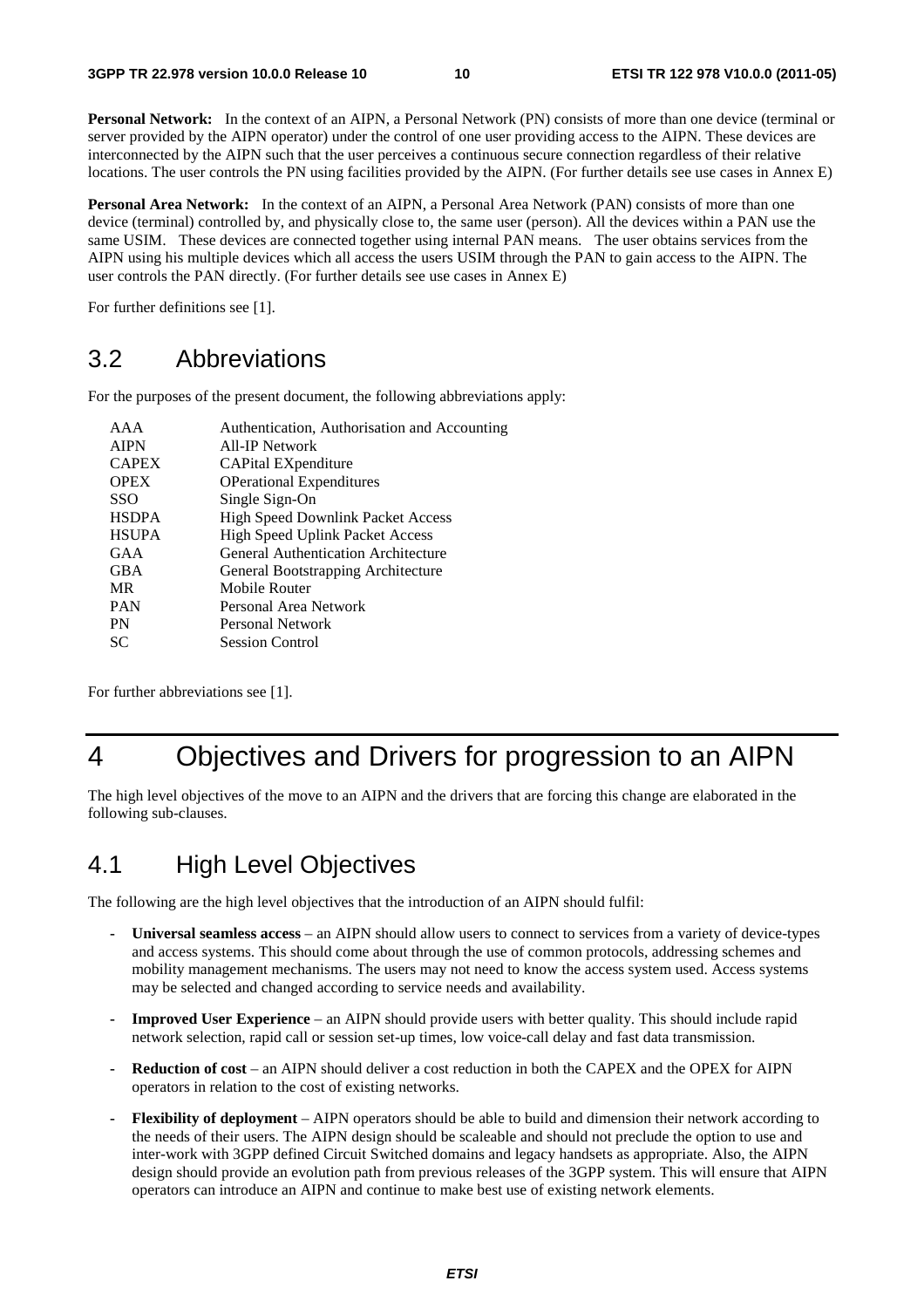**Personal Network:** In the context of an AIPN, a Personal Network (PN) consists of more than one device (terminal or server provided by the AIPN operator) under the control of one user providing access to the AIPN. These devices are interconnected by the AIPN such that the user perceives a continuous secure connection regardless of their relative locations. The user controls the PN using facilities provided by the AIPN. (For further details see use cases in Annex E)

**Personal Area Network:** In the context of an AIPN, a Personal Area Network (PAN) consists of more than one device (terminal) controlled by, and physically close to, the same user (person). All the devices within a PAN use the same USIM. These devices are connected together using internal PAN means. The user obtains services from the AIPN using his multiple devices which all access the users USIM through the PAN to gain access to the AIPN. The user controls the PAN directly. (For further details see use cases in Annex E)

For further definitions see [1].

## 3.2 Abbreviations

For the purposes of the present document, the following abbreviations apply:

| | |
|---|---|
| AAA | Authentication, Authorisation and Accounting |
| AIPN | All-IP Network |
| CAPEX | CAPital EXpenditure |
| OPEX | OPerational Expenditures |
| SSO | Single Sign-On |
| HSDPA | High Speed Downlink Packet Access |
| HSUPA | High Speed Uplink Packet Access |
| GAA | General Authentication Architecture |
| GBA | General Bootstrapping Architecture |
| MR | Mobile Router |
| PAN | Personal Area Network |
| PN | Personal Network |
| SC | Session Control |

For further abbreviations see [1].

# 4 Objectives and Drivers for progression to an AIPN

The high level objectives of the move to an AIPN and the drivers that are forcing this change are elaborated in the following sub-clauses.

## 4.1 High Level Objectives

The following are the high level objectives that the introduction of an AIPN should fulfil:

- **Universal seamless access** – an AIPN should allow users to connect to services from a variety of device-types and access systems. This should come about through the use of common protocols, addressing schemes and mobility management mechanisms. The users may not need to know the access system used. Access systems may be selected and changed according to service needs and availability.
- **Improved User Experience** – an AIPN should provide users with better quality. This should include rapid network selection, rapid call or session set-up times, low voice-call delay and fast data transmission.
- **Reduction of cost** – an AIPN should deliver a cost reduction in both the CAPEX and the OPEX for AIPN operators in relation to the cost of existing networks.
- **Flexibility of deployment** – AIPN operators should be able to build and dimension their network according to the needs of their users. The AIPN design should be scaleable and should not preclude the option to use and inter-work with 3GPP defined Circuit Switched domains and legacy handsets as appropriate. Also, the AIPN design should provide an evolution path from previous releases of the 3GPP system. This will ensure that AIPN operators can introduce an AIPN and continue to make best use of existing network elements.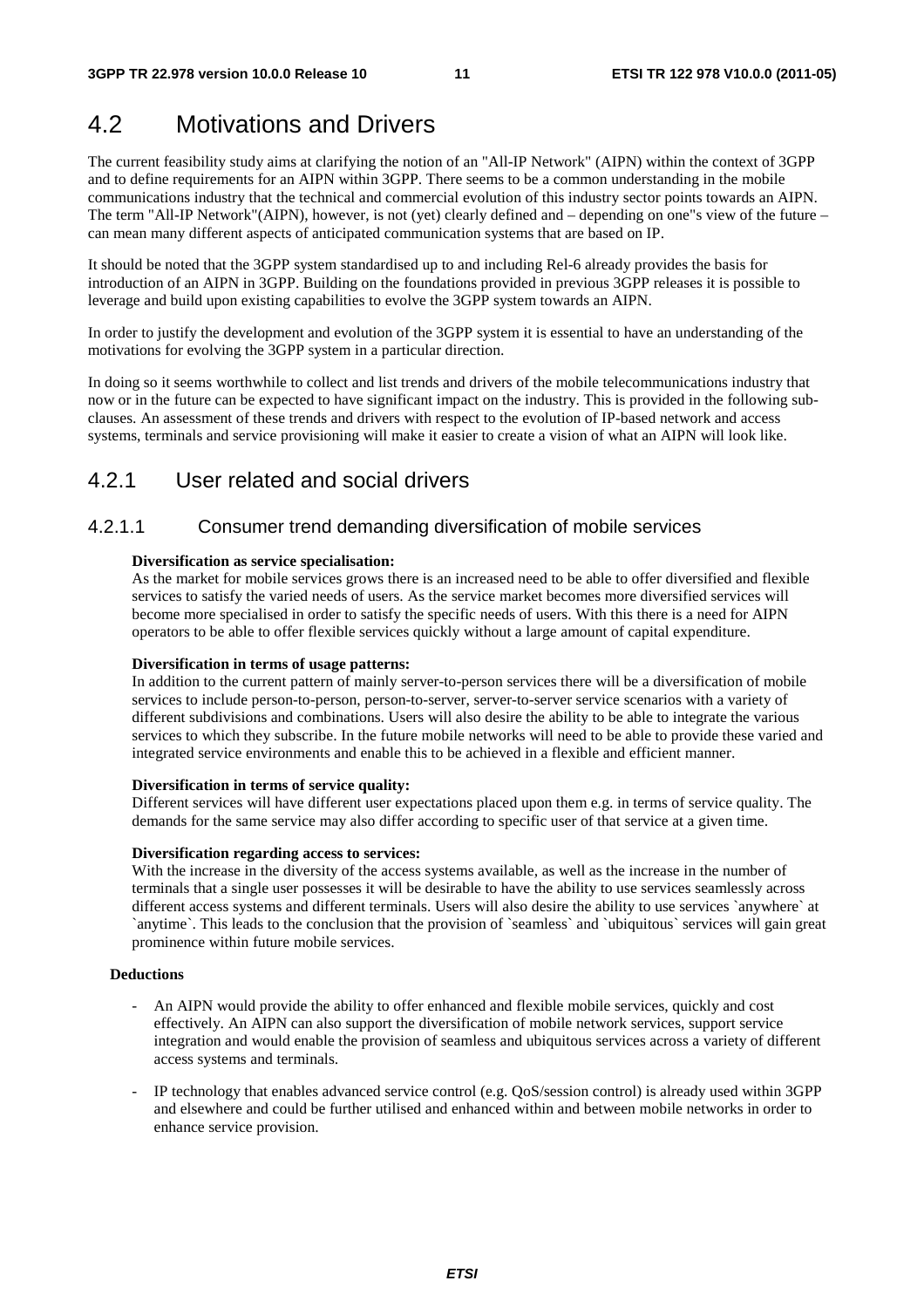# 4.2 Motivations and Drivers

The current feasibility study aims at clarifying the notion of an "All-IP Network" (AIPN) within the context of 3GPP and to define requirements for an AIPN within 3GPP. There seems to be a common understanding in the mobile communications industry that the technical and commercial evolution of this industry sector points towards an AIPN. The term "All-IP Network"(AIPN), however, is not (yet) clearly defined and – depending on one"s view of the future – can mean many different aspects of anticipated communication systems that are based on IP.

It should be noted that the 3GPP system standardised up to and including Rel-6 already provides the basis for introduction of an AIPN in 3GPP. Building on the foundations provided in previous 3GPP releases it is possible to leverage and build upon existing capabilities to evolve the 3GPP system towards an AIPN.

In order to justify the development and evolution of the 3GPP system it is essential to have an understanding of the motivations for evolving the 3GPP system in a particular direction.

In doing so it seems worthwhile to collect and list trends and drivers of the mobile telecommunications industry that now or in the future can be expected to have significant impact on the industry. This is provided in the following sub-clauses. An assessment of these trends and drivers with respect to the evolution of IP-based network and access systems, terminals and service provisioning will make it easier to create a vision of what an AIPN will look like.

## 4.2.1 User related and social drivers

### 4.2.1.1 Consumer trend demanding diversification of mobile services

**Diversification as service specialisation:**
As the market for mobile services grows there is an increased need to be able to offer diversified and flexible services to satisfy the varied needs of users. As the service market becomes more diversified services will become more specialised in order to satisfy the specific needs of users. With this there is a need for AIPN operators to be able to offer flexible services quickly without a large amount of capital expenditure.

**Diversification in terms of usage patterns:**
In addition to the current pattern of mainly server-to-person services there will be a diversification of mobile services to include person-to-person, person-to-server, server-to-server service scenarios with a variety of different subdivisions and combinations. Users will also desire the ability to be able to integrate the various services to which they subscribe. In the future mobile networks will need to be able to provide these varied and integrated service environments and enable this to be achieved in a flexible and efficient manner.

**Diversification in terms of service quality:**
Different services will have different user expectations placed upon them e.g. in terms of service quality. The demands for the same service may also differ according to specific user of that service at a given time.

**Diversification regarding access to services:**
With the increase in the diversity of the access systems available, as well as the increase in the number of terminals that a single user possesses it will be desirable to have the ability to use services seamlessly across different access systems and different terminals. Users will also desire the ability to use services \`anywhere\` at \`anytime\`. This leads to the conclusion that the provision of \`seamless\` and \`ubiquitous\` services will gain great prominence within future mobile services.

**Deductions**

- An AIPN would provide the ability to offer enhanced and flexible mobile services, quickly and cost effectively. An AIPN can also support the diversification of mobile network services, support service integration and would enable the provision of seamless and ubiquitous services across a variety of different access systems and terminals.
- IP technology that enables advanced service control (e.g. QoS/session control) is already used within 3GPP and elsewhere and could be further utilised and enhanced within and between mobile networks in order to enhance service provision.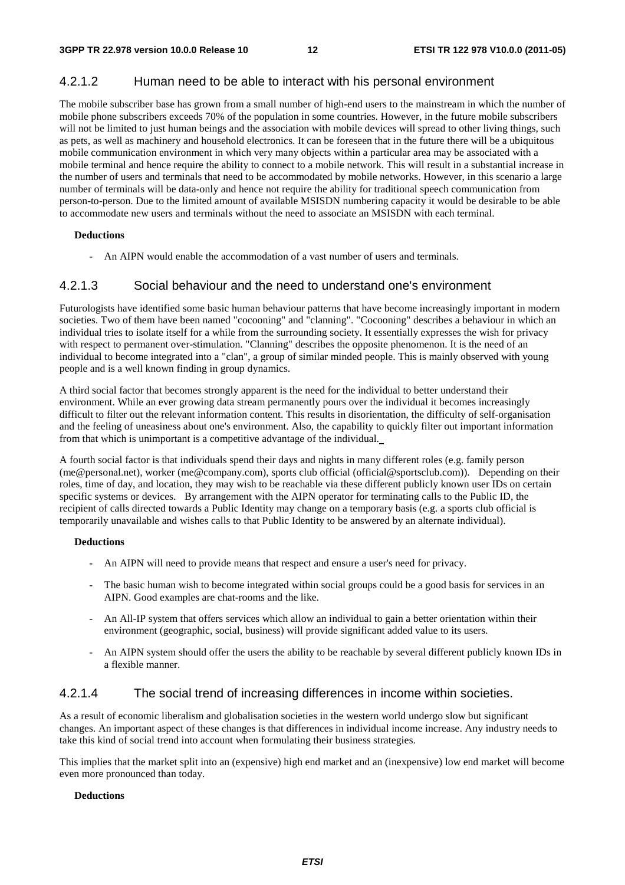#### 4.2.1.2 Human need to be able to interact with his personal environment

The mobile subscriber base has grown from a small number of high-end users to the mainstream in which the number of mobile phone subscribers exceeds 70% of the population in some countries. However, in the future mobile subscribers will not be limited to just human beings and the association with mobile devices will spread to other living things, such as pets, as well as machinery and household electronics. It can be foreseen that in the future there will be a ubiquitous mobile communication environment in which very many objects within a particular area may be associated with a mobile terminal and hence require the ability to connect to a mobile network. This will result in a substantial increase in the number of users and terminals that need to be accommodated by mobile networks. However, in this scenario a large number of terminals will be data-only and hence not require the ability for traditional speech communication from person-to-person. Due to the limited amount of available MSISDN numbering capacity it would be desirable to be able to accommodate new users and terminals without the need to associate an MSISDN with each terminal.

**Deductions**

- An AIPN would enable the accommodation of a vast number of users and terminals.

#### 4.2.1.3 Social behaviour and the need to understand one's environment

Futurologists have identified some basic human behaviour patterns that have become increasingly important in modern societies. Two of them have been named "cocooning" and "clanning". "Cocooning" describes a behaviour in which an individual tries to isolate itself for a while from the surrounding society. It essentially expresses the wish for privacy with respect to permanent over-stimulation. "Clanning" describes the opposite phenomenon. It is the need of an individual to become integrated into a "clan", a group of similar minded people. This is mainly observed with young people and is a well known finding in group dynamics.

A third social factor that becomes strongly apparent is the need for the individual to better understand their environment. While an ever growing data stream permanently pours over the individual it becomes increasingly difficult to filter out the relevant information content. This results in disorientation, the difficulty of self-organisation and the feeling of uneasiness about one's environment. Also, the capability to quickly filter out important information from that which is unimportant is a competitive advantage of the individual.

A fourth social factor is that individuals spend their days and nights in many different roles (e.g. family person (me@personal.net), worker (me@company.com), sports club official (official@sportsclub.com)). Depending on their roles, time of day, and location, they may wish to be reachable via these different publicly known user IDs on certain specific systems or devices. By arrangement with the AIPN operator for terminating calls to the Public ID, the recipient of calls directed towards a Public Identity may change on a temporary basis (e.g. a sports club official is temporarily unavailable and wishes calls to that Public Identity to be answered by an alternate individual).

**Deductions**

- An AIPN will need to provide means that respect and ensure a user's need for privacy.
- The basic human wish to become integrated within social groups could be a good basis for services in an AIPN. Good examples are chat-rooms and the like.
- An All-IP system that offers services which allow an individual to gain a better orientation within their environment (geographic, social, business) will provide significant added value to its users.
- An AIPN system should offer the users the ability to be reachable by several different publicly known IDs in a flexible manner.

#### 4.2.1.4 The social trend of increasing differences in income within societies.

As a result of economic liberalism and globalisation societies in the western world undergo slow but significant changes. An important aspect of these changes is that differences in individual income increase. Any industry needs to take this kind of social trend into account when formulating their business strategies.

This implies that the market split into an (expensive) high end market and an (inexpensive) low end market will become even more pronounced than today.

**Deductions**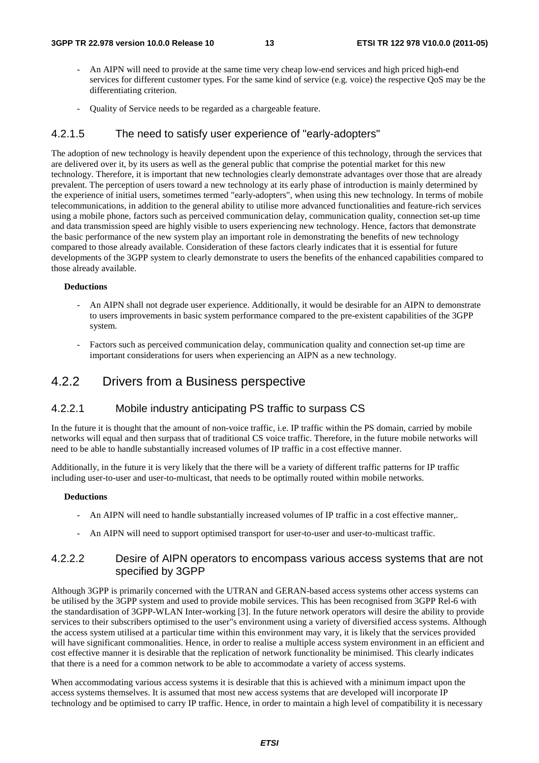- An AIPN will need to provide at the same time very cheap low-end services and high priced high-end services for different customer types. For the same kind of service (e.g. voice) the respective QoS may be the differentiating criterion.

- Quality of Service needs to be regarded as a chargeable feature.

#### 4.2.1.5 The need to satisfy user experience of "early-adopters"

The adoption of new technology is heavily dependent upon the experience of this technology, through the services that are delivered over it, by its users as well as the general public that comprise the potential market for this new technology. Therefore, it is important that new technologies clearly demonstrate advantages over those that are already prevalent. The perception of users toward a new technology at its early phase of introduction is mainly determined by the experience of initial users, sometimes termed "early-adopters", when using this new technology. In terms of mobile telecommunications, in addition to the general ability to utilise more advanced functionalities and feature-rich services using a mobile phone, factors such as perceived communication delay, communication quality, connection set-up time and data transmission speed are highly visible to users experiencing new technology. Hence, factors that demonstrate the basic performance of the new system play an important role in demonstrating the benefits of new technology compared to those already available. Consideration of these factors clearly indicates that it is essential for future developments of the 3GPP system to clearly demonstrate to users the benefits of the enhanced capabilities compared to those already available.

**Deductions**

- An AIPN shall not degrade user experience. Additionally, it would be desirable for an AIPN to demonstrate to users improvements in basic system performance compared to the pre-existent capabilities of the 3GPP system.

- Factors such as perceived communication delay, communication quality and connection set-up time are important considerations for users when experiencing an AIPN as a new technology.

### 4.2.2 Drivers from a Business perspective

#### 4.2.2.1 Mobile industry anticipating PS traffic to surpass CS

In the future it is thought that the amount of non-voice traffic, i.e. IP traffic within the PS domain, carried by mobile networks will equal and then surpass that of traditional CS voice traffic. Therefore, in the future mobile networks will need to be able to handle substantially increased volumes of IP traffic in a cost effective manner.

Additionally, in the future it is very likely that the there will be a variety of different traffic patterns for IP traffic including user-to-user and user-to-multicast, that needs to be optimally routed within mobile networks.

**Deductions**

- An AIPN will need to handle substantially increased volumes of IP traffic in a cost effective manner,.

- An AIPN will need to support optimised transport for user-to-user and user-to-multicast traffic.

#### 4.2.2.2 Desire of AIPN operators to encompass various access systems that are not specified by 3GPP

Although 3GPP is primarily concerned with the UTRAN and GERAN-based access systems other access systems can be utilised by the 3GPP system and used to provide mobile services. This has been recognised from 3GPP Rel-6 with the standardisation of 3GPP-WLAN Inter-working [3]. In the future network operators will desire the ability to provide services to their subscribers optimised to the user"s environment using a variety of diversified access systems. Although the access system utilised at a particular time within this environment may vary, it is likely that the services provided will have significant commonalities. Hence, in order to realise a multiple access system environment in an efficient and cost effective manner it is desirable that the replication of network functionality be minimised. This clearly indicates that there is a need for a common network to be able to accommodate a variety of access systems.

When accommodating various access systems it is desirable that this is achieved with a minimum impact upon the access systems themselves. It is assumed that most new access systems that are developed will incorporate IP technology and be optimised to carry IP traffic. Hence, in order to maintain a high level of compatibility it is necessary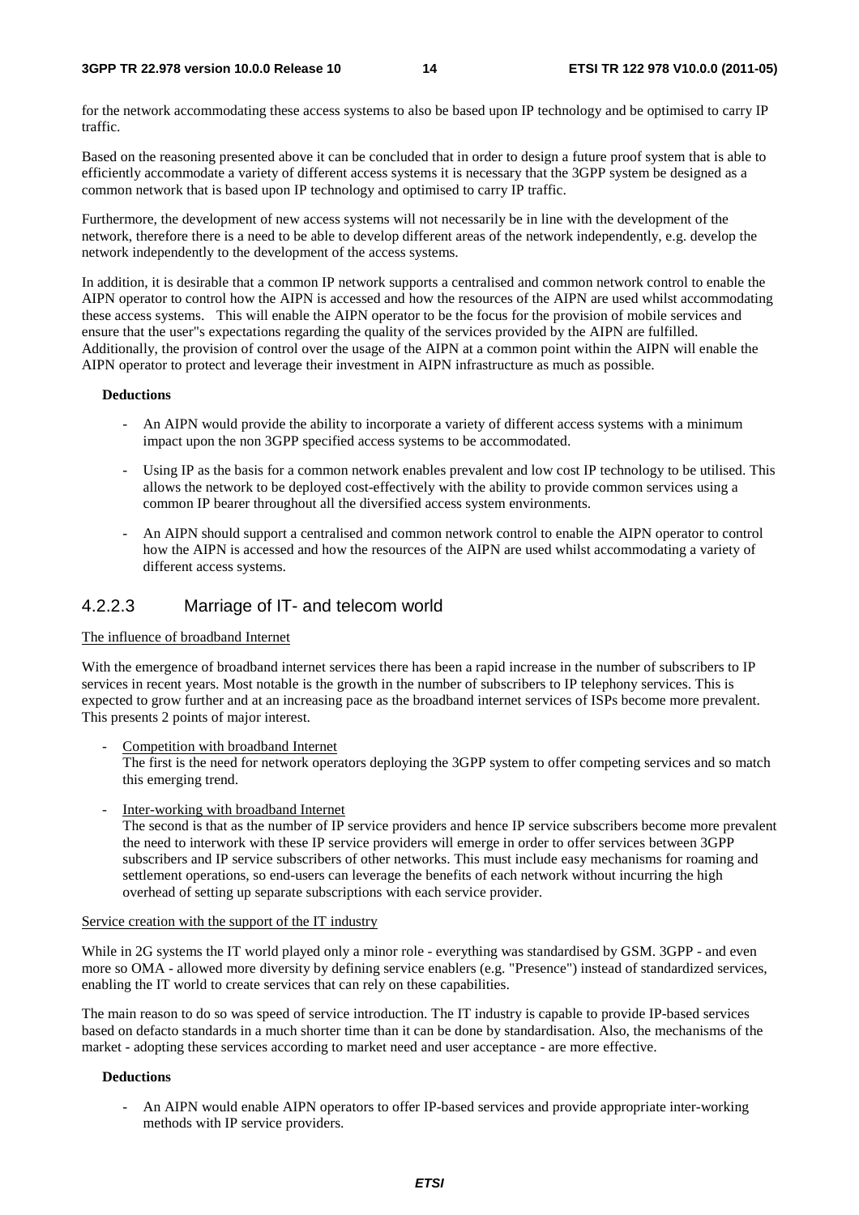for the network accommodating these access systems to also be based upon IP technology and be optimised to carry IP traffic.

Based on the reasoning presented above it can be concluded that in order to design a future proof system that is able to efficiently accommodate a variety of different access systems it is necessary that the 3GPP system be designed as a common network that is based upon IP technology and optimised to carry IP traffic.

Furthermore, the development of new access systems will not necessarily be in line with the development of the network, therefore there is a need to be able to develop different areas of the network independently, e.g. develop the network independently to the development of the access systems.

In addition, it is desirable that a common IP network supports a centralised and common network control to enable the AIPN operator to control how the AIPN is accessed and how the resources of the AIPN are used whilst accommodating these access systems. This will enable the AIPN operator to be the focus for the provision of mobile services and ensure that the user"s expectations regarding the quality of the services provided by the AIPN are fulfilled. Additionally, the provision of control over the usage of the AIPN at a common point within the AIPN will enable the AIPN operator to protect and leverage their investment in AIPN infrastructure as much as possible.

**Deductions**

- An AIPN would provide the ability to incorporate a variety of different access systems with a minimum impact upon the non 3GPP specified access systems to be accommodated.
- Using IP as the basis for a common network enables prevalent and low cost IP technology to be utilised. This allows the network to be deployed cost-effectively with the ability to provide common services using a common IP bearer throughout all the diversified access system environments.
- An AIPN should support a centralised and common network control to enable the AIPN operator to control how the AIPN is accessed and how the resources of the AIPN are used whilst accommodating a variety of different access systems.

### 4.2.2.3 Marriage of IT- and telecom world

The influence of broadband Internet

With the emergence of broadband internet services there has been a rapid increase in the number of subscribers to IP services in recent years. Most notable is the growth in the number of subscribers to IP telephony services. This is expected to grow further and at an increasing pace as the broadband internet services of ISPs become more prevalent. This presents 2 points of major interest.

- Competition with broadband Internet
  The first is the need for network operators deploying the 3GPP system to offer competing services and so match this emerging trend.
- Inter-working with broadband Internet
  The second is that as the number of IP service providers and hence IP service subscribers become more prevalent the need to interwork with these IP service providers will emerge in order to offer services between 3GPP subscribers and IP service subscribers of other networks. This must include easy mechanisms for roaming and settlement operations, so end-users can leverage the benefits of each network without incurring the high overhead of setting up separate subscriptions with each service provider.

Service creation with the support of the IT industry

While in 2G systems the IT world played only a minor role - everything was standardised by GSM. 3GPP - and even more so OMA - allowed more diversity by defining service enablers (e.g. "Presence") instead of standardized services, enabling the IT world to create services that can rely on these capabilities.

The main reason to do so was speed of service introduction. The IT industry is capable to provide IP-based services based on defacto standards in a much shorter time than it can be done by standardisation. Also, the mechanisms of the market - adopting these services according to market need and user acceptance - are more effective.

**Deductions**

- An AIPN would enable AIPN operators to offer IP-based services and provide appropriate inter-working methods with IP service providers.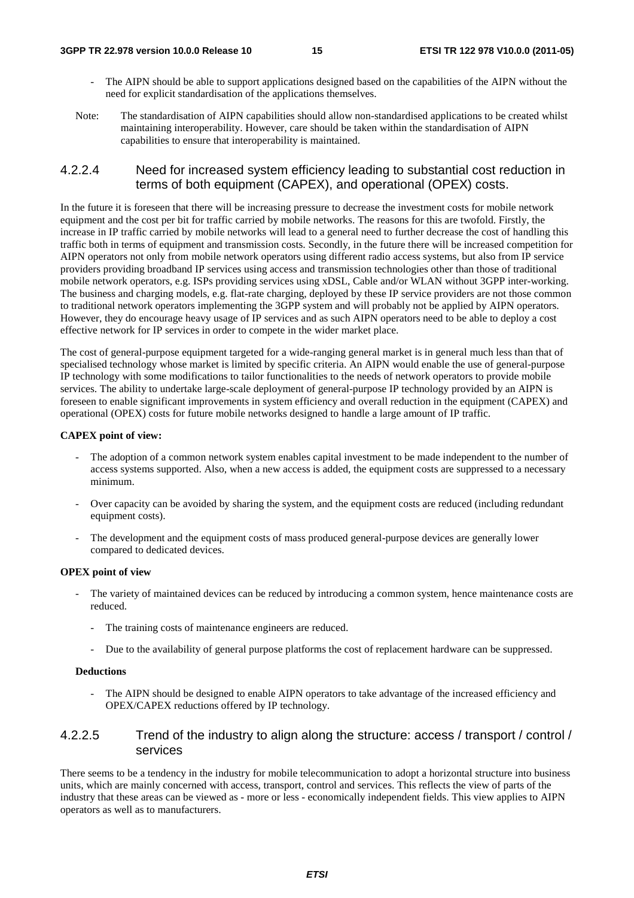- The AIPN should be able to support applications designed based on the capabilities of the AIPN without the need for explicit standardisation of the applications themselves.

Note: The standardisation of AIPN capabilities should allow non-standardised applications to be created whilst maintaining interoperability. However, care should be taken within the standardisation of AIPN capabilities to ensure that interoperability is maintained.

#### 4.2.2.4 Need for increased system efficiency leading to substantial cost reduction in terms of both equipment (CAPEX), and operational (OPEX) costs.

In the future it is foreseen that there will be increasing pressure to decrease the investment costs for mobile network equipment and the cost per bit for traffic carried by mobile networks. The reasons for this are twofold. Firstly, the increase in IP traffic carried by mobile networks will lead to a general need to further decrease the cost of handling this traffic both in terms of equipment and transmission costs. Secondly, in the future there will be increased competition for AIPN operators not only from mobile network operators using different radio access systems, but also from IP service providers providing broadband IP services using access and transmission technologies other than those of traditional mobile network operators, e.g. ISPs providing services using xDSL, Cable and/or WLAN without 3GPP inter-working. The business and charging models, e.g. flat-rate charging, deployed by these IP service providers are not those common to traditional network operators implementing the 3GPP system and will probably not be applied by AIPN operators. However, they do encourage heavy usage of IP services and as such AIPN operators need to be able to deploy a cost effective network for IP services in order to compete in the wider market place.

The cost of general-purpose equipment targeted for a wide-ranging general market is in general much less than that of specialised technology whose market is limited by specific criteria. An AIPN would enable the use of general-purpose IP technology with some modifications to tailor functionalities to the needs of network operators to provide mobile services. The ability to undertake large-scale deployment of general-purpose IP technology provided by an AIPN is foreseen to enable significant improvements in system efficiency and overall reduction in the equipment (CAPEX) and operational (OPEX) costs for future mobile networks designed to handle a large amount of IP traffic.

**CAPEX point of view:**

- The adoption of a common network system enables capital investment to be made independent to the number of access systems supported. Also, when a new access is added, the equipment costs are suppressed to a necessary minimum.
- Over capacity can be avoided by sharing the system, and the equipment costs are reduced (including redundant equipment costs).
- The development and the equipment costs of mass produced general-purpose devices are generally lower compared to dedicated devices.

**OPEX point of view**

- The variety of maintained devices can be reduced by introducing a common system, hence maintenance costs are reduced.
  - The training costs of maintenance engineers are reduced.
  - Due to the availability of general purpose platforms the cost of replacement hardware can be suppressed.

**Deductions**

- The AIPN should be designed to enable AIPN operators to take advantage of the increased efficiency and OPEX/CAPEX reductions offered by IP technology.

#### 4.2.2.5 Trend of the industry to align along the structure: access / transport / control / services

There seems to be a tendency in the industry for mobile telecommunication to adopt a horizontal structure into business units, which are mainly concerned with access, transport, control and services. This reflects the view of parts of the industry that these areas can be viewed as - more or less - economically independent fields. This view applies to AIPN operators as well as to manufacturers.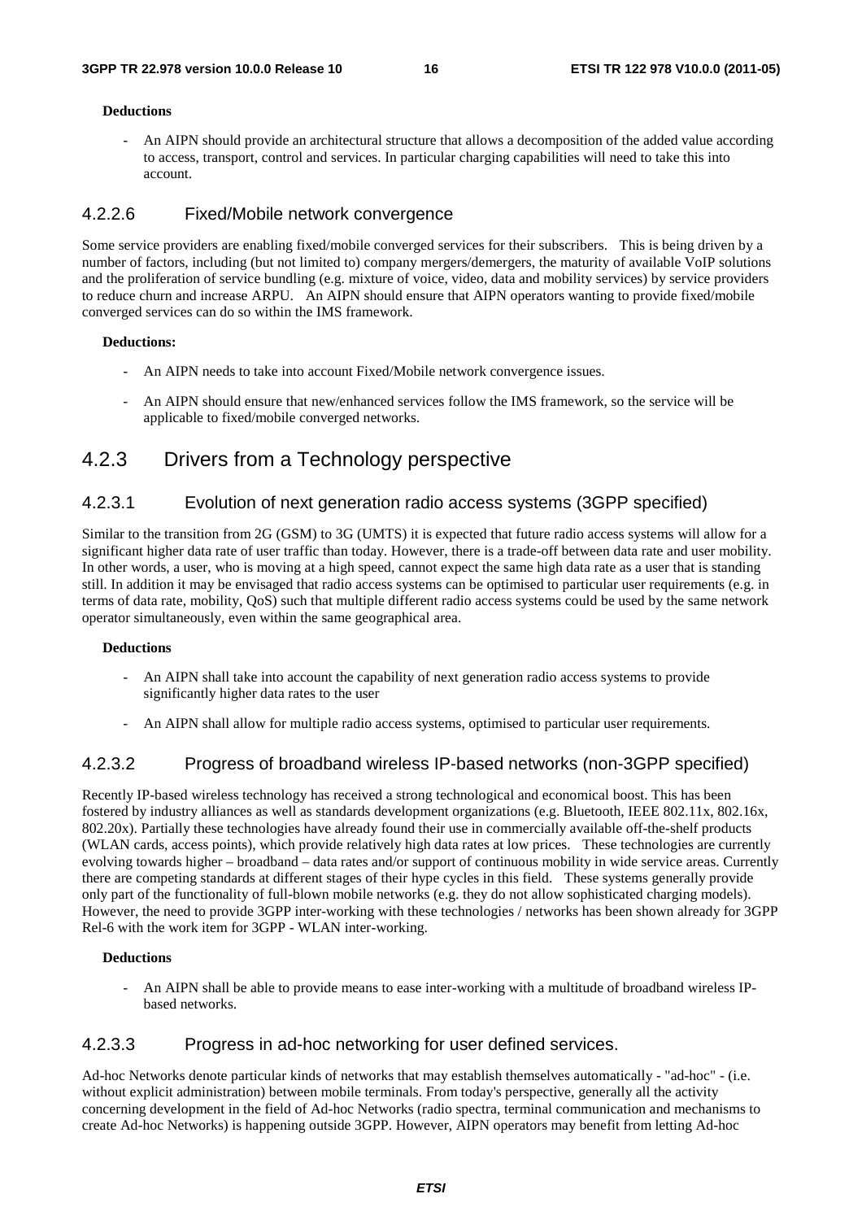**Deductions**

- An AIPN should provide an architectural structure that allows a decomposition of the added value according to access, transport, control and services. In particular charging capabilities will need to take this into account.

#### 4.2.2.6 Fixed/Mobile network convergence

Some service providers are enabling fixed/mobile converged services for their subscribers. This is being driven by a number of factors, including (but not limited to) company mergers/demergers, the maturity of available VoIP solutions and the proliferation of service bundling (e.g. mixture of voice, video, data and mobility services) by service providers to reduce churn and increase ARPU. An AIPN should ensure that AIPN operators wanting to provide fixed/mobile converged services can do so within the IMS framework.

**Deductions:**

- An AIPN needs to take into account Fixed/Mobile network convergence issues.
- An AIPN should ensure that new/enhanced services follow the IMS framework, so the service will be applicable to fixed/mobile converged networks.

### 4.2.3 Drivers from a Technology perspective

#### 4.2.3.1 Evolution of next generation radio access systems (3GPP specified)

Similar to the transition from 2G (GSM) to 3G (UMTS) it is expected that future radio access systems will allow for a significant higher data rate of user traffic than today. However, there is a trade-off between data rate and user mobility. In other words, a user, who is moving at a high speed, cannot expect the same high data rate as a user that is standing still. In addition it may be envisaged that radio access systems can be optimised to particular user requirements (e.g. in terms of data rate, mobility, QoS) such that multiple different radio access systems could be used by the same network operator simultaneously, even within the same geographical area.

**Deductions**

- An AIPN shall take into account the capability of next generation radio access systems to provide significantly higher data rates to the user
- An AIPN shall allow for multiple radio access systems, optimised to particular user requirements.

#### 4.2.3.2 Progress of broadband wireless IP-based networks (non-3GPP specified)

Recently IP-based wireless technology has received a strong technological and economical boost. This has been fostered by industry alliances as well as standards development organizations (e.g. Bluetooth, IEEE 802.11x, 802.16x, 802.20x). Partially these technologies have already found their use in commercially available off-the-shelf products (WLAN cards, access points), which provide relatively high data rates at low prices. These technologies are currently evolving towards higher – broadband – data rates and/or support of continuous mobility in wide service areas. Currently there are competing standards at different stages of their hype cycles in this field. These systems generally provide only part of the functionality of full-blown mobile networks (e.g. they do not allow sophisticated charging models). However, the need to provide 3GPP inter-working with these technologies / networks has been shown already for 3GPP Rel-6 with the work item for 3GPP - WLAN inter-working.

**Deductions**

- An AIPN shall be able to provide means to ease inter-working with a multitude of broadband wireless IP-based networks.

#### 4.2.3.3 Progress in ad-hoc networking for user defined services.

Ad-hoc Networks denote particular kinds of networks that may establish themselves automatically - "ad-hoc" - (i.e. without explicit administration) between mobile terminals. From today's perspective, generally all the activity concerning development in the field of Ad-hoc Networks (radio spectra, terminal communication and mechanisms to create Ad-hoc Networks) is happening outside 3GPP. However, AIPN operators may benefit from letting Ad-hoc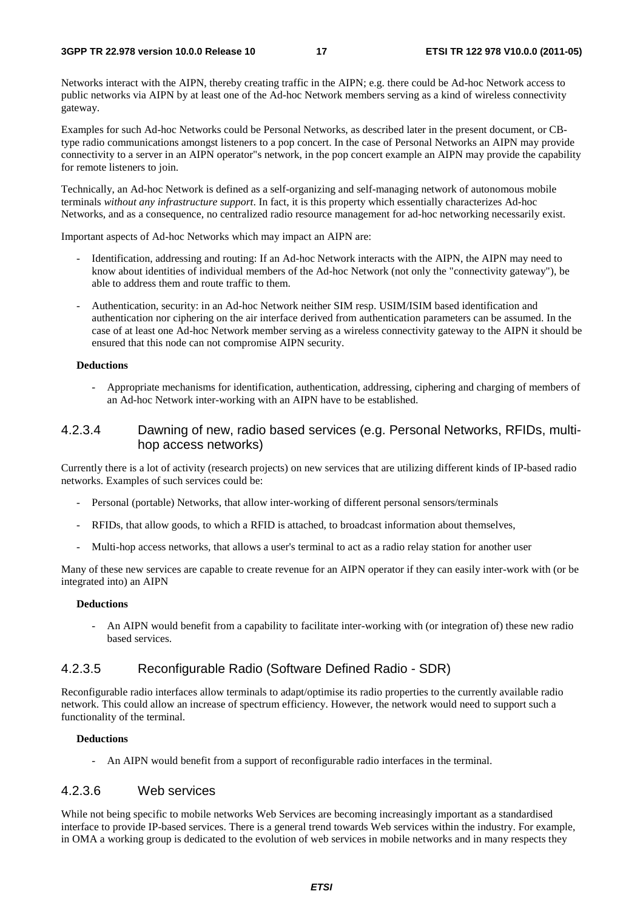Networks interact with the AIPN, thereby creating traffic in the AIPN; e.g. there could be Ad-hoc Network access to public networks via AIPN by at least one of the Ad-hoc Network members serving as a kind of wireless connectivity gateway.

Examples for such Ad-hoc Networks could be Personal Networks, as described later in the present document, or CB-type radio communications amongst listeners to a pop concert. In the case of Personal Networks an AIPN may provide connectivity to a server in an AIPN operator"s network, in the pop concert example an AIPN may provide the capability for remote listeners to join.

Technically, an Ad-hoc Network is defined as a self-organizing and self-managing network of autonomous mobile terminals *without any infrastructure support*. In fact, it is this property which essentially characterizes Ad-hoc Networks, and as a consequence, no centralized radio resource management for ad-hoc networking necessarily exist.

Important aspects of Ad-hoc Networks which may impact an AIPN are:

- Identification, addressing and routing: If an Ad-hoc Network interacts with the AIPN, the AIPN may need to know about identities of individual members of the Ad-hoc Network (not only the "connectivity gateway"), be able to address them and route traffic to them.
- Authentication, security: in an Ad-hoc Network neither SIM resp. USIM/ISIM based identification and authentication nor ciphering on the air interface derived from authentication parameters can be assumed. In the case of at least one Ad-hoc Network member serving as a wireless connectivity gateway to the AIPN it should be ensured that this node can not compromise AIPN security.

**Deductions**

- Appropriate mechanisms for identification, authentication, addressing, ciphering and charging of members of an Ad-hoc Network inter-working with an AIPN have to be established.

#### 4.2.3.4 Dawning of new, radio based services (e.g. Personal Networks, RFIDs, multi-hop access networks)

Currently there is a lot of activity (research projects) on new services that are utilizing different kinds of IP-based radio networks. Examples of such services could be:

- Personal (portable) Networks, that allow inter-working of different personal sensors/terminals
- RFIDs, that allow goods, to which a RFID is attached, to broadcast information about themselves,
- Multi-hop access networks, that allows a user's terminal to act as a radio relay station for another user

Many of these new services are capable to create revenue for an AIPN operator if they can easily inter-work with (or be integrated into) an AIPN

**Deductions**

- An AIPN would benefit from a capability to facilitate inter-working with (or integration of) these new radio based services.

#### 4.2.3.5 Reconfigurable Radio (Software Defined Radio - SDR)

Reconfigurable radio interfaces allow terminals to adapt/optimise its radio properties to the currently available radio network. This could allow an increase of spectrum efficiency. However, the network would need to support such a functionality of the terminal.

**Deductions**

- An AIPN would benefit from a support of reconfigurable radio interfaces in the terminal.

#### 4.2.3.6 Web services

While not being specific to mobile networks Web Services are becoming increasingly important as a standardised interface to provide IP-based services. There is a general trend towards Web services within the industry. For example, in OMA a working group is dedicated to the evolution of web services in mobile networks and in many respects they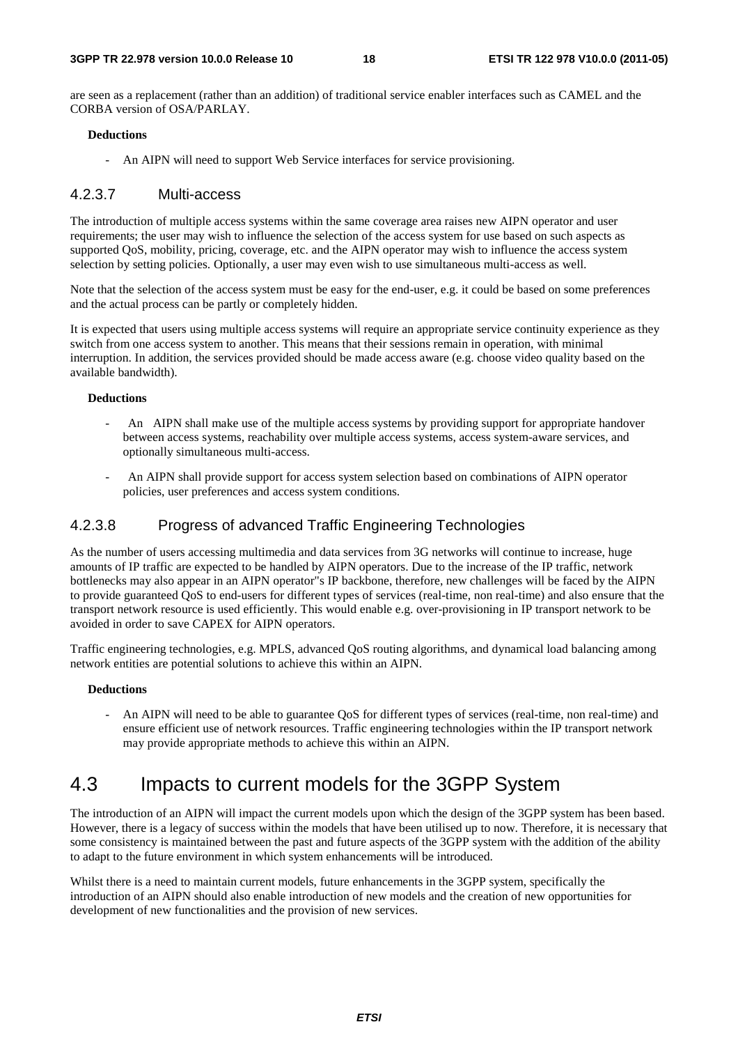are seen as a replacement (rather than an addition) of traditional service enabler interfaces such as CAMEL and the CORBA version of OSA/PARLAY.

**Deductions**

- An AIPN will need to support Web Service interfaces for service provisioning.

#### 4.2.3.7 Multi-access

The introduction of multiple access systems within the same coverage area raises new AIPN operator and user requirements; the user may wish to influence the selection of the access system for use based on such aspects as supported QoS, mobility, pricing, coverage, etc. and the AIPN operator may wish to influence the access system selection by setting policies. Optionally, a user may even wish to use simultaneous multi-access as well.

Note that the selection of the access system must be easy for the end-user, e.g. it could be based on some preferences and the actual process can be partly or completely hidden.

It is expected that users using multiple access systems will require an appropriate service continuity experience as they switch from one access system to another. This means that their sessions remain in operation, with minimal interruption. In addition, the services provided should be made access aware (e.g. choose video quality based on the available bandwidth).

**Deductions**

- An AIPN shall make use of the multiple access systems by providing support for appropriate handover between access systems, reachability over multiple access systems, access system-aware services, and optionally simultaneous multi-access.
- An AIPN shall provide support for access system selection based on combinations of AIPN operator policies, user preferences and access system conditions.

#### 4.2.3.8 Progress of advanced Traffic Engineering Technologies

As the number of users accessing multimedia and data services from 3G networks will continue to increase, huge amounts of IP traffic are expected to be handled by AIPN operators. Due to the increase of the IP traffic, network bottlenecks may also appear in an AIPN operator"s IP backbone, therefore, new challenges will be faced by the AIPN to provide guaranteed QoS to end-users for different types of services (real-time, non real-time) and also ensure that the transport network resource is used efficiently. This would enable e.g. over-provisioning in IP transport network to be avoided in order to save CAPEX for AIPN operators.

Traffic engineering technologies, e.g. MPLS, advanced QoS routing algorithms, and dynamical load balancing among network entities are potential solutions to achieve this within an AIPN.

**Deductions**

- An AIPN will need to be able to guarantee QoS for different types of services (real-time, non real-time) and ensure efficient use of network resources. Traffic engineering technologies within the IP transport network may provide appropriate methods to achieve this within an AIPN.

## 4.3 Impacts to current models for the 3GPP System

The introduction of an AIPN will impact the current models upon which the design of the 3GPP system has been based. However, there is a legacy of success within the models that have been utilised up to now. Therefore, it is necessary that some consistency is maintained between the past and future aspects of the 3GPP system with the addition of the ability to adapt to the future environment in which system enhancements will be introduced.

Whilst there is a need to maintain current models, future enhancements in the 3GPP system, specifically the introduction of an AIPN should also enable introduction of new models and the creation of new opportunities for development of new functionalities and the provision of new services.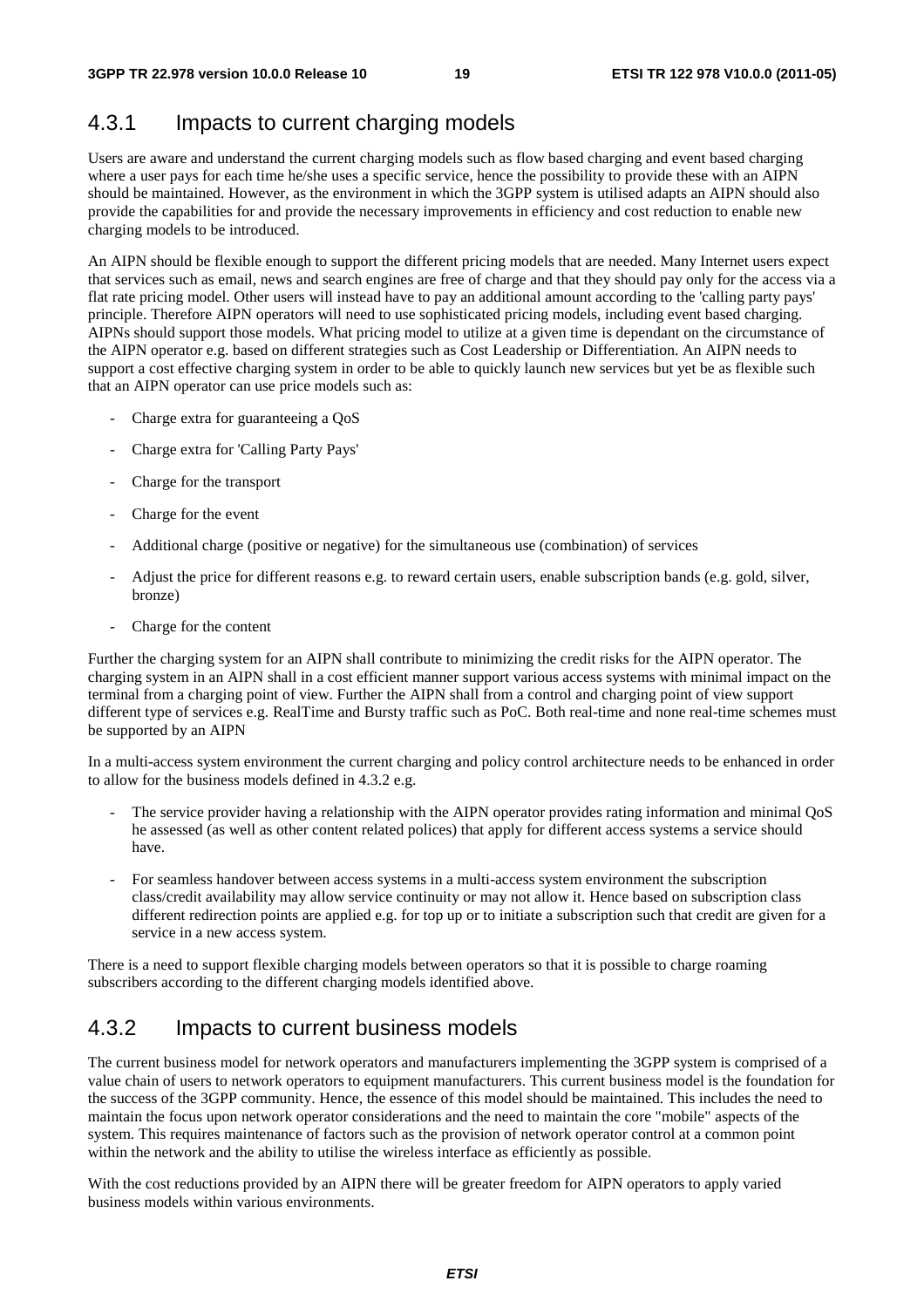## 4.3.1 Impacts to current charging models

Users are aware and understand the current charging models such as flow based charging and event based charging where a user pays for each time he/she uses a specific service, hence the possibility to provide these with an AIPN should be maintained. However, as the environment in which the 3GPP system is utilised adapts an AIPN should also provide the capabilities for and provide the necessary improvements in efficiency and cost reduction to enable new charging models to be introduced.

An AIPN should be flexible enough to support the different pricing models that are needed. Many Internet users expect that services such as email, news and search engines are free of charge and that they should pay only for the access via a flat rate pricing model. Other users will instead have to pay an additional amount according to the 'calling party pays' principle. Therefore AIPN operators will need to use sophisticated pricing models, including event based charging. AIPNs should support those models. What pricing model to utilize at a given time is dependant on the circumstance of the AIPN operator e.g. based on different strategies such as Cost Leadership or Differentiation. An AIPN needs to support a cost effective charging system in order to be able to quickly launch new services but yet be as flexible such that an AIPN operator can use price models such as:

- Charge extra for guaranteeing a QoS
- Charge extra for 'Calling Party Pays'
- Charge for the transport
- Charge for the event
- Additional charge (positive or negative) for the simultaneous use (combination) of services
- Adjust the price for different reasons e.g. to reward certain users, enable subscription bands (e.g. gold, silver, bronze)
- Charge for the content

Further the charging system for an AIPN shall contribute to minimizing the credit risks for the AIPN operator. The charging system in an AIPN shall in a cost efficient manner support various access systems with minimal impact on the terminal from a charging point of view. Further the AIPN shall from a control and charging point of view support different type of services e.g. RealTime and Bursty traffic such as PoC. Both real-time and none real-time schemes must be supported by an AIPN

In a multi-access system environment the current charging and policy control architecture needs to be enhanced in order to allow for the business models defined in 4.3.2 e.g.

- The service provider having a relationship with the AIPN operator provides rating information and minimal QoS he assessed (as well as other content related polices) that apply for different access systems a service should have.
- For seamless handover between access systems in a multi-access system environment the subscription class/credit availability may allow service continuity or may not allow it. Hence based on subscription class different redirection points are applied e.g. for top up or to initiate a subscription such that credit are given for a service in a new access system.

There is a need to support flexible charging models between operators so that it is possible to charge roaming subscribers according to the different charging models identified above.

## 4.3.2 Impacts to current business models

The current business model for network operators and manufacturers implementing the 3GPP system is comprised of a value chain of users to network operators to equipment manufacturers. This current business model is the foundation for the success of the 3GPP community. Hence, the essence of this model should be maintained. This includes the need to maintain the focus upon network operator considerations and the need to maintain the core "mobile" aspects of the system. This requires maintenance of factors such as the provision of network operator control at a common point within the network and the ability to utilise the wireless interface as efficiently as possible.

With the cost reductions provided by an AIPN there will be greater freedom for AIPN operators to apply varied business models within various environments.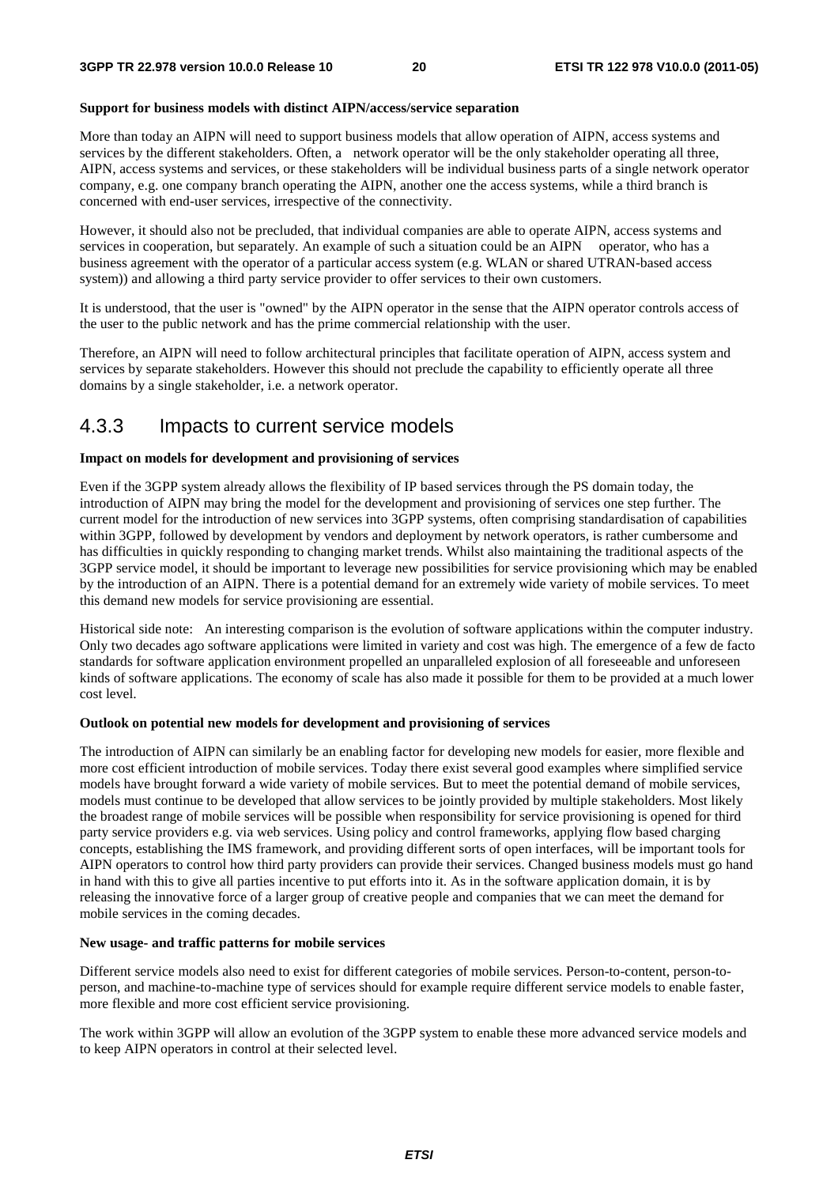**Support for business models with distinct AIPN/access/service separation**

More than today an AIPN will need to support business models that allow operation of AIPN, access systems and services by the different stakeholders. Often, a network operator will be the only stakeholder operating all three, AIPN, access systems and services, or these stakeholders will be individual business parts of a single network operator company, e.g. one company branch operating the AIPN, another one the access systems, while a third branch is concerned with end-user services, irrespective of the connectivity.

However, it should also not be precluded, that individual companies are able to operate AIPN, access systems and services in cooperation, but separately. An example of such a situation could be an AIPN operator, who has a business agreement with the operator of a particular access system (e.g. WLAN or shared UTRAN-based access system)) and allowing a third party service provider to offer services to their own customers.

It is understood, that the user is "owned" by the AIPN operator in the sense that the AIPN operator controls access of the user to the public network and has the prime commercial relationship with the user.

Therefore, an AIPN will need to follow architectural principles that facilitate operation of AIPN, access system and services by separate stakeholders. However this should not preclude the capability to efficiently operate all three domains by a single stakeholder, i.e. a network operator.

## 4.3.3 Impacts to current service models

**Impact on models for development and provisioning of services**

Even if the 3GPP system already allows the flexibility of IP based services through the PS domain today, the introduction of AIPN may bring the model for the development and provisioning of services one step further. The current model for the introduction of new services into 3GPP systems, often comprising standardisation of capabilities within 3GPP, followed by development by vendors and deployment by network operators, is rather cumbersome and has difficulties in quickly responding to changing market trends. Whilst also maintaining the traditional aspects of the 3GPP service model, it should be important to leverage new possibilities for service provisioning which may be enabled by the introduction of an AIPN. There is a potential demand for an extremely wide variety of mobile services. To meet this demand new models for service provisioning are essential.

Historical side note: An interesting comparison is the evolution of software applications within the computer industry. Only two decades ago software applications were limited in variety and cost was high. The emergence of a few de facto standards for software application environment propelled an unparalleled explosion of all foreseeable and unforeseen kinds of software applications. The economy of scale has also made it possible for them to be provided at a much lower cost level.

**Outlook on potential new models for development and provisioning of services**

The introduction of AIPN can similarly be an enabling factor for developing new models for easier, more flexible and more cost efficient introduction of mobile services. Today there exist several good examples where simplified service models have brought forward a wide variety of mobile services. But to meet the potential demand of mobile services, models must continue to be developed that allow services to be jointly provided by multiple stakeholders. Most likely the broadest range of mobile services will be possible when responsibility for service provisioning is opened for third party service providers e.g. via web services. Using policy and control frameworks, applying flow based charging concepts, establishing the IMS framework, and providing different sorts of open interfaces, will be important tools for AIPN operators to control how third party providers can provide their services. Changed business models must go hand in hand with this to give all parties incentive to put efforts into it. As in the software application domain, it is by releasing the innovative force of a larger group of creative people and companies that we can meet the demand for mobile services in the coming decades.

**New usage- and traffic patterns for mobile services**

Different service models also need to exist for different categories of mobile services. Person-to-content, person-to-person, and machine-to-machine type of services should for example require different service models to enable faster, more flexible and more cost efficient service provisioning.

The work within 3GPP will allow an evolution of the 3GPP system to enable these more advanced service models and to keep AIPN operators in control at their selected level.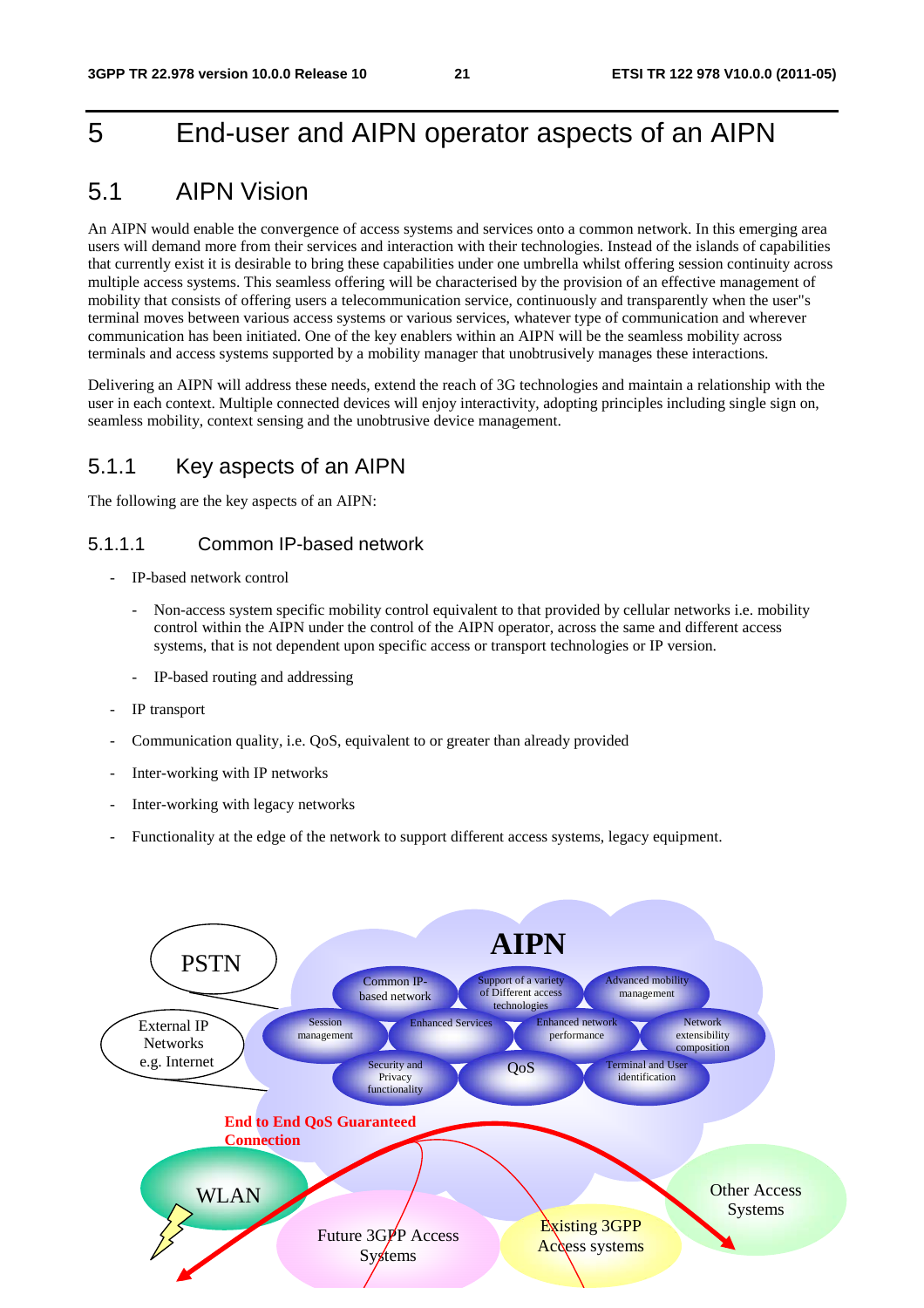# 5 End-user and AIPN operator aspects of an AIPN

## 5.1 AIPN Vision

An AIPN would enable the convergence of access systems and services onto a common network. In this emerging area users will demand more from their services and interaction with their technologies. Instead of the islands of capabilities that currently exist it is desirable to bring these capabilities under one umbrella whilst offering session continuity across multiple access systems. This seamless offering will be characterised by the provision of an effective management of mobility that consists of offering users a telecommunication service, continuously and transparently when the user"s terminal moves between various access systems or various services, whatever type of communication and wherever communication has been initiated. One of the key enablers within an AIPN will be the seamless mobility across terminals and access systems supported by a mobility manager that unobtrusively manages these interactions.

Delivering an AIPN will address these needs, extend the reach of 3G technologies and maintain a relationship with the user in each context. Multiple connected devices will enjoy interactivity, adopting principles including single sign on, seamless mobility, context sensing and the unobtrusive device management.

### 5.1.1 Key aspects of an AIPN

The following are the key aspects of an AIPN:

#### 5.1.1.1 Common IP-based network

- IP-based network control
  - Non-access system specific mobility control equivalent to that provided by cellular networks i.e. mobility control within the AIPN under the control of the AIPN operator, across the same and different access systems, that is not dependent upon specific access or transport technologies or IP version.
  - IP-based routing and addressing
- IP transport
- Communication quality, i.e. QoS, equivalent to or greater than already provided
- Inter-working with IP networks
- Inter-working with legacy networks
- Functionality at the edge of the network to support different access systems, legacy equipment.

AIPN

PSTN

External IP Networks e.g. Internet

Common IP-based network | Support of a variety of Different access technologies | Advanced mobility management

Session management | Enhanced Services | Enhanced network performance | Network extensibility composition

Security and Privacy functionality | QoS | Terminal and User identification

End to End QoS Guaranteed Connection

WLAN | Future 3GPP Access Systems | Existing 3GPP Access systems | Other Access Systems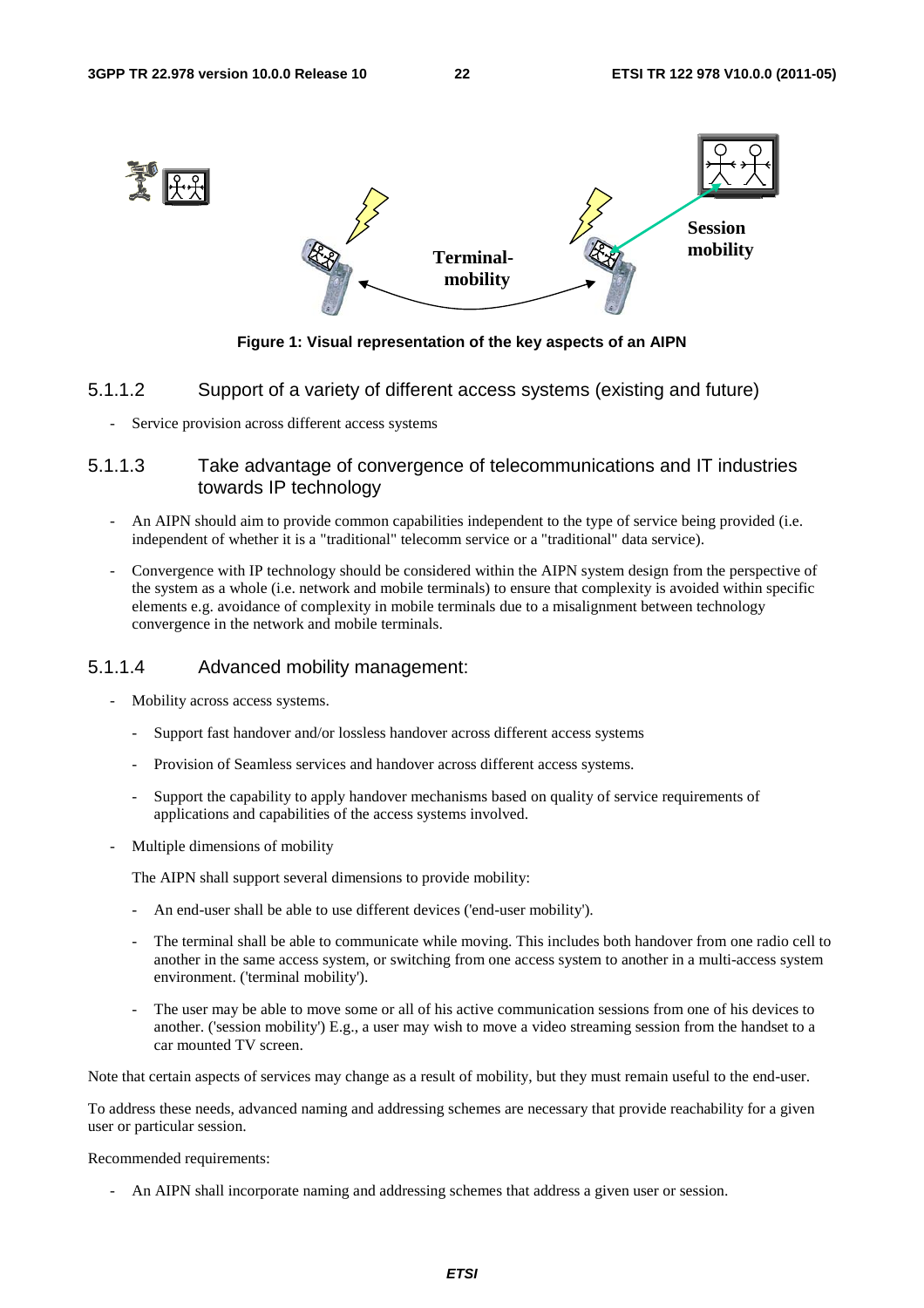Figure 1: Visual representation of the key aspects of an AIPN

#### 5.1.1.2 Support of a variety of different access systems (existing and future)

- Service provision across different access systems

#### 5.1.1.3 Take advantage of convergence of telecommunications and IT industries towards IP technology

- An AIPN should aim to provide common capabilities independent to the type of service being provided (i.e. independent of whether it is a "traditional" telecomm service or a "traditional" data service).
- Convergence with IP technology should be considered within the AIPN system design from the perspective of the system as a whole (i.e. network and mobile terminals) to ensure that complexity is avoided within specific elements e.g. avoidance of complexity in mobile terminals due to a misalignment between technology convergence in the network and mobile terminals.

#### 5.1.1.4 Advanced mobility management:

- Mobility across access systems.
  - Support fast handover and/or lossless handover across different access systems
  - Provision of Seamless services and handover across different access systems.
  - Support the capability to apply handover mechanisms based on quality of service requirements of applications and capabilities of the access systems involved.
- Multiple dimensions of mobility

  The AIPN shall support several dimensions to provide mobility:

  - An end-user shall be able to use different devices ('end-user mobility').
  - The terminal shall be able to communicate while moving. This includes both handover from one radio cell to another in the same access system, or switching from one access system to another in a multi-access system environment. ('terminal mobility').
  - The user may be able to move some or all of his active communication sessions from one of his devices to another. ('session mobility') E.g., a user may wish to move a video streaming session from the handset to a car mounted TV screen.

Note that certain aspects of services may change as a result of mobility, but they must remain useful to the end-user.

To address these needs, advanced naming and addressing schemes are necessary that provide reachability for a given user or particular session.

Recommended requirements:

- An AIPN shall incorporate naming and addressing schemes that address a given user or session.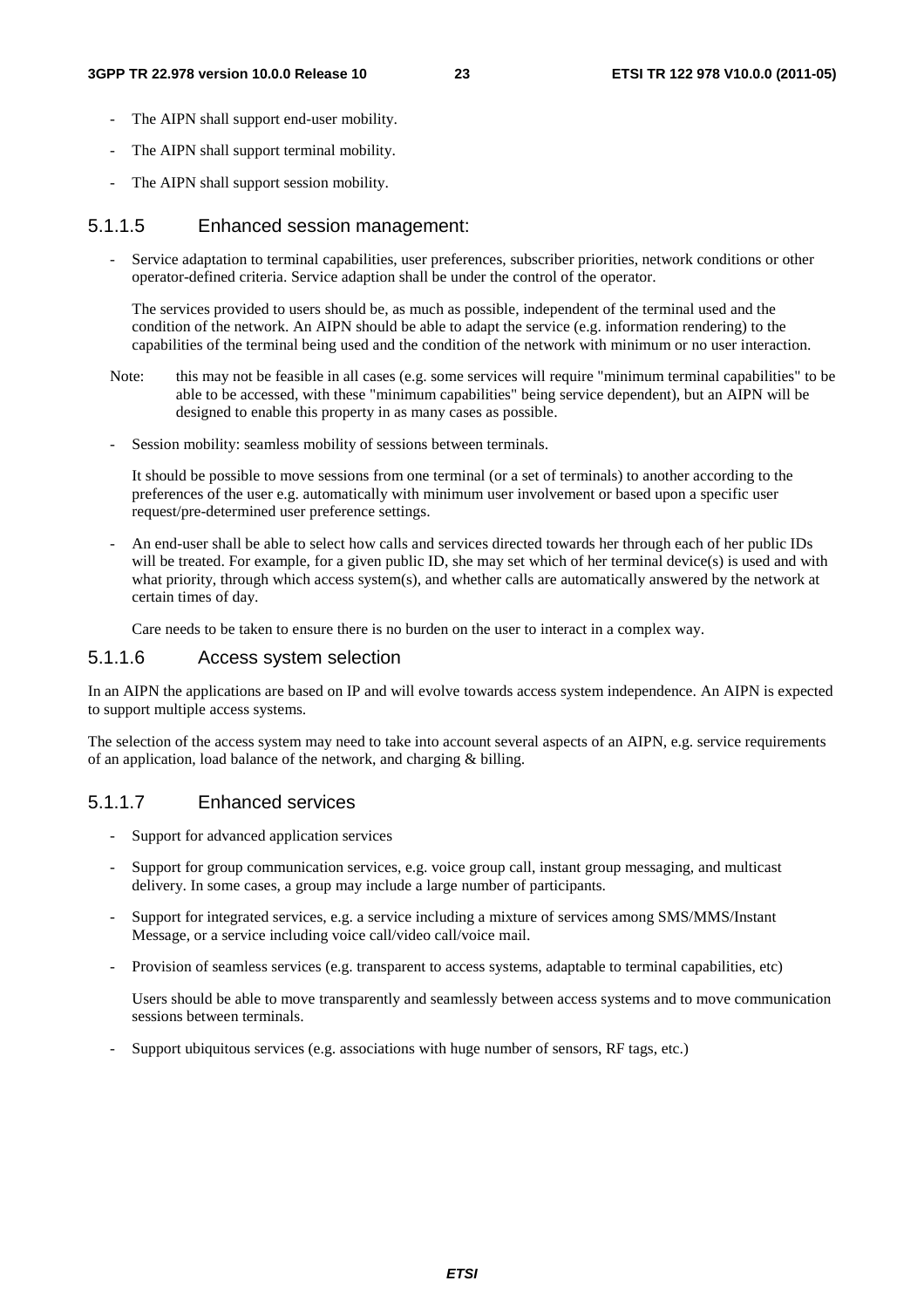- The AIPN shall support end-user mobility.
- The AIPN shall support terminal mobility.
- The AIPN shall support session mobility.

#### 5.1.1.5 Enhanced session management:

- Service adaptation to terminal capabilities, user preferences, subscriber priorities, network conditions or other operator-defined criteria. Service adaption shall be under the control of the operator.

  The services provided to users should be, as much as possible, independent of the terminal used and the condition of the network. An AIPN should be able to adapt the service (e.g. information rendering) to the capabilities of the terminal being used and the condition of the network with minimum or no user interaction.

Note: this may not be feasible in all cases (e.g. some services will require "minimum terminal capabilities" to be able to be accessed, with these "minimum capabilities" being service dependent), but an AIPN will be designed to enable this property in as many cases as possible.

- Session mobility: seamless mobility of sessions between terminals.

  It should be possible to move sessions from one terminal (or a set of terminals) to another according to the preferences of the user e.g. automatically with minimum user involvement or based upon a specific user request/pre-determined user preference settings.

- An end-user shall be able to select how calls and services directed towards her through each of her public IDs will be treated. For example, for a given public ID, she may set which of her terminal device(s) is used and with what priority, through which access system(s), and whether calls are automatically answered by the network at certain times of day.

  Care needs to be taken to ensure there is no burden on the user to interact in a complex way.

#### 5.1.1.6 Access system selection

In an AIPN the applications are based on IP and will evolve towards access system independence. An AIPN is expected to support multiple access systems.

The selection of the access system may need to take into account several aspects of an AIPN, e.g. service requirements of an application, load balance of the network, and charging & billing.

#### 5.1.1.7 Enhanced services

- Support for advanced application services
- Support for group communication services, e.g. voice group call, instant group messaging, and multicast delivery. In some cases, a group may include a large number of participants.
- Support for integrated services, e.g. a service including a mixture of services among SMS/MMS/Instant Message, or a service including voice call/video call/voice mail.
- Provision of seamless services (e.g. transparent to access systems, adaptable to terminal capabilities, etc)

  Users should be able to move transparently and seamlessly between access systems and to move communication sessions between terminals.

- Support ubiquitous services (e.g. associations with huge number of sensors, RF tags, etc.)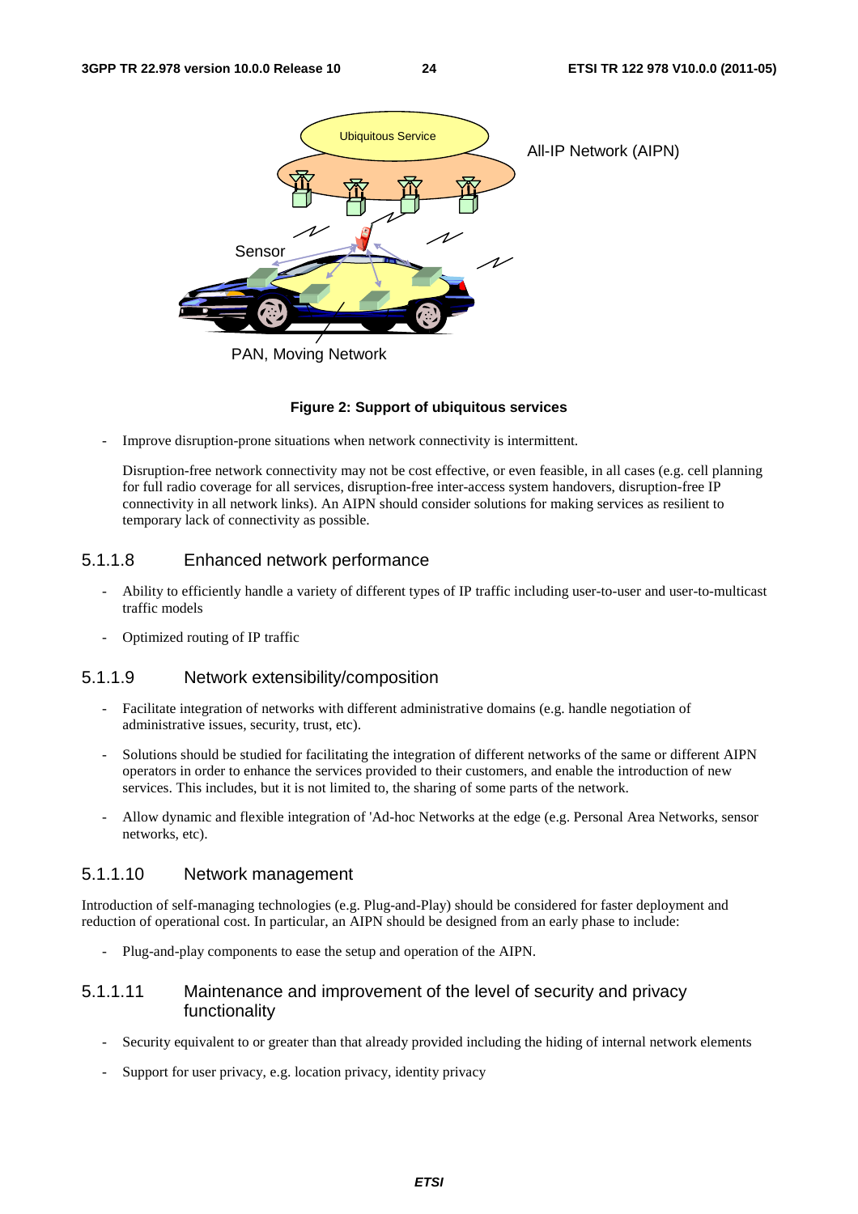**Figure 2: Support of ubiquitous services**

- Improve disruption-prone situations when network connectivity is intermittent.

  Disruption-free network connectivity may not be cost effective, or even feasible, in all cases (e.g. cell planning for full radio coverage for all services, disruption-free inter-access system handovers, disruption-free IP connectivity in all network links). An AIPN should consider solutions for making services as resilient to temporary lack of connectivity as possible.

#### 5.1.1.8 Enhanced network performance

- Ability to efficiently handle a variety of different types of IP traffic including user-to-user and user-to-multicast traffic models
- Optimized routing of IP traffic

#### 5.1.1.9 Network extensibility/composition

- Facilitate integration of networks with different administrative domains (e.g. handle negotiation of administrative issues, security, trust, etc).
- Solutions should be studied for facilitating the integration of different networks of the same or different AIPN operators in order to enhance the services provided to their customers, and enable the introduction of new services. This includes, but it is not limited to, the sharing of some parts of the network.
- Allow dynamic and flexible integration of 'Ad-hoc Networks at the edge (e.g. Personal Area Networks, sensor networks, etc).

#### 5.1.1.10 Network management

Introduction of self-managing technologies (e.g. Plug-and-Play) should be considered for faster deployment and reduction of operational cost. In particular, an AIPN should be designed from an early phase to include:

- Plug-and-play components to ease the setup and operation of the AIPN.

#### 5.1.1.11 Maintenance and improvement of the level of security and privacy functionality

- Security equivalent to or greater than that already provided including the hiding of internal network elements
- Support for user privacy, e.g. location privacy, identity privacy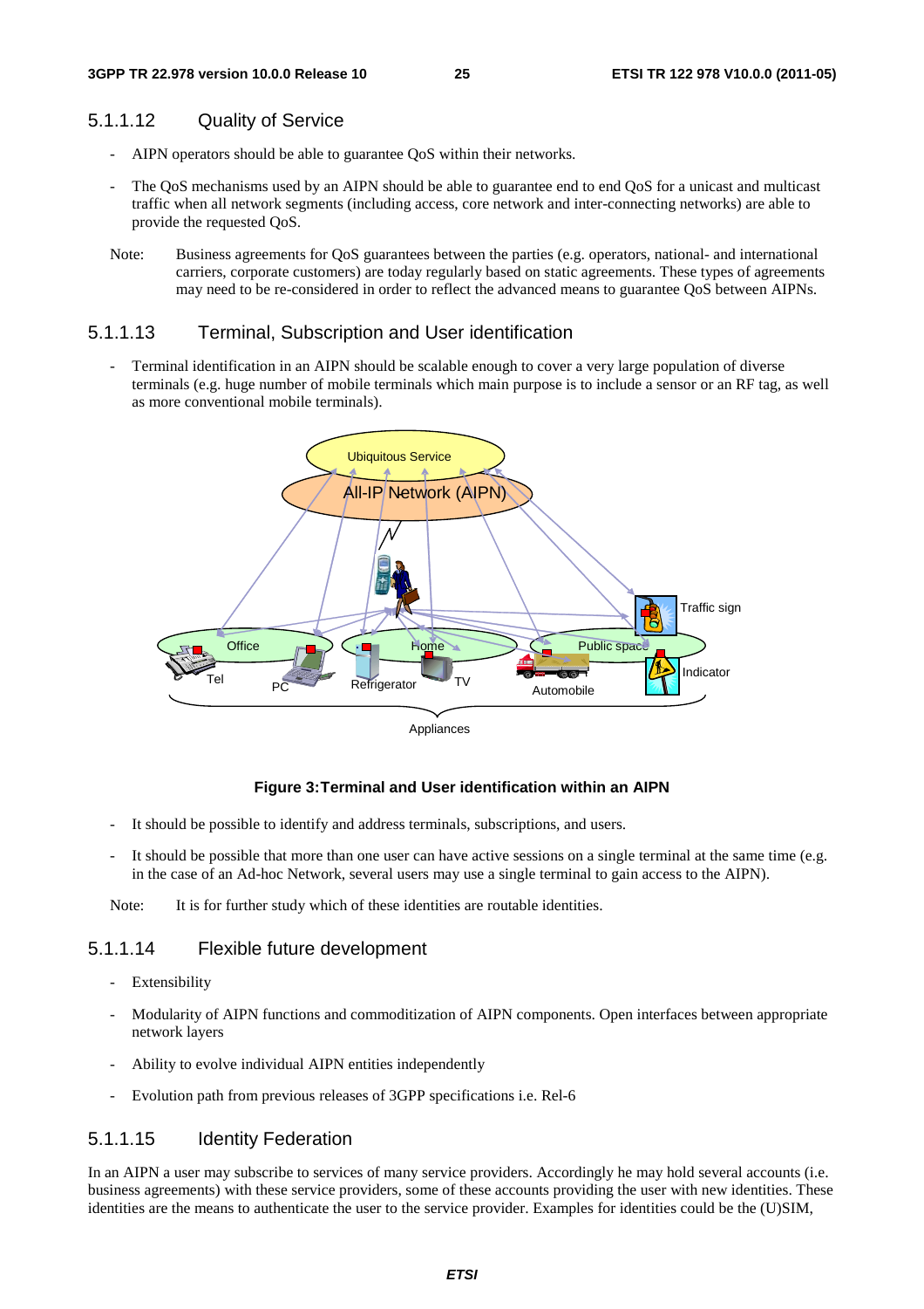### 5.1.1.12 Quality of Service

- AIPN operators should be able to guarantee QoS within their networks.
- The QoS mechanisms used by an AIPN should be able to guarantee end to end QoS for a unicast and multicast traffic when all network segments (including access, core network and inter-connecting networks) are able to provide the requested QoS.

Note: Business agreements for QoS guarantees between the parties (e.g. operators, national- and international carriers, corporate customers) are today regularly based on static agreements. These types of agreements may need to be re-considered in order to reflect the advanced means to guarantee QoS between AIPNs.

### 5.1.1.13 Terminal, Subscription and User identification

- Terminal identification in an AIPN should be scalable enough to cover a very large population of diverse terminals (e.g. huge number of mobile terminals which main purpose is to include a sensor or an RF tag, as well as more conventional mobile terminals).

**Figure 3:Terminal and User identification within an AIPN**

- It should be possible to identify and address terminals, subscriptions, and users.
- It should be possible that more than one user can have active sessions on a single terminal at the same time (e.g. in the case of an Ad-hoc Network, several users may use a single terminal to gain access to the AIPN).

Note: It is for further study which of these identities are routable identities.

### 5.1.1.14 Flexible future development

- Extensibility
- Modularity of AIPN functions and commoditization of AIPN components. Open interfaces between appropriate network layers
- Ability to evolve individual AIPN entities independently
- Evolution path from previous releases of 3GPP specifications i.e. Rel-6

### 5.1.1.15 Identity Federation

In an AIPN a user may subscribe to services of many service providers. Accordingly he may hold several accounts (i.e. business agreements) with these service providers, some of these accounts providing the user with new identities. These identities are the means to authenticate the user to the service provider. Examples for identities could be the (U)SIM,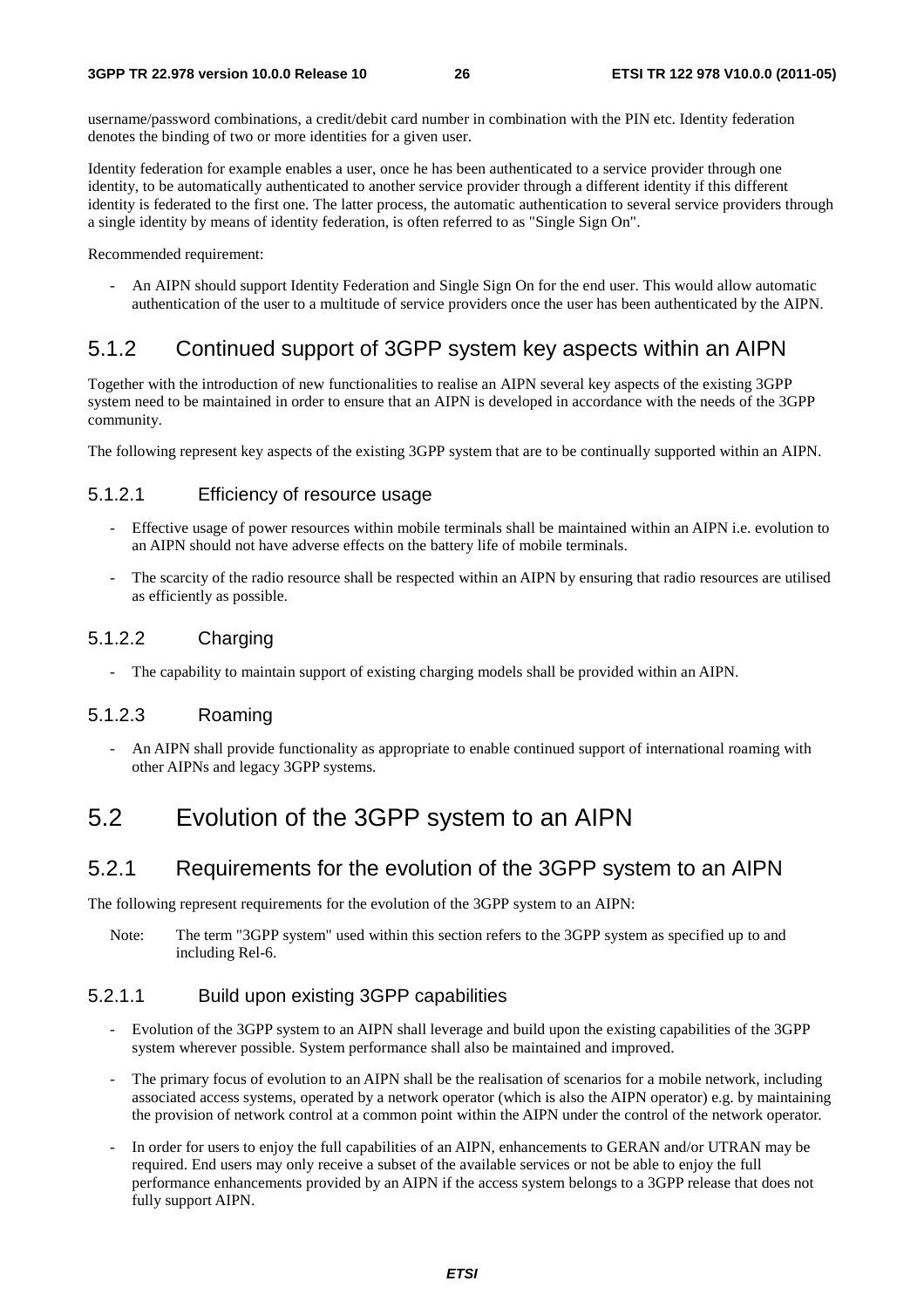username/password combinations, a credit/debit card number in combination with the PIN etc. Identity federation denotes the binding of two or more identities for a given user.

Identity federation for example enables a user, once he has been authenticated to a service provider through one identity, to be automatically authenticated to another service provider through a different identity if this different identity is federated to the first one. The latter process, the automatic authentication to several service providers through a single identity by means of identity federation, is often referred to as "Single Sign On".

Recommended requirement:

- An AIPN should support Identity Federation and Single Sign On for the end user. This would allow automatic authentication of the user to a multitude of service providers once the user has been authenticated by the AIPN.

## 5.1.2 Continued support of 3GPP system key aspects within an AIPN

Together with the introduction of new functionalities to realise an AIPN several key aspects of the existing 3GPP system need to be maintained in order to ensure that an AIPN is developed in accordance with the needs of the 3GPP community.

The following represent key aspects of the existing 3GPP system that are to be continually supported within an AIPN.

### 5.1.2.1 Efficiency of resource usage

- Effective usage of power resources within mobile terminals shall be maintained within an AIPN i.e. evolution to an AIPN should not have adverse effects on the battery life of mobile terminals.
- The scarcity of the radio resource shall be respected within an AIPN by ensuring that radio resources are utilised as efficiently as possible.

### 5.1.2.2 Charging

- The capability to maintain support of existing charging models shall be provided within an AIPN.

### 5.1.2.3 Roaming

- An AIPN shall provide functionality as appropriate to enable continued support of international roaming with other AIPNs and legacy 3GPP systems.

# 5.2 Evolution of the 3GPP system to an AIPN

## 5.2.1 Requirements for the evolution of the 3GPP system to an AIPN

The following represent requirements for the evolution of the 3GPP system to an AIPN:

Note: The term "3GPP system" used within this section refers to the 3GPP system as specified up to and including Rel-6.

### 5.2.1.1 Build upon existing 3GPP capabilities

- Evolution of the 3GPP system to an AIPN shall leverage and build upon the existing capabilities of the 3GPP system wherever possible. System performance shall also be maintained and improved.
- The primary focus of evolution to an AIPN shall be the realisation of scenarios for a mobile network, including associated access systems, operated by a network operator (which is also the AIPN operator) e.g. by maintaining the provision of network control at a common point within the AIPN under the control of the network operator.
- In order for users to enjoy the full capabilities of an AIPN, enhancements to GERAN and/or UTRAN may be required. End users may only receive a subset of the available services or not be able to enjoy the full performance enhancements provided by an AIPN if the access system belongs to a 3GPP release that does not fully support AIPN.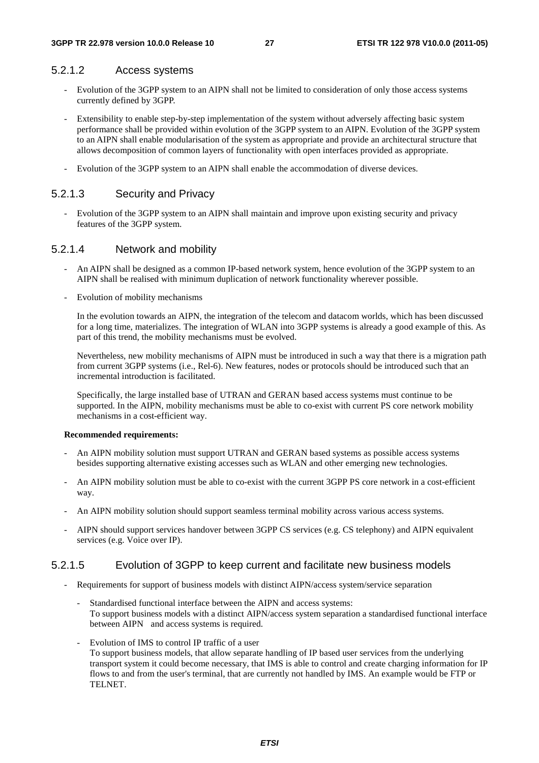#### 5.2.1.2 Access systems

- Evolution of the 3GPP system to an AIPN shall not be limited to consideration of only those access systems currently defined by 3GPP.
- Extensibility to enable step-by-step implementation of the system without adversely affecting basic system performance shall be provided within evolution of the 3GPP system to an AIPN. Evolution of the 3GPP system to an AIPN shall enable modularisation of the system as appropriate and provide an architectural structure that allows decomposition of common layers of functionality with open interfaces provided as appropriate.
- Evolution of the 3GPP system to an AIPN shall enable the accommodation of diverse devices.

#### 5.2.1.3 Security and Privacy

- Evolution of the 3GPP system to an AIPN shall maintain and improve upon existing security and privacy features of the 3GPP system.

#### 5.2.1.4 Network and mobility

- An AIPN shall be designed as a common IP-based network system, hence evolution of the 3GPP system to an AIPN shall be realised with minimum duplication of network functionality wherever possible.
- Evolution of mobility mechanisms

  In the evolution towards an AIPN, the integration of the telecom and datacom worlds, which has been discussed for a long time, materializes. The integration of WLAN into 3GPP systems is already a good example of this. As part of this trend, the mobility mechanisms must be evolved.

  Nevertheless, new mobility mechanisms of AIPN must be introduced in such a way that there is a migration path from current 3GPP systems (i.e., Rel-6). New features, nodes or protocols should be introduced such that an incremental introduction is facilitated.

  Specifically, the large installed base of UTRAN and GERAN based access systems must continue to be supported. In the AIPN, mobility mechanisms must be able to co-exist with current PS core network mobility mechanisms in a cost-efficient way.

**Recommended requirements:**

- An AIPN mobility solution must support UTRAN and GERAN based systems as possible access systems besides supporting alternative existing accesses such as WLAN and other emerging new technologies.
- An AIPN mobility solution must be able to co-exist with the current 3GPP PS core network in a cost-efficient way.
- An AIPN mobility solution should support seamless terminal mobility across various access systems.
- AIPN should support services handover between 3GPP CS services (e.g. CS telephony) and AIPN equivalent services (e.g. Voice over IP).

#### 5.2.1.5 Evolution of 3GPP to keep current and facilitate new business models

- Requirements for support of business models with distinct AIPN/access system/service separation
  - Standardised functional interface between the AIPN and access systems:
    To support business models with a distinct AIPN/access system separation a standardised functional interface between AIPN and access systems is required.
  - Evolution of IMS to control IP traffic of a user
    To support business models, that allow separate handling of IP based user services from the underlying transport system it could become necessary, that IMS is able to control and create charging information for IP flows to and from the user's terminal, that are currently not handled by IMS. An example would be FTP or TELNET.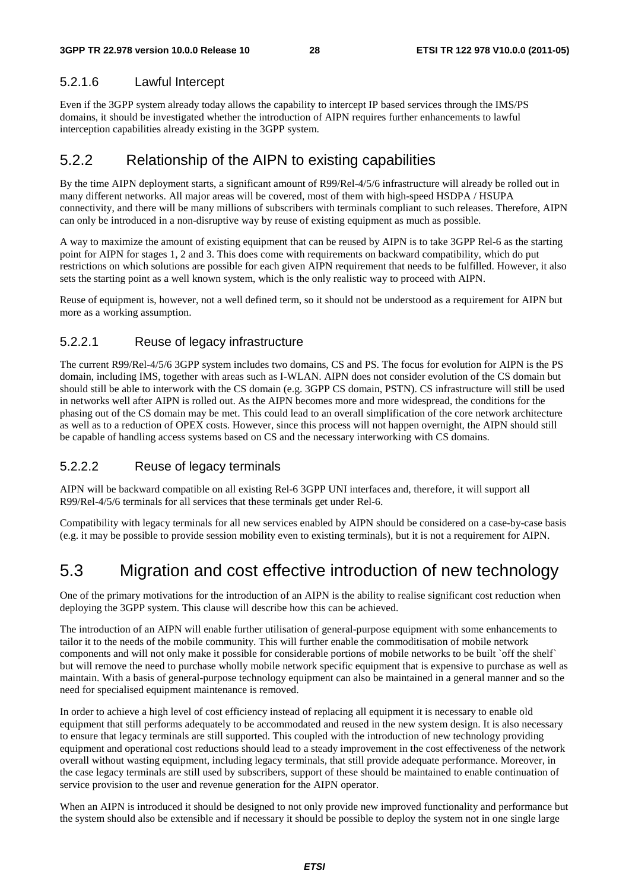#### 5.2.1.6 Lawful Intercept

Even if the 3GPP system already today allows the capability to intercept IP based services through the IMS/PS domains, it should be investigated whether the introduction of AIPN requires further enhancements to lawful interception capabilities already existing in the 3GPP system.

### 5.2.2 Relationship of the AIPN to existing capabilities

By the time AIPN deployment starts, a significant amount of R99/Rel-4/5/6 infrastructure will already be rolled out in many different networks. All major areas will be covered, most of them with high-speed HSDPA / HSUPA connectivity, and there will be many millions of subscribers with terminals compliant to such releases. Therefore, AIPN can only be introduced in a non-disruptive way by reuse of existing equipment as much as possible.

A way to maximize the amount of existing equipment that can be reused by AIPN is to take 3GPP Rel-6 as the starting point for AIPN for stages 1, 2 and 3. This does come with requirements on backward compatibility, which do put restrictions on which solutions are possible for each given AIPN requirement that needs to be fulfilled. However, it also sets the starting point as a well known system, which is the only realistic way to proceed with AIPN.

Reuse of equipment is, however, not a well defined term, so it should not be understood as a requirement for AIPN but more as a working assumption.

#### 5.2.2.1 Reuse of legacy infrastructure

The current R99/Rel-4/5/6 3GPP system includes two domains, CS and PS. The focus for evolution for AIPN is the PS domain, including IMS, together with areas such as I-WLAN. AIPN does not consider evolution of the CS domain but should still be able to interwork with the CS domain (e.g. 3GPP CS domain, PSTN). CS infrastructure will still be used in networks well after AIPN is rolled out. As the AIPN becomes more and more widespread, the conditions for the phasing out of the CS domain may be met. This could lead to an overall simplification of the core network architecture as well as to a reduction of OPEX costs. However, since this process will not happen overnight, the AIPN should still be capable of handling access systems based on CS and the necessary interworking with CS domains.

#### 5.2.2.2 Reuse of legacy terminals

AIPN will be backward compatible on all existing Rel-6 3GPP UNI interfaces and, therefore, it will support all R99/Rel-4/5/6 terminals for all services that these terminals get under Rel-6.

Compatibility with legacy terminals for all new services enabled by AIPN should be considered on a case-by-case basis (e.g. it may be possible to provide session mobility even to existing terminals), but it is not a requirement for AIPN.

## 5.3 Migration and cost effective introduction of new technology

One of the primary motivations for the introduction of an AIPN is the ability to realise significant cost reduction when deploying the 3GPP system. This clause will describe how this can be achieved.

The introduction of an AIPN will enable further utilisation of general-purpose equipment with some enhancements to tailor it to the needs of the mobile community. This will further enable the commoditisation of mobile network components and will not only make it possible for considerable portions of mobile networks to be built `off the shelf` but will remove the need to purchase wholly mobile network specific equipment that is expensive to purchase as well as maintain. With a basis of general-purpose technology equipment can also be maintained in a general manner and so the need for specialised equipment maintenance is removed.

In order to achieve a high level of cost efficiency instead of replacing all equipment it is necessary to enable old equipment that still performs adequately to be accommodated and reused in the new system design. It is also necessary to ensure that legacy terminals are still supported. This coupled with the introduction of new technology providing equipment and operational cost reductions should lead to a steady improvement in the cost effectiveness of the network overall without wasting equipment, including legacy terminals, that still provide adequate performance. Moreover, in the case legacy terminals are still used by subscribers, support of these should be maintained to enable continuation of service provision to the user and revenue generation for the AIPN operator.

When an AIPN is introduced it should be designed to not only provide new improved functionality and performance but the system should also be extensible and if necessary it should be possible to deploy the system not in one single large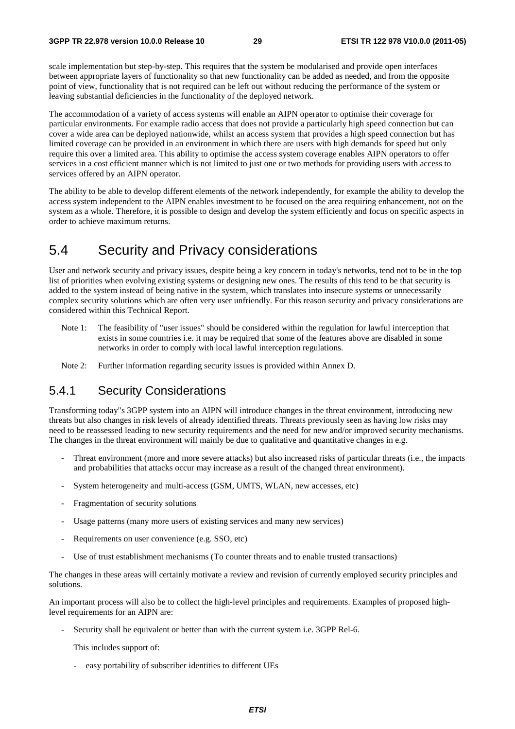scale implementation but step-by-step. This requires that the system be modularised and provide open interfaces between appropriate layers of functionality so that new functionality can be added as needed, and from the opposite point of view, functionality that is not required can be left out without reducing the performance of the system or leaving substantial deficiencies in the functionality of the deployed network.

The accommodation of a variety of access systems will enable an AIPN operator to optimise their coverage for particular environments. For example radio access that does not provide a particularly high speed connection but can cover a wide area can be deployed nationwide, whilst an access system that provides a high speed connection but has limited coverage can be provided in an environment in which there are users with high demands for speed but only require this over a limited area. This ability to optimise the access system coverage enables AIPN operators to offer services in a cost efficient manner which is not limited to just one or two methods for providing users with access to services offered by an AIPN operator.

The ability to be able to develop different elements of the network independently, for example the ability to develop the access system independent to the AIPN enables investment to be focused on the area requiring enhancement, not on the system as a whole. Therefore, it is possible to design and develop the system efficiently and focus on specific aspects in order to achieve maximum returns.

# 5.4 Security and Privacy considerations

User and network security and privacy issues, despite being a key concern in today's networks, tend not to be in the top list of priorities when evolving existing systems or designing new ones. The results of this tend to be that security is added to the system instead of being native in the system, which translates into insecure systems or unnecessarily complex security solutions which are often very user unfriendly. For this reason security and privacy considerations are considered within this Technical Report.

Note 1: The feasibility of "user issues" should be considered within the regulation for lawful interception that exists in some countries i.e. it may be required that some of the features above are disabled in some networks in order to comply with local lawful interception regulations.

Note 2: Further information regarding security issues is provided within Annex D.

## 5.4.1 Security Considerations

Transforming today"s 3GPP system into an AIPN will introduce changes in the threat environment, introducing new threats but also changes in risk levels of already identified threats. Threats previously seen as having low risks may need to be reassessed leading to new security requirements and the need for new and/or improved security mechanisms. The changes in the threat environment will mainly be due to qualitative and quantitative changes in e.g.

- Threat environment (more and more severe attacks) but also increased risks of particular threats (i.e., the impacts and probabilities that attacks occur may increase as a result of the changed threat environment).
- System heterogeneity and multi-access (GSM, UMTS, WLAN, new accesses, etc)
- Fragmentation of security solutions
- Usage patterns (many more users of existing services and many new services)
- Requirements on user convenience (e.g. SSO, etc)
- Use of trust establishment mechanisms (To counter threats and to enable trusted transactions)

The changes in these areas will certainly motivate a review and revision of currently employed security principles and solutions.

An important process will also be to collect the high-level principles and requirements. Examples of proposed high-level requirements for an AIPN are:

- Security shall be equivalent or better than with the current system i.e. 3GPP Rel-6.

  This includes support of:

  - easy portability of subscriber identities to different UEs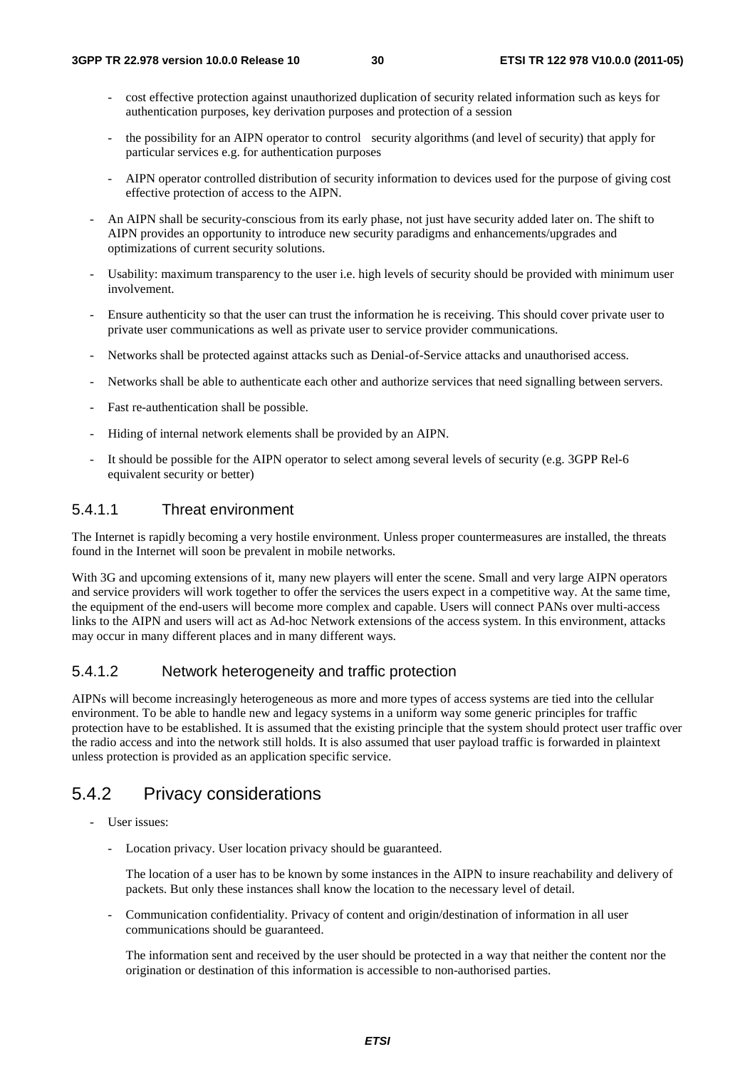- cost effective protection against unauthorized duplication of security related information such as keys for authentication purposes, key derivation purposes and protection of a session
  - the possibility for an AIPN operator to control security algorithms (and level of security) that apply for particular services e.g. for authentication purposes
  - AIPN operator controlled distribution of security information to devices used for the purpose of giving cost effective protection of access to the AIPN.
- An AIPN shall be security-conscious from its early phase, not just have security added later on. The shift to AIPN provides an opportunity to introduce new security paradigms and enhancements/upgrades and optimizations of current security solutions.
- Usability: maximum transparency to the user i.e. high levels of security should be provided with minimum user involvement.
- Ensure authenticity so that the user can trust the information he is receiving. This should cover private user to private user communications as well as private user to service provider communications.
- Networks shall be protected against attacks such as Denial-of-Service attacks and unauthorised access.
- Networks shall be able to authenticate each other and authorize services that need signalling between servers.
- Fast re-authentication shall be possible.
- Hiding of internal network elements shall be provided by an AIPN.
- It should be possible for the AIPN operator to select among several levels of security (e.g. 3GPP Rel-6 equivalent security or better)

#### 5.4.1.1 Threat environment

The Internet is rapidly becoming a very hostile environment. Unless proper countermeasures are installed, the threats found in the Internet will soon be prevalent in mobile networks.

With 3G and upcoming extensions of it, many new players will enter the scene. Small and very large AIPN operators and service providers will work together to offer the services the users expect in a competitive way. At the same time, the equipment of the end-users will become more complex and capable. Users will connect PANs over multi-access links to the AIPN and users will act as Ad-hoc Network extensions of the access system. In this environment, attacks may occur in many different places and in many different ways.

#### 5.4.1.2 Network heterogeneity and traffic protection

AIPNs will become increasingly heterogeneous as more and more types of access systems are tied into the cellular environment. To be able to handle new and legacy systems in a uniform way some generic principles for traffic protection have to be established. It is assumed that the existing principle that the system should protect user traffic over the radio access and into the network still holds. It is also assumed that user payload traffic is forwarded in plaintext unless protection is provided as an application specific service.

### 5.4.2 Privacy considerations

- User issues:
  - Location privacy. User location privacy should be guaranteed.

    The location of a user has to be known by some instances in the AIPN to insure reachability and delivery of packets. But only these instances shall know the location to the necessary level of detail.

  - Communication confidentiality. Privacy of content and origin/destination of information in all user communications should be guaranteed.

    The information sent and received by the user should be protected in a way that neither the content nor the origination or destination of this information is accessible to non-authorised parties.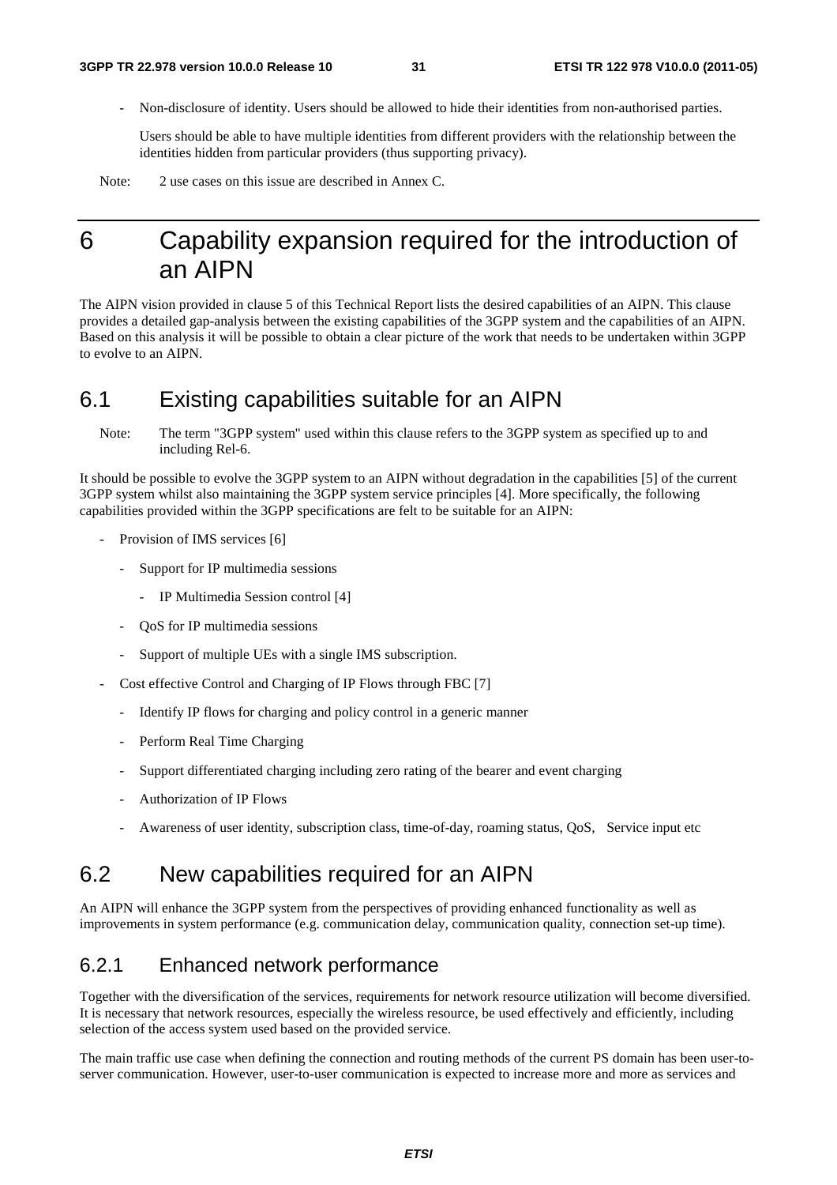- Non-disclosure of identity. Users should be allowed to hide their identities from non-authorised parties.

  Users should be able to have multiple identities from different providers with the relationship between the identities hidden from particular providers (thus supporting privacy).

Note: 2 use cases on this issue are described in Annex C.

# 6 Capability expansion required for the introduction of an AIPN

The AIPN vision provided in clause 5 of this Technical Report lists the desired capabilities of an AIPN. This clause provides a detailed gap-analysis between the existing capabilities of the 3GPP system and the capabilities of an AIPN. Based on this analysis it will be possible to obtain a clear picture of the work that needs to be undertaken within 3GPP to evolve to an AIPN.

## 6.1 Existing capabilities suitable for an AIPN

Note: The term "3GPP system" used within this clause refers to the 3GPP system as specified up to and including Rel-6.

It should be possible to evolve the 3GPP system to an AIPN without degradation in the capabilities [5] of the current 3GPP system whilst also maintaining the 3GPP system service principles [4]. More specifically, the following capabilities provided within the 3GPP specifications are felt to be suitable for an AIPN:

- Provision of IMS services [6]
  - Support for IP multimedia sessions
    - IP Multimedia Session control [4]
  - QoS for IP multimedia sessions
  - Support of multiple UEs with a single IMS subscription.
- Cost effective Control and Charging of IP Flows through FBC [7]
  - Identify IP flows for charging and policy control in a generic manner
  - Perform Real Time Charging
  - Support differentiated charging including zero rating of the bearer and event charging
  - Authorization of IP Flows
  - Awareness of user identity, subscription class, time-of-day, roaming status, QoS, Service input etc

## 6.2 New capabilities required for an AIPN

An AIPN will enhance the 3GPP system from the perspectives of providing enhanced functionality as well as improvements in system performance (e.g. communication delay, communication quality, connection set-up time).

### 6.2.1 Enhanced network performance

Together with the diversification of the services, requirements for network resource utilization will become diversified. It is necessary that network resources, especially the wireless resource, be used effectively and efficiently, including selection of the access system used based on the provided service.

The main traffic use case when defining the connection and routing methods of the current PS domain has been user-to-server communication. However, user-to-user communication is expected to increase more and more as services and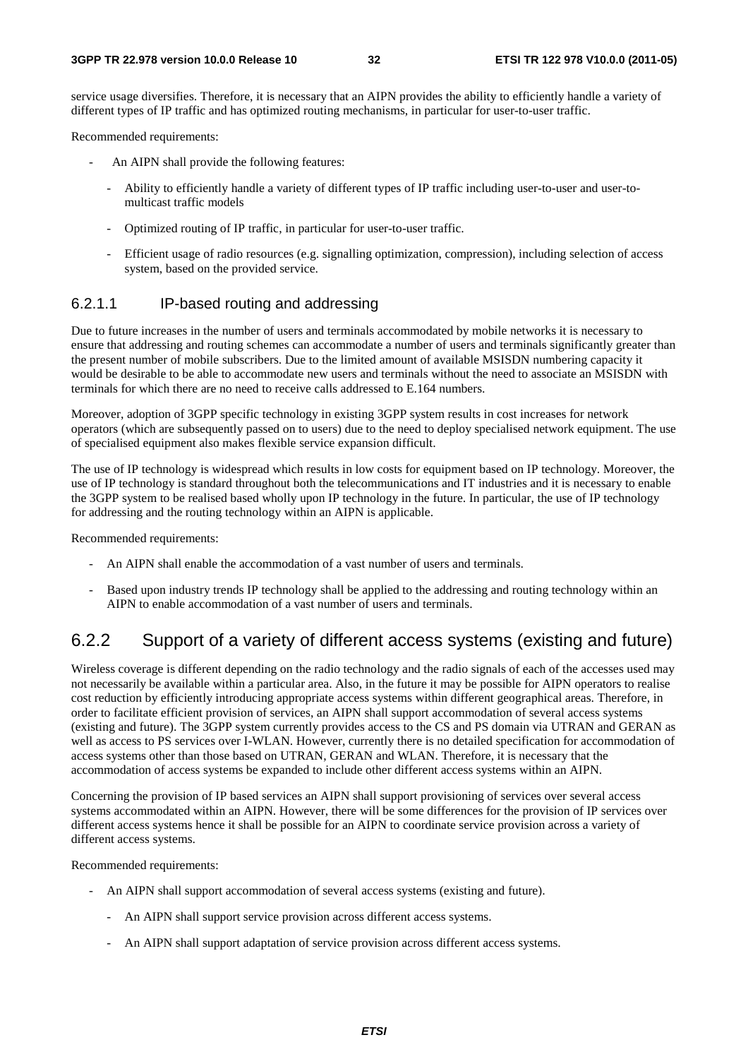service usage diversifies. Therefore, it is necessary that an AIPN provides the ability to efficiently handle a variety of different types of IP traffic and has optimized routing mechanisms, in particular for user-to-user traffic.

Recommended requirements:

- An AIPN shall provide the following features:
  - Ability to efficiently handle a variety of different types of IP traffic including user-to-user and user-to-multicast traffic models
  - Optimized routing of IP traffic, in particular for user-to-user traffic.
  - Efficient usage of radio resources (e.g. signalling optimization, compression), including selection of access system, based on the provided service.

#### 6.2.1.1 IP-based routing and addressing

Due to future increases in the number of users and terminals accommodated by mobile networks it is necessary to ensure that addressing and routing schemes can accommodate a number of users and terminals significantly greater than the present number of mobile subscribers. Due to the limited amount of available MSISDN numbering capacity it would be desirable to be able to accommodate new users and terminals without the need to associate an MSISDN with terminals for which there are no need to receive calls addressed to E.164 numbers.

Moreover, adoption of 3GPP specific technology in existing 3GPP system results in cost increases for network operators (which are subsequently passed on to users) due to the need to deploy specialised network equipment. The use of specialised equipment also makes flexible service expansion difficult.

The use of IP technology is widespread which results in low costs for equipment based on IP technology. Moreover, the use of IP technology is standard throughout both the telecommunications and IT industries and it is necessary to enable the 3GPP system to be realised based wholly upon IP technology in the future. In particular, the use of IP technology for addressing and the routing technology within an AIPN is applicable.

Recommended requirements:

- An AIPN shall enable the accommodation of a vast number of users and terminals.
- Based upon industry trends IP technology shall be applied to the addressing and routing technology within an AIPN to enable accommodation of a vast number of users and terminals.

### 6.2.2 Support of a variety of different access systems (existing and future)

Wireless coverage is different depending on the radio technology and the radio signals of each of the accesses used may not necessarily be available within a particular area. Also, in the future it may be possible for AIPN operators to realise cost reduction by efficiently introducing appropriate access systems within different geographical areas. Therefore, in order to facilitate efficient provision of services, an AIPN shall support accommodation of several access systems (existing and future). The 3GPP system currently provides access to the CS and PS domain via UTRAN and GERAN as well as access to PS services over I-WLAN. However, currently there is no detailed specification for accommodation of access systems other than those based on UTRAN, GERAN and WLAN. Therefore, it is necessary that the accommodation of access systems be expanded to include other different access systems within an AIPN.

Concerning the provision of IP based services an AIPN shall support provisioning of services over several access systems accommodated within an AIPN. However, there will be some differences for the provision of IP services over different access systems hence it shall be possible for an AIPN to coordinate service provision across a variety of different access systems.

Recommended requirements:

- An AIPN shall support accommodation of several access systems (existing and future).
  - An AIPN shall support service provision across different access systems.
  - An AIPN shall support adaptation of service provision across different access systems.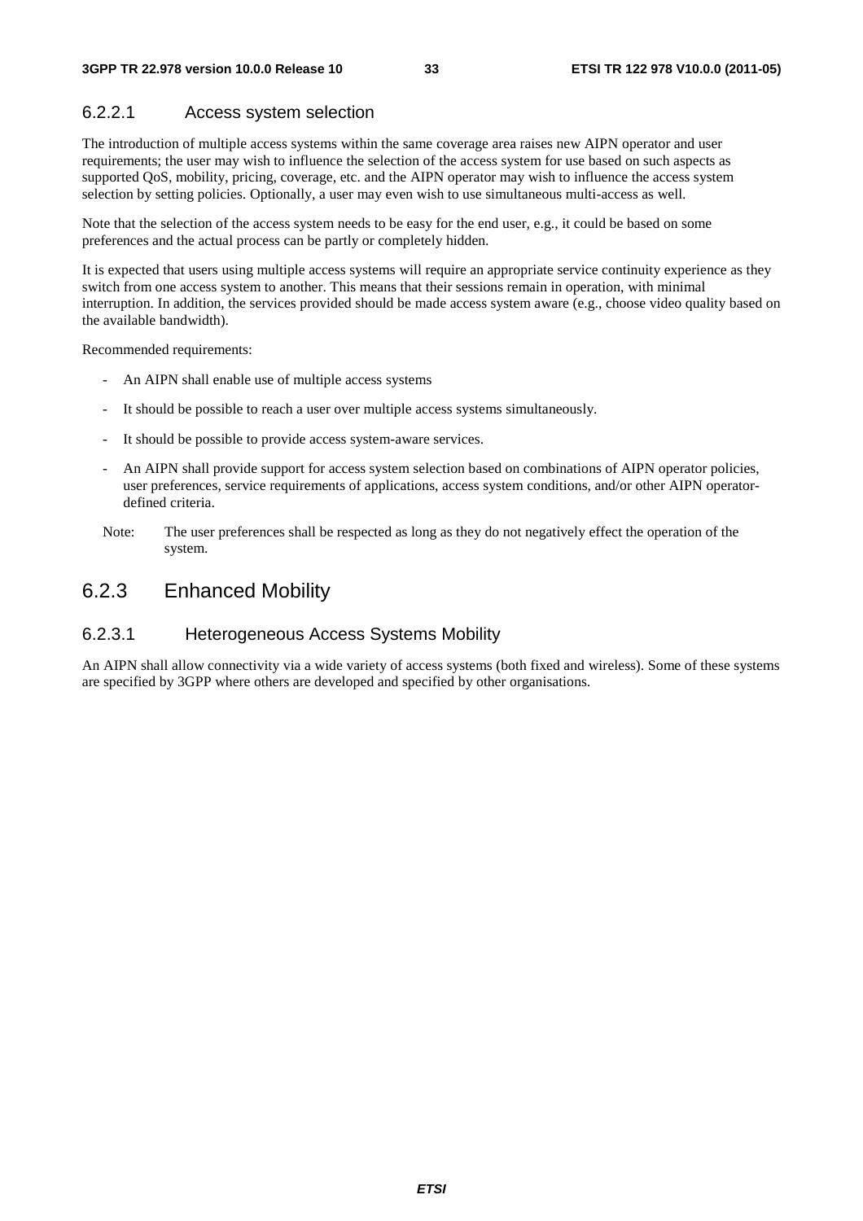#### 6.2.2.1 Access system selection

The introduction of multiple access systems within the same coverage area raises new AIPN operator and user requirements; the user may wish to influence the selection of the access system for use based on such aspects as supported QoS, mobility, pricing, coverage, etc. and the AIPN operator may wish to influence the access system selection by setting policies. Optionally, a user may even wish to use simultaneous multi-access as well.

Note that the selection of the access system needs to be easy for the end user, e.g., it could be based on some preferences and the actual process can be partly or completely hidden.

It is expected that users using multiple access systems will require an appropriate service continuity experience as they switch from one access system to another. This means that their sessions remain in operation, with minimal interruption. In addition, the services provided should be made access system aware (e.g., choose video quality based on the available bandwidth).

Recommended requirements:

- An AIPN shall enable use of multiple access systems
- It should be possible to reach a user over multiple access systems simultaneously.
- It should be possible to provide access system-aware services.
- An AIPN shall provide support for access system selection based on combinations of AIPN operator policies, user preferences, service requirements of applications, access system conditions, and/or other AIPN operator-defined criteria.

Note: The user preferences shall be respected as long as they do not negatively effect the operation of the system.

### 6.2.3 Enhanced Mobility

#### 6.2.3.1 Heterogeneous Access Systems Mobility

An AIPN shall allow connectivity via a wide variety of access systems (both fixed and wireless). Some of these systems are specified by 3GPP where others are developed and specified by other organisations.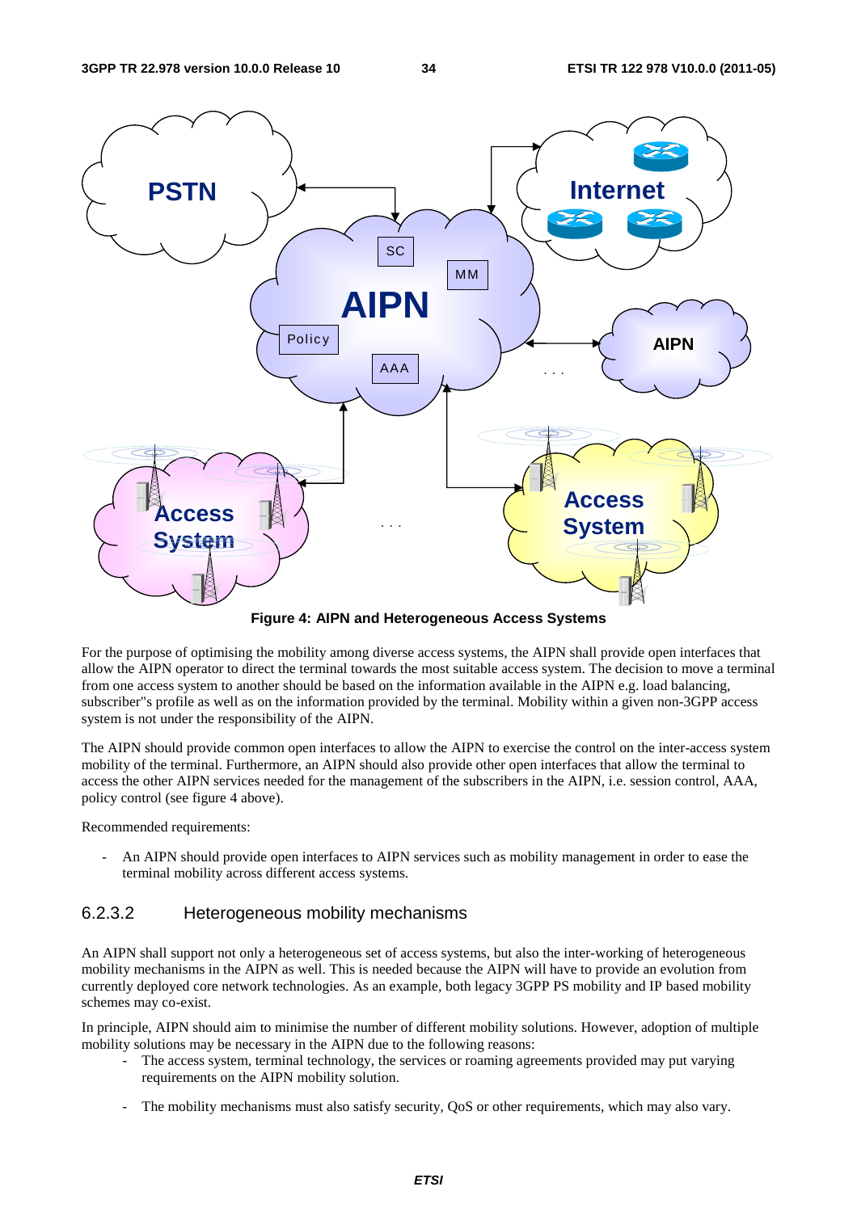**Figure 4: AIPN and Heterogeneous Access Systems**

For the purpose of optimising the mobility among diverse access systems, the AIPN shall provide open interfaces that allow the AIPN operator to direct the terminal towards the most suitable access system. The decision to move a terminal from one access system to another should be based on the information available in the AIPN e.g. load balancing, subscriber"s profile as well as on the information provided by the terminal. Mobility within a given non-3GPP access system is not under the responsibility of the AIPN.

The AIPN should provide common open interfaces to allow the AIPN to exercise the control on the inter-access system mobility of the terminal. Furthermore, an AIPN should also provide other open interfaces that allow the terminal to access the other AIPN services needed for the management of the subscribers in the AIPN, i.e. session control, AAA, policy control (see figure 4 above).

Recommended requirements:

- An AIPN should provide open interfaces to AIPN services such as mobility management in order to ease the terminal mobility across different access systems.

### 6.2.3.2 Heterogeneous mobility mechanisms

An AIPN shall support not only a heterogeneous set of access systems, but also the inter-working of heterogeneous mobility mechanisms in the AIPN as well. This is needed because the AIPN will have to provide an evolution from currently deployed core network technologies. As an example, both legacy 3GPP PS mobility and IP based mobility schemes may co-exist.

In principle, AIPN should aim to minimise the number of different mobility solutions. However, adoption of multiple mobility solutions may be necessary in the AIPN due to the following reasons:

- The access system, terminal technology, the services or roaming agreements provided may put varying requirements on the AIPN mobility solution.

- The mobility mechanisms must also satisfy security, QoS or other requirements, which may also vary.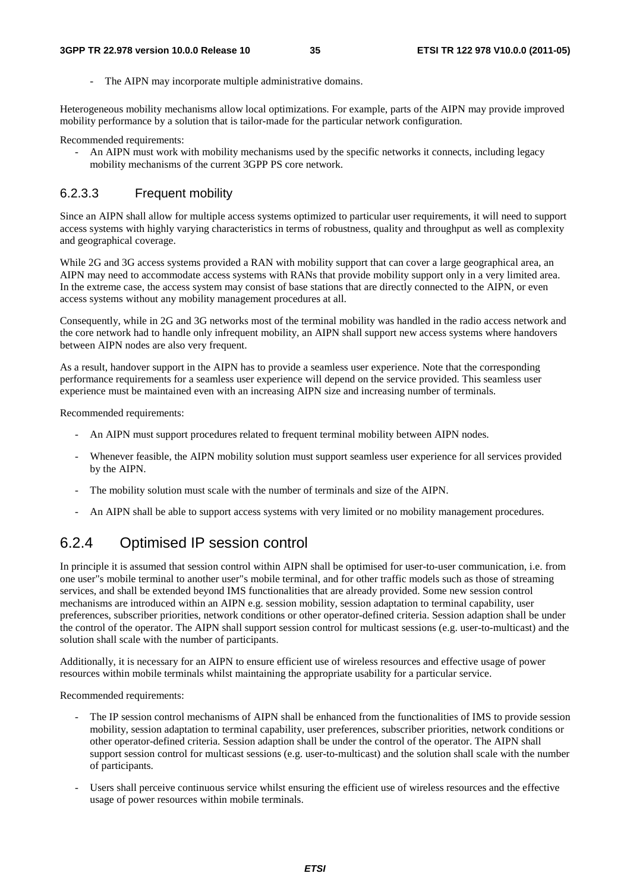- The AIPN may incorporate multiple administrative domains.

Heterogeneous mobility mechanisms allow local optimizations. For example, parts of the AIPN may provide improved mobility performance by a solution that is tailor-made for the particular network configuration.

Recommended requirements:

- An AIPN must work with mobility mechanisms used by the specific networks it connects, including legacy mobility mechanisms of the current 3GPP PS core network.

#### 6.2.3.3 Frequent mobility

Since an AIPN shall allow for multiple access systems optimized to particular user requirements, it will need to support access systems with highly varying characteristics in terms of robustness, quality and throughput as well as complexity and geographical coverage.

While 2G and 3G access systems provided a RAN with mobility support that can cover a large geographical area, an AIPN may need to accommodate access systems with RANs that provide mobility support only in a very limited area. In the extreme case, the access system may consist of base stations that are directly connected to the AIPN, or even access systems without any mobility management procedures at all.

Consequently, while in 2G and 3G networks most of the terminal mobility was handled in the radio access network and the core network had to handle only infrequent mobility, an AIPN shall support new access systems where handovers between AIPN nodes are also very frequent.

As a result, handover support in the AIPN has to provide a seamless user experience. Note that the corresponding performance requirements for a seamless user experience will depend on the service provided. This seamless user experience must be maintained even with an increasing AIPN size and increasing number of terminals.

Recommended requirements:

- An AIPN must support procedures related to frequent terminal mobility between AIPN nodes.
- Whenever feasible, the AIPN mobility solution must support seamless user experience for all services provided by the AIPN.
- The mobility solution must scale with the number of terminals and size of the AIPN.
- An AIPN shall be able to support access systems with very limited or no mobility management procedures.

### 6.2.4 Optimised IP session control

In principle it is assumed that session control within AIPN shall be optimised for user-to-user communication, i.e. from one user"s mobile terminal to another user"s mobile terminal, and for other traffic models such as those of streaming services, and shall be extended beyond IMS functionalities that are already provided. Some new session control mechanisms are introduced within an AIPN e.g. session mobility, session adaptation to terminal capability, user preferences, subscriber priorities, network conditions or other operator-defined criteria. Session adaption shall be under the control of the operator. The AIPN shall support session control for multicast sessions (e.g. user-to-multicast) and the solution shall scale with the number of participants.

Additionally, it is necessary for an AIPN to ensure efficient use of wireless resources and effective usage of power resources within mobile terminals whilst maintaining the appropriate usability for a particular service.

Recommended requirements:

- The IP session control mechanisms of AIPN shall be enhanced from the functionalities of IMS to provide session mobility, session adaptation to terminal capability, user preferences, subscriber priorities, network conditions or other operator-defined criteria. Session adaption shall be under the control of the operator. The AIPN shall support session control for multicast sessions (e.g. user-to-multicast) and the solution shall scale with the number of participants.
- Users shall perceive continuous service whilst ensuring the efficient use of wireless resources and the effective usage of power resources within mobile terminals.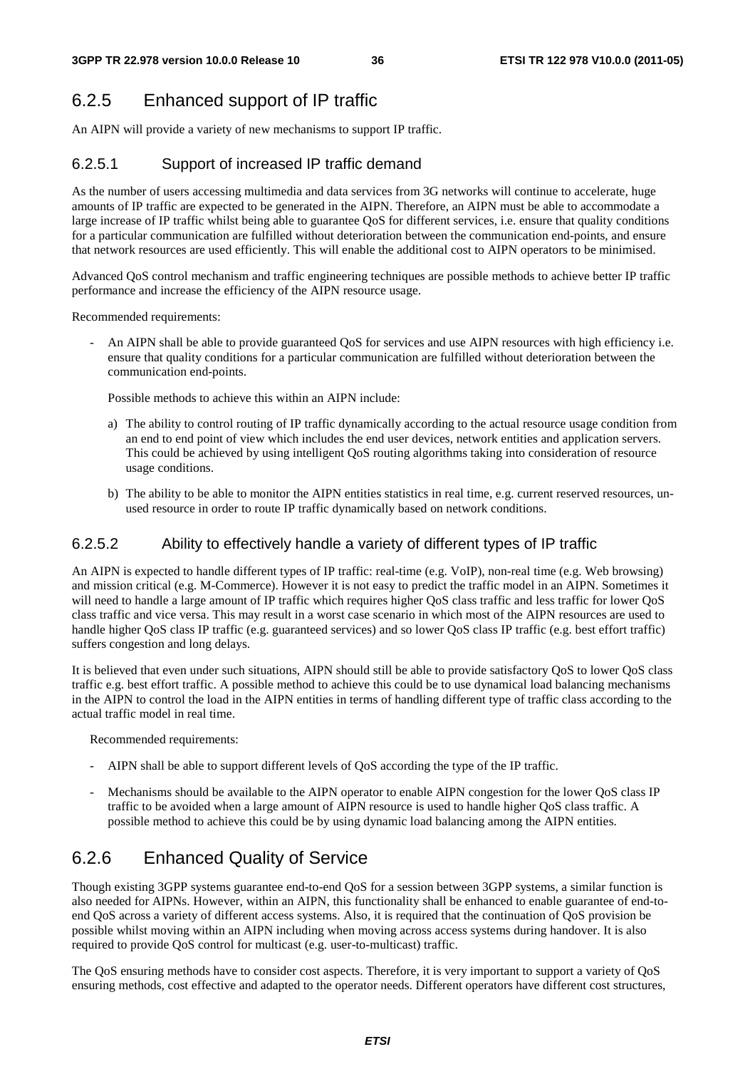## 6.2.5 Enhanced support of IP traffic

An AIPN will provide a variety of new mechanisms to support IP traffic.

### 6.2.5.1 Support of increased IP traffic demand

As the number of users accessing multimedia and data services from 3G networks will continue to accelerate, huge amounts of IP traffic are expected to be generated in the AIPN. Therefore, an AIPN must be able to accommodate a large increase of IP traffic whilst being able to guarantee QoS for different services, i.e. ensure that quality conditions for a particular communication are fulfilled without deterioration between the communication end-points, and ensure that network resources are used efficiently. This will enable the additional cost to AIPN operators to be minimised.

Advanced QoS control mechanism and traffic engineering techniques are possible methods to achieve better IP traffic performance and increase the efficiency of the AIPN resource usage.

Recommended requirements:

- An AIPN shall be able to provide guaranteed QoS for services and use AIPN resources with high efficiency i.e. ensure that quality conditions for a particular communication are fulfilled without deterioration between the communication end-points.

  Possible methods to achieve this within an AIPN include:

  a) The ability to control routing of IP traffic dynamically according to the actual resource usage condition from an end to end point of view which includes the end user devices, network entities and application servers. This could be achieved by using intelligent QoS routing algorithms taking into consideration of resource usage conditions.

  b) The ability to be able to monitor the AIPN entities statistics in real time, e.g. current reserved resources, un-used resource in order to route IP traffic dynamically based on network conditions.

### 6.2.5.2 Ability to effectively handle a variety of different types of IP traffic

An AIPN is expected to handle different types of IP traffic: real-time (e.g. VoIP), non-real time (e.g. Web browsing) and mission critical (e.g. M-Commerce). However it is not easy to predict the traffic model in an AIPN. Sometimes it will need to handle a large amount of IP traffic which requires higher QoS class traffic and less traffic for lower QoS class traffic and vice versa. This may result in a worst case scenario in which most of the AIPN resources are used to handle higher QoS class IP traffic (e.g. guaranteed services) and so lower QoS class IP traffic (e.g. best effort traffic) suffers congestion and long delays.

It is believed that even under such situations, AIPN should still be able to provide satisfactory QoS to lower QoS class traffic e.g. best effort traffic. A possible method to achieve this could be to use dynamical load balancing mechanisms in the AIPN to control the load in the AIPN entities in terms of handling different type of traffic class according to the actual traffic model in real time.

Recommended requirements:

- AIPN shall be able to support different levels of QoS according the type of the IP traffic.
- Mechanisms should be available to the AIPN operator to enable AIPN congestion for the lower QoS class IP traffic to be avoided when a large amount of AIPN resource is used to handle higher QoS class traffic. A possible method to achieve this could be by using dynamic load balancing among the AIPN entities.

## 6.2.6 Enhanced Quality of Service

Though existing 3GPP systems guarantee end-to-end QoS for a session between 3GPP systems, a similar function is also needed for AIPNs. However, within an AIPN, this functionality shall be enhanced to enable guarantee of end-to-end QoS across a variety of different access systems. Also, it is required that the continuation of QoS provision be possible whilst moving within an AIPN including when moving across access systems during handover. It is also required to provide QoS control for multicast (e.g. user-to-multicast) traffic.

The QoS ensuring methods have to consider cost aspects. Therefore, it is very important to support a variety of QoS ensuring methods, cost effective and adapted to the operator needs. Different operators have different cost structures,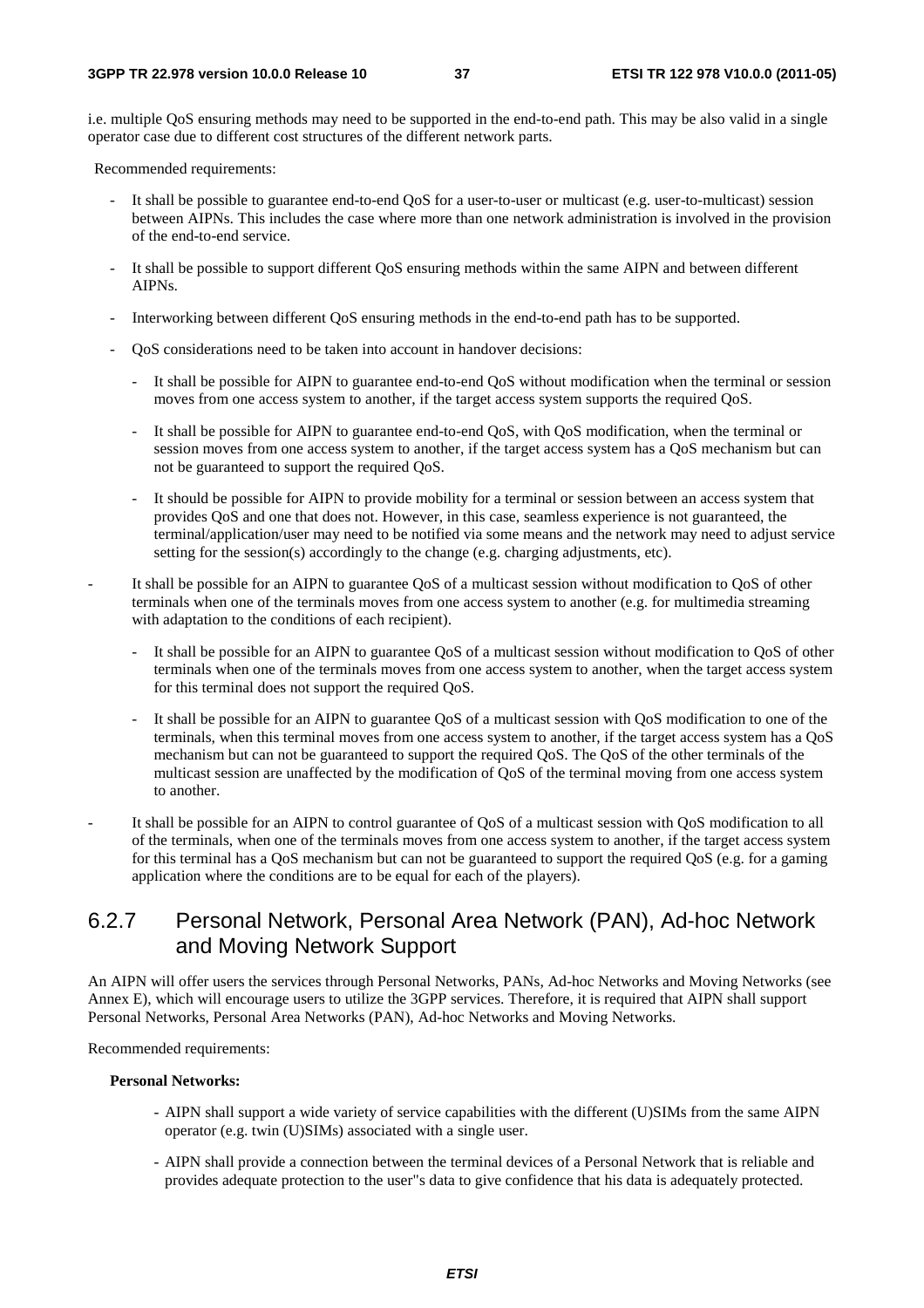i.e. multiple QoS ensuring methods may need to be supported in the end-to-end path. This may be also valid in a single operator case due to different cost structures of the different network parts.

Recommended requirements:

- It shall be possible to guarantee end-to-end QoS for a user-to-user or multicast (e.g. user-to-multicast) session between AIPNs. This includes the case where more than one network administration is involved in the provision of the end-to-end service.
- It shall be possible to support different QoS ensuring methods within the same AIPN and between different AIPNs.
- Interworking between different QoS ensuring methods in the end-to-end path has to be supported.
- QoS considerations need to be taken into account in handover decisions:
  - It shall be possible for AIPN to guarantee end-to-end QoS without modification when the terminal or session moves from one access system to another, if the target access system supports the required QoS.
  - It shall be possible for AIPN to guarantee end-to-end QoS, with QoS modification, when the terminal or session moves from one access system to another, if the target access system has a QoS mechanism but can not be guaranteed to support the required QoS.
  - It should be possible for AIPN to provide mobility for a terminal or session between an access system that provides QoS and one that does not. However, in this case, seamless experience is not guaranteed, the terminal/application/user may need to be notified via some means and the network may need to adjust service setting for the session(s) accordingly to the change (e.g. charging adjustments, etc).
- It shall be possible for an AIPN to guarantee QoS of a multicast session without modification to QoS of other terminals when one of the terminals moves from one access system to another (e.g. for multimedia streaming with adaptation to the conditions of each recipient).
  - It shall be possible for an AIPN to guarantee QoS of a multicast session without modification to QoS of other terminals when one of the terminals moves from one access system to another, when the target access system for this terminal does not support the required QoS.
  - It shall be possible for an AIPN to guarantee QoS of a multicast session with QoS modification to one of the terminals, when this terminal moves from one access system to another, if the target access system has a QoS mechanism but can not be guaranteed to support the required QoS. The QoS of the other terminals of the multicast session are unaffected by the modification of QoS of the terminal moving from one access system to another.
- It shall be possible for an AIPN to control guarantee of QoS of a multicast session with QoS modification to all of the terminals, when one of the terminals moves from one access system to another, if the target access system for this terminal has a QoS mechanism but can not be guaranteed to support the required QoS (e.g. for a gaming application where the conditions are to be equal for each of the players).

### 6.2.7 Personal Network, Personal Area Network (PAN), Ad-hoc Network and Moving Network Support

An AIPN will offer users the services through Personal Networks, PANs, Ad-hoc Networks and Moving Networks (see Annex E), which will encourage users to utilize the 3GPP services. Therefore, it is required that AIPN shall support Personal Networks, Personal Area Networks (PAN), Ad-hoc Networks and Moving Networks.

Recommended requirements:

**Personal Networks:**

- AIPN shall support a wide variety of service capabilities with the different (U)SIMs from the same AIPN operator (e.g. twin (U)SIMs) associated with a single user.
- AIPN shall provide a connection between the terminal devices of a Personal Network that is reliable and provides adequate protection to the user"s data to give confidence that his data is adequately protected.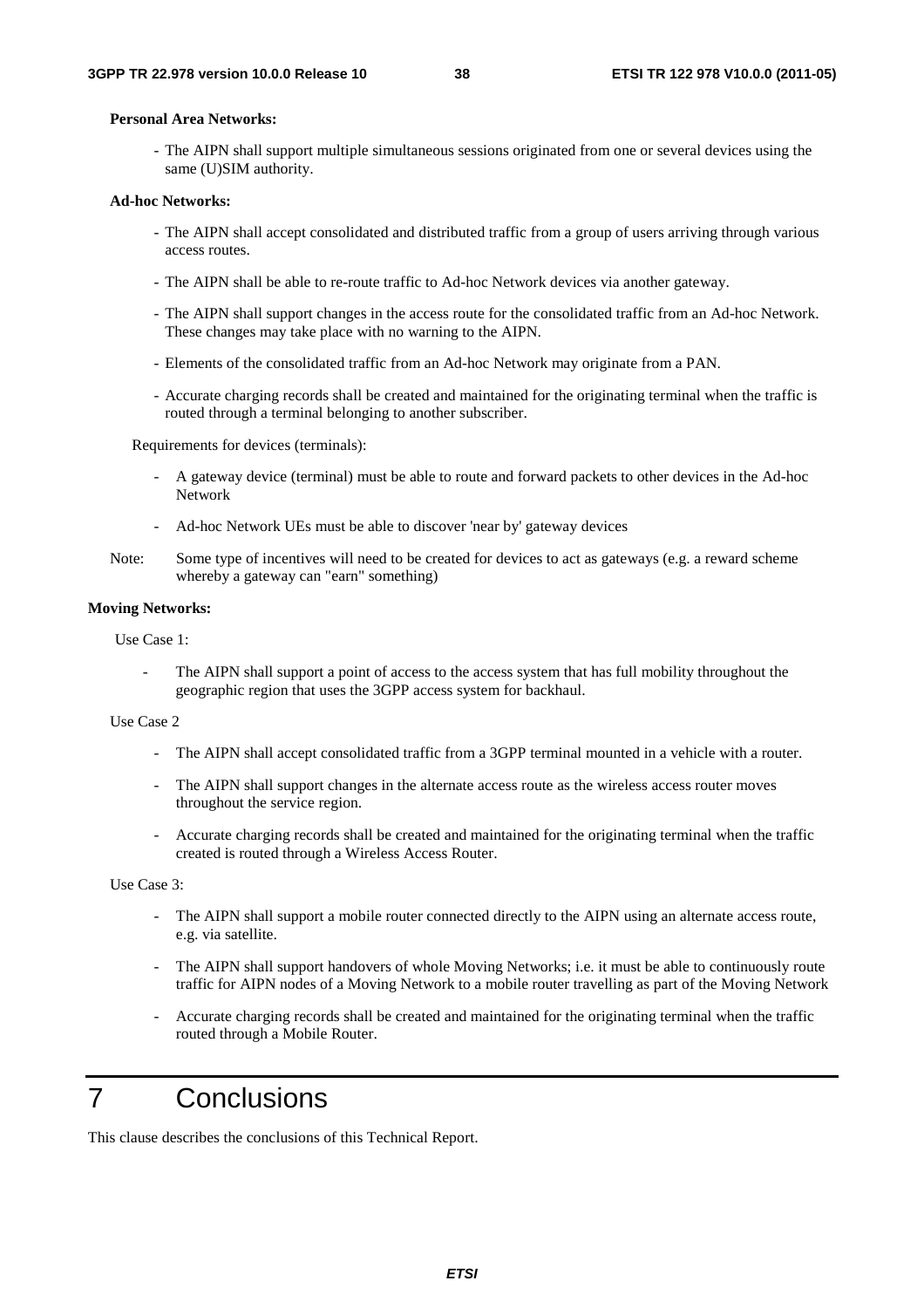**Personal Area Networks:**

- The AIPN shall support multiple simultaneous sessions originated from one or several devices using the same (U)SIM authority.

**Ad-hoc Networks:**

- The AIPN shall accept consolidated and distributed traffic from a group of users arriving through various access routes.
- The AIPN shall be able to re-route traffic to Ad-hoc Network devices via another gateway.
- The AIPN shall support changes in the access route for the consolidated traffic from an Ad-hoc Network. These changes may take place with no warning to the AIPN.
- Elements of the consolidated traffic from an Ad-hoc Network may originate from a PAN.
- Accurate charging records shall be created and maintained for the originating terminal when the traffic is routed through a terminal belonging to another subscriber.

Requirements for devices (terminals):

- A gateway device (terminal) must be able to route and forward packets to other devices in the Ad-hoc Network
- Ad-hoc Network UEs must be able to discover 'near by' gateway devices

Note: Some type of incentives will need to be created for devices to act as gateways (e.g. a reward scheme whereby a gateway can "earn" something)

**Moving Networks:**

Use Case 1:

- The AIPN shall support a point of access to the access system that has full mobility throughout the geographic region that uses the 3GPP access system for backhaul.

Use Case 2

- The AIPN shall accept consolidated traffic from a 3GPP terminal mounted in a vehicle with a router.
- The AIPN shall support changes in the alternate access route as the wireless access router moves throughout the service region.
- Accurate charging records shall be created and maintained for the originating terminal when the traffic created is routed through a Wireless Access Router.

Use Case 3:

- The AIPN shall support a mobile router connected directly to the AIPN using an alternate access route, e.g. via satellite.
- The AIPN shall support handovers of whole Moving Networks; i.e. it must be able to continuously route traffic for AIPN nodes of a Moving Network to a mobile router travelling as part of the Moving Network
- Accurate charging records shall be created and maintained for the originating terminal when the traffic routed through a Mobile Router.

# 7 Conclusions

This clause describes the conclusions of this Technical Report.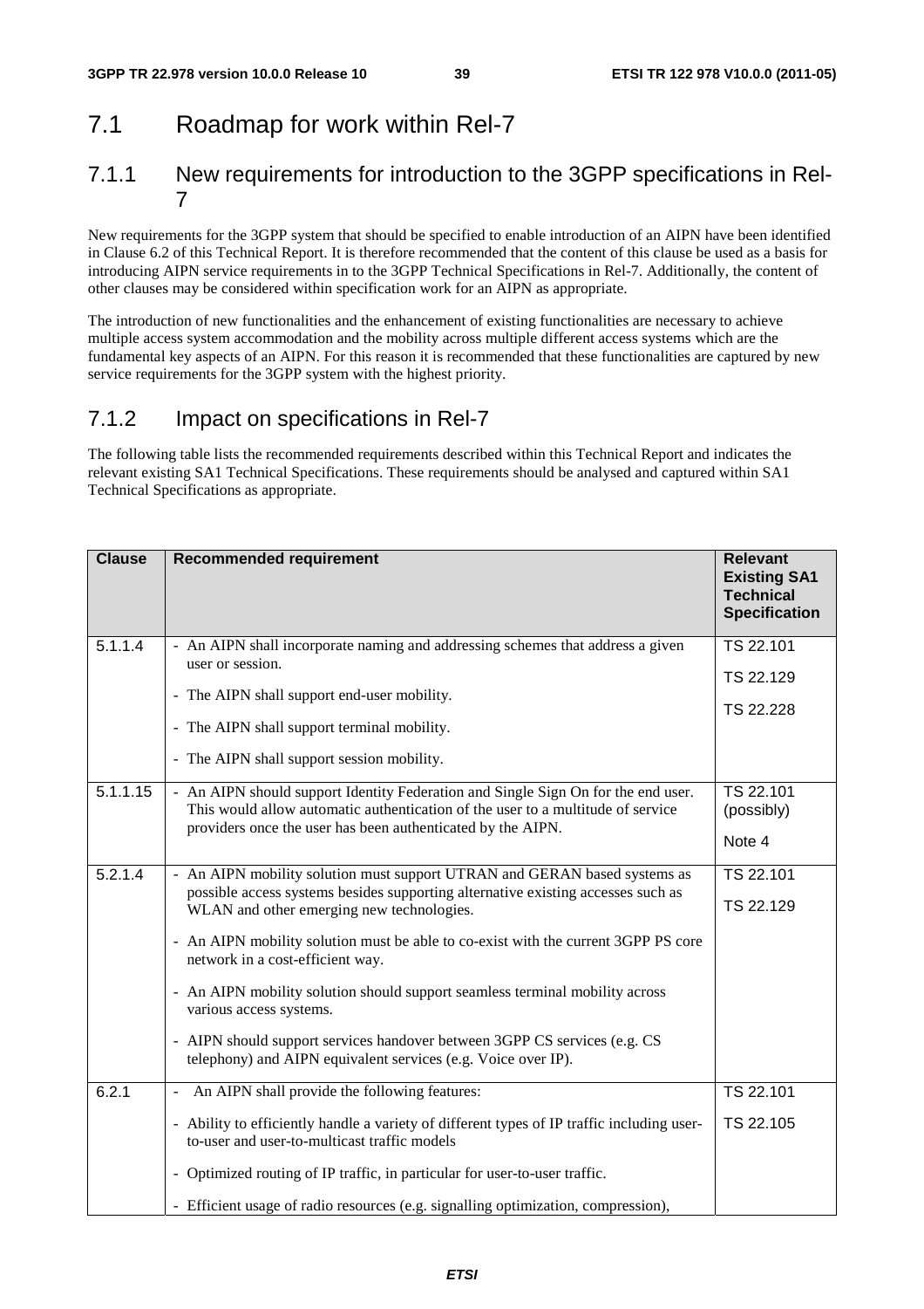## 7.1 Roadmap for work within Rel-7

### 7.1.1 New requirements for introduction to the 3GPP specifications in Rel-7

New requirements for the 3GPP system that should be specified to enable introduction of an AIPN have been identified in Clause 6.2 of this Technical Report. It is therefore recommended that the content of this clause be used as a basis for introducing AIPN service requirements in to the 3GPP Technical Specifications in Rel-7. Additionally, the content of other clauses may be considered within specification work for an AIPN as appropriate.

The introduction of new functionalities and the enhancement of existing functionalities are necessary to achieve multiple access system accommodation and the mobility across multiple different access systems which are the fundamental key aspects of an AIPN. For this reason it is recommended that these functionalities are captured by new service requirements for the 3GPP system with the highest priority.

### 7.1.2 Impact on specifications in Rel-7

The following table lists the recommended requirements described within this Technical Report and indicates the relevant existing SA1 Technical Specifications. These requirements should be analysed and captured within SA1 Technical Specifications as appropriate.

| Clause | Recommended requirement | Relevant Existing SA1 Technical Specification |
|---|---|---|
| 5.1.1.4 | - An AIPN shall incorporate naming and addressing schemes that address a given user or session.<br>- The AIPN shall support end-user mobility.<br>- The AIPN shall support terminal mobility.<br>- The AIPN shall support session mobility. | TS 22.101<br>TS 22.129<br>TS 22.228 |
| 5.1.1.15 | - An AIPN should support Identity Federation and Single Sign On for the end user. This would allow automatic authentication of the user to a multitude of service providers once the user has been authenticated by the AIPN. | TS 22.101 (possibly)<br>Note 4 |
| 5.2.1.4 | - An AIPN mobility solution must support UTRAN and GERAN based systems as possible access systems besides supporting alternative existing accesses such as WLAN and other emerging new technologies.<br>- An AIPN mobility solution must be able to co-exist with the current 3GPP PS core network in a cost-efficient way.<br>- An AIPN mobility solution should support seamless terminal mobility across various access systems.<br>- AIPN should support services handover between 3GPP CS services (e.g. CS telephony) and AIPN equivalent services (e.g. Voice over IP). | TS 22.101<br>TS 22.129 |
| 6.2.1 | - An AIPN shall provide the following features:<br>- Ability to efficiently handle a variety of different types of IP traffic including user-to-user and user-to-multicast traffic models<br>- Optimized routing of IP traffic, in particular for user-to-user traffic.<br>- Efficient usage of radio resources (e.g. signalling optimization, compression), | TS 22.101<br>TS 22.105 |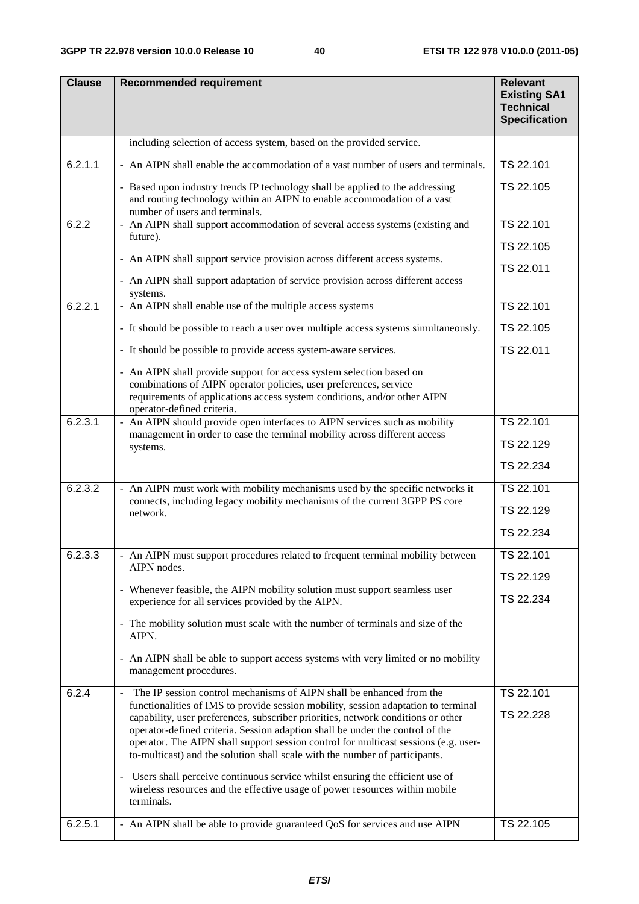| Clause | Recommended requirement | Relevant Existing SA1 Technical Specification |
|---|---|---|
| | including selection of access system, based on the provided service. | |
| 6.2.1.1 | - An AIPN shall enable the accommodation of a vast number of users and terminals.<br><br>- Based upon industry trends IP technology shall be applied to the addressing and routing technology within an AIPN to enable accommodation of a vast number of users and terminals. | TS 22.101<br><br>TS 22.105 |
| 6.2.2 | - An AIPN shall support accommodation of several access systems (existing and future).<br><br>- An AIPN shall support service provision across different access systems.<br><br>- An AIPN shall support adaptation of service provision across different access systems. | TS 22.101<br><br>TS 22.105<br><br>TS 22.011 |
| 6.2.2.1 | - An AIPN shall enable use of the multiple access systems<br><br>- It should be possible to reach a user over multiple access systems simultaneously.<br><br>- It should be possible to provide access system-aware services.<br><br>- An AIPN shall provide support for access system selection based on combinations of AIPN operator policies, user preferences, service requirements of applications access system conditions, and/or other AIPN operator-defined criteria. | TS 22.101<br><br>TS 22.105<br><br>TS 22.011 |
| 6.2.3.1 | - An AIPN should provide open interfaces to AIPN services such as mobility management in order to ease the terminal mobility across different access systems. | TS 22.101<br><br>TS 22.129<br><br>TS 22.234 |
| 6.2.3.2 | - An AIPN must work with mobility mechanisms used by the specific networks it connects, including legacy mobility mechanisms of the current 3GPP PS core network. | TS 22.101<br><br>TS 22.129<br><br>TS 22.234 |
| 6.2.3.3 | - An AIPN must support procedures related to frequent terminal mobility between AIPN nodes.<br><br>- Whenever feasible, the AIPN mobility solution must support seamless user experience for all services provided by the AIPN.<br><br>- The mobility solution must scale with the number of terminals and size of the AIPN.<br><br>- An AIPN shall be able to support access systems with very limited or no mobility management procedures. | TS 22.101<br><br>TS 22.129<br><br>TS 22.234 |
| 6.2.4 | - The IP session control mechanisms of AIPN shall be enhanced from the functionalities of IMS to provide session mobility, session adaptation to terminal capability, user preferences, subscriber priorities, network conditions or other operator-defined criteria. Session adaption shall be under the control of the operator. The AIPN shall support session control for multicast sessions (e.g. user-to-multicast) and the solution shall scale with the number of participants.<br><br>- Users shall perceive continuous service whilst ensuring the efficient use of wireless resources and the effective usage of power resources within mobile terminals. | TS 22.101<br><br>TS 22.228 |
| 6.2.5.1 | - An AIPN shall be able to provide guaranteed QoS for services and use AIPN | TS 22.105 |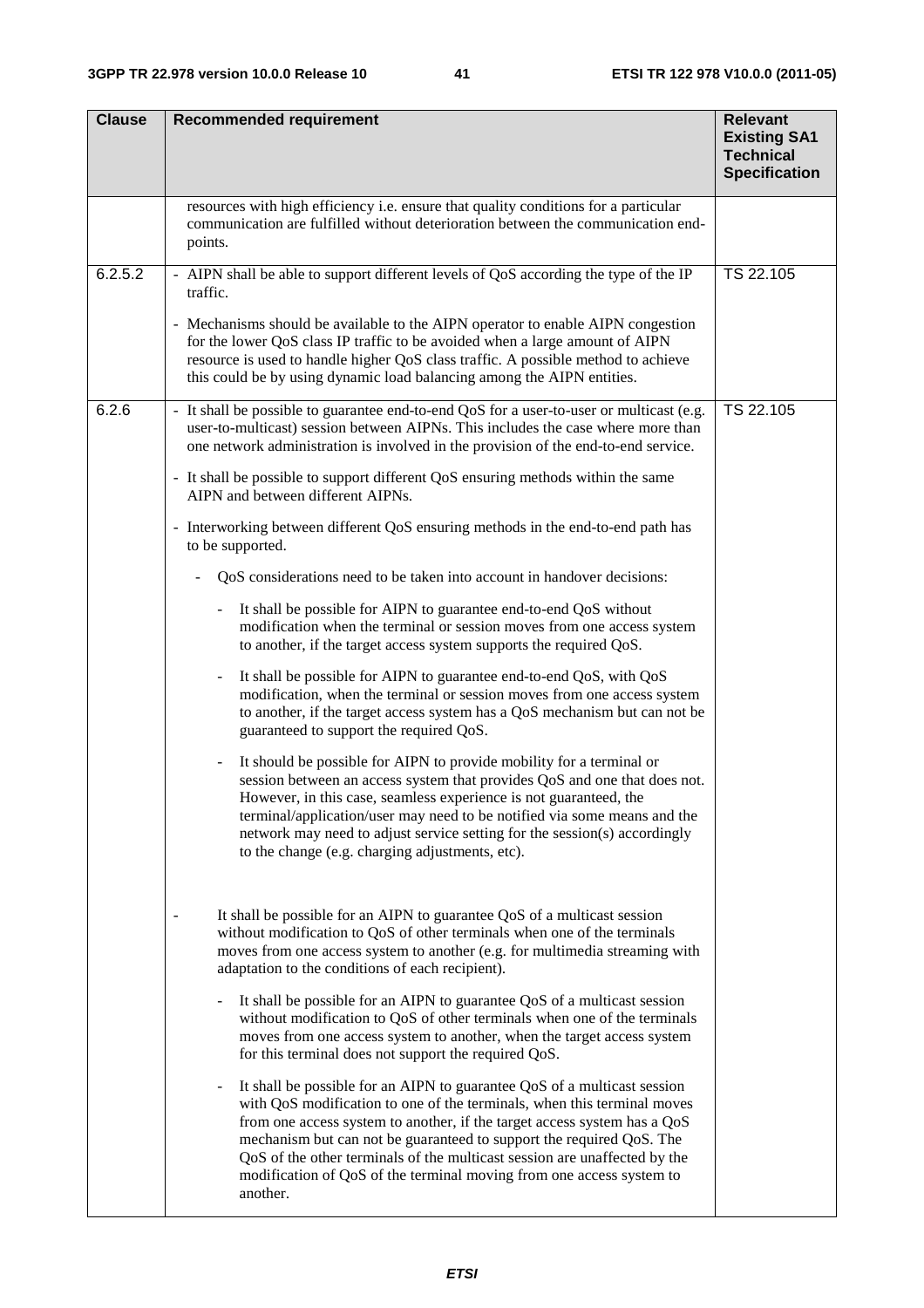| Clause | Recommended requirement | Relevant Existing SA1 Technical Specification |
|---|---|---|
| | resources with high efficiency i.e. ensure that quality conditions for a particular communication are fulfilled without deterioration between the communication end-points. | |
| 6.2.5.2 | - AIPN shall be able to support different levels of QoS according the type of the IP traffic.<br><br>- Mechanisms should be available to the AIPN operator to enable AIPN congestion for the lower QoS class IP traffic to be avoided when a large amount of AIPN resource is used to handle higher QoS class traffic. A possible method to achieve this could be by using dynamic load balancing among the AIPN entities. | TS 22.105 |
| 6.2.6 | - It shall be possible to guarantee end-to-end QoS for a user-to-user or multicast (e.g. user-to-multicast) session between AIPNs. This includes the case where more than one network administration is involved in the provision of the end-to-end service.<br><br>- It shall be possible to support different QoS ensuring methods within the same AIPN and between different AIPNs.<br><br>- Interworking between different QoS ensuring methods in the end-to-end path has to be supported.<br><br>- QoS considerations need to be taken into account in handover decisions:<br><br>- It shall be possible for AIPN to guarantee end-to-end QoS without modification when the terminal or session moves from one access system to another, if the target access system supports the required QoS.<br><br>- It shall be possible for AIPN to guarantee end-to-end QoS, with QoS modification, when the terminal or session moves from one access system to another, if the target access system has a QoS mechanism but can not be guaranteed to support the required QoS.<br><br>- It should be possible for AIPN to provide mobility for a terminal or session between an access system that provides QoS and one that does not. However, in this case, seamless experience is not guaranteed, the terminal/application/user may need to be notified via some means and the network may need to adjust service setting for the session(s) accordingly to the change (e.g. charging adjustments, etc).<br><br>- It shall be possible for an AIPN to guarantee QoS of a multicast session without modification to QoS of other terminals when one of the terminals moves from one access system to another (e.g. for multimedia streaming with adaptation to the conditions of each recipient).<br><br>- It shall be possible for an AIPN to guarantee QoS of a multicast session without modification to QoS of other terminals when one of the terminals moves from one access system to another, when the target access system for this terminal does not support the required QoS.<br><br>- It shall be possible for an AIPN to guarantee QoS of a multicast session with QoS modification to one of the terminals, when this terminal moves from one access system to another, if the target access system has a QoS mechanism but can not be guaranteed to support the required QoS. The QoS of the other terminals of the multicast session are unaffected by the modification of QoS of the terminal moving from one access system to another. | TS 22.105 |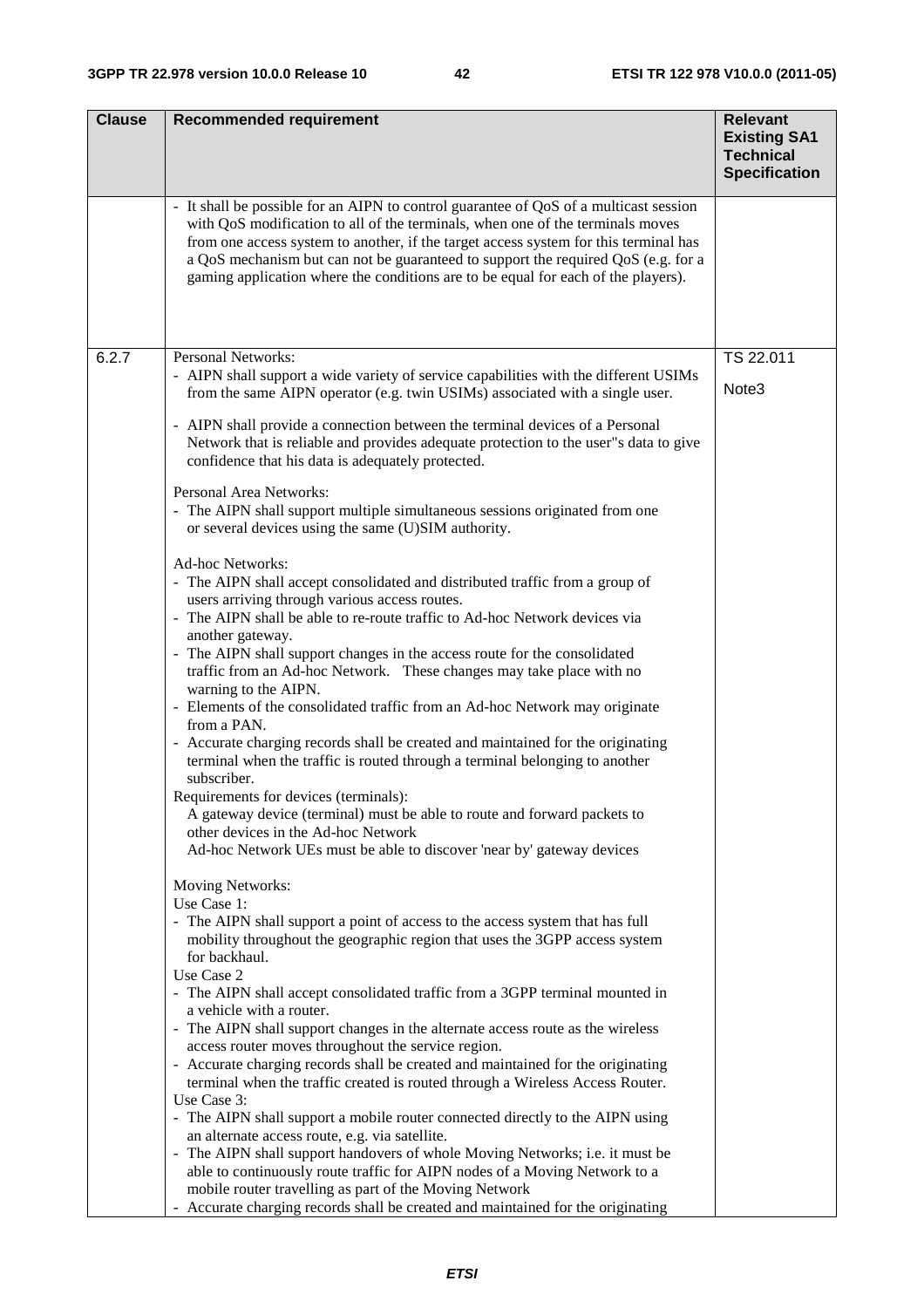| Clause | Recommended requirement | Relevant Existing SA1 Technical Specification |
|---|---|---|
| | - It shall be possible for an AIPN to control guarantee of QoS of a multicast session with QoS modification to all of the terminals, when one of the terminals moves from one access system to another, if the target access system for this terminal has a QoS mechanism but can not be guaranteed to support the required QoS (e.g. for a gaming application where the conditions are to be equal for each of the players). | |
| 6.2.7 | Personal Networks:<br>- AIPN shall support a wide variety of service capabilities with the different USIMs from the same AIPN operator (e.g. twin USIMs) associated with a single user.<br>- AIPN shall provide a connection between the terminal devices of a Personal Network that is reliable and provides adequate protection to the user"s data to give confidence that his data is adequately protected.<br><br>Personal Area Networks:<br>- The AIPN shall support multiple simultaneous sessions originated from one or several devices using the same (U)SIM authority.<br><br>Ad-hoc Networks:<br>- The AIPN shall accept consolidated and distributed traffic from a group of users arriving through various access routes.<br>- The AIPN shall be able to re-route traffic to Ad-hoc Network devices via another gateway.<br>- The AIPN shall support changes in the access route for the consolidated traffic from an Ad-hoc Network. These changes may take place with no warning to the AIPN.<br>- Elements of the consolidated traffic from an Ad-hoc Network may originate from a PAN.<br>- Accurate charging records shall be created and maintained for the originating terminal when the traffic is routed through a terminal belonging to another subscriber.<br>Requirements for devices (terminals):<br>A gateway device (terminal) must be able to route and forward packets to other devices in the Ad-hoc Network<br>Ad-hoc Network UEs must be able to discover 'near by' gateway devices<br><br>Moving Networks:<br>Use Case 1:<br>- The AIPN shall support a point of access to the access system that has full mobility throughout the geographic region that uses the 3GPP access system for backhaul.<br>Use Case 2<br>- The AIPN shall accept consolidated traffic from a 3GPP terminal mounted in a vehicle with a router.<br>- The AIPN shall support changes in the alternate access route as the wireless access router moves throughout the service region.<br>- Accurate charging records shall be created and maintained for the originating terminal when the traffic created is routed through a Wireless Access Router.<br>Use Case 3:<br>- The AIPN shall support a mobile router connected directly to the AIPN using an alternate access route, e.g. via satellite.<br>- The AIPN shall support handovers of whole Moving Networks; i.e. it must be able to continuously route traffic for AIPN nodes of a Moving Network to a mobile router travelling as part of the Moving Network<br>- Accurate charging records shall be created and maintained for the originating | TS 22.011<br><br>Note3 |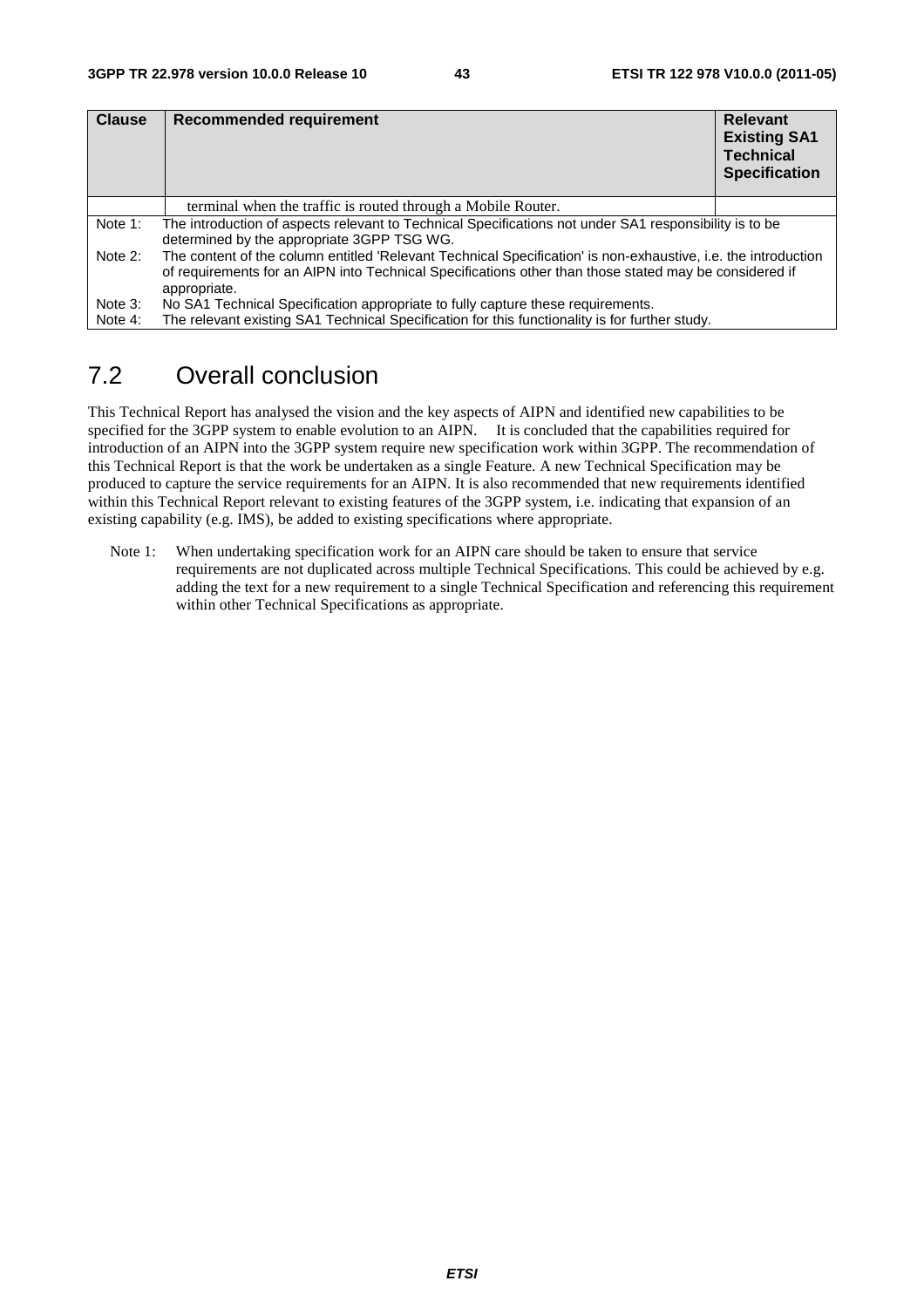| Clause | Recommended requirement | Relevant Existing SA1 Technical Specification |
|---|---|---|
| | terminal when the traffic is routed through a Mobile Router. | |

Note 1: The introduction of aspects relevant to Technical Specifications not under SA1 responsibility is to be determined by the appropriate 3GPP TSG WG.

Note 2: The content of the column entitled 'Relevant Technical Specification' is non-exhaustive, i.e. the introduction of requirements for an AIPN into Technical Specifications other than those stated may be considered if appropriate.

Note 3: No SA1 Technical Specification appropriate to fully capture these requirements.

Note 4: The relevant existing SA1 Technical Specification for this functionality is for further study.

## 7.2 Overall conclusion

This Technical Report has analysed the vision and the key aspects of AIPN and identified new capabilities to be specified for the 3GPP system to enable evolution to an AIPN. It is concluded that the capabilities required for introduction of an AIPN into the 3GPP system require new specification work within 3GPP. The recommendation of this Technical Report is that the work be undertaken as a single Feature. A new Technical Specification may be produced to capture the service requirements for an AIPN. It is also recommended that new requirements identified within this Technical Report relevant to existing features of the 3GPP system, i.e. indicating that expansion of an existing capability (e.g. IMS), be added to existing specifications where appropriate.

Note 1: When undertaking specification work for an AIPN care should be taken to ensure that service requirements are not duplicated across multiple Technical Specifications. This could be achieved by e.g. adding the text for a new requirement to a single Technical Specification and referencing this requirement within other Technical Specifications as appropriate.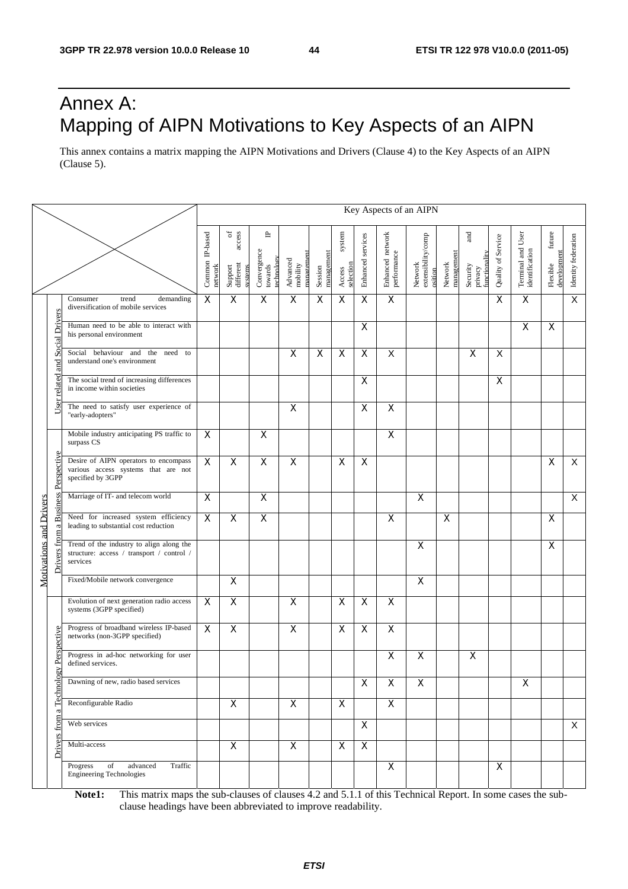# Annex A: Mapping of AIPN Motivations to Key Aspects of an AIPN

This annex contains a matrix mapping the AIPN Motivations and Drivers (Clause 4) to the Key Aspects of an AIPN (Clause 5).

| | | | Key Aspects of an AIPN | | | | | | | | | | | | | | |
|---|---|---|---|---|---|---|---|---|---|---|---|---|---|---|---|---|---|
| | | | Common IP-based network | Support of different access systems | Convergence towards IP technology | Advanced mobility management | Session management | Access system selection | Enhanced services | Enhanced network performance | Network extensibility/composition | Network management | Security and privacy functionality | Quality of Service | Terminal and User identification | Flexible future development | Identity federation |
| Motivations and Drivers | User related and Social Drivers | Consumer trend demanding diversification of mobile services | X | X | X | X | X | X | X | X | | | | X | X | | X |
| | | Human need to be able to interact with his personal environment | | | | | | | X | | | | | | X | X | |
| | | Social behaviour and the need to understand one's environment | | | | X | X | X | X | X | | | X | X | | | |
| | | The social trend of increasing differences in income within societies | | | | | | | X | | | | | X | | | |
| | | The need to satisfy user experience of "early-adopters" | | | | X | | | X | X | | | | | | | |
| | Drivers from a Business Perspective | Mobile industry anticipating PS traffic to surpass CS | X | | X | | | | | X | | | | | | | |
| | | Desire of AIPN operators to encompass various access systems that are not specified by 3GPP | X | X | X | X | | X | X | | | | | | | X | X |
| | | Marriage of IT- and telecom world | X | | X | | | | | | X | | | | | | X |
| | | Need for increased system efficiency leading to substantial cost reduction | X | X | X | | | | | X | | X | | | | X | |
| | | Trend of the industry to align along the structure: access / transport / control / services | | | | | | | | | X | | | | | X | |
| | | Fixed/Mobile network convergence | | X | | | | | | | X | | | | | | |
| | Drivers from a Technology Perspective | Evolution of next generation radio access systems (3GPP specified) | X | X | | X | | X | X | X | | | | | | | |
| | | Progress of broadband wireless IP-based networks (non-3GPP specified) | X | X | | X | | X | X | X | | | | | | | |
| | | Progress in ad-hoc networking for user defined services. | | | | | | | | X | X | | X | | | | |
| | | Dawning of new, radio based services | | | | | | | X | X | X | | | | X | | |
| | | Reconfigurable Radio | | X | | X | | X | | X | | | | | | | |
| | | Web services | | | | | | | X | | | | | | | | X |
| | | Multi-access | | X | | X | | X | X | | | | | | | | |
| | | Progress of advanced Traffic Engineering Technologies | | | | | | | | X | | | | X | | | |

**Note1:** This matrix maps the sub-clauses of clauses 4.2 and 5.1.1 of this Technical Report. In some cases the sub-clause headings have been abbreviated to improve readability.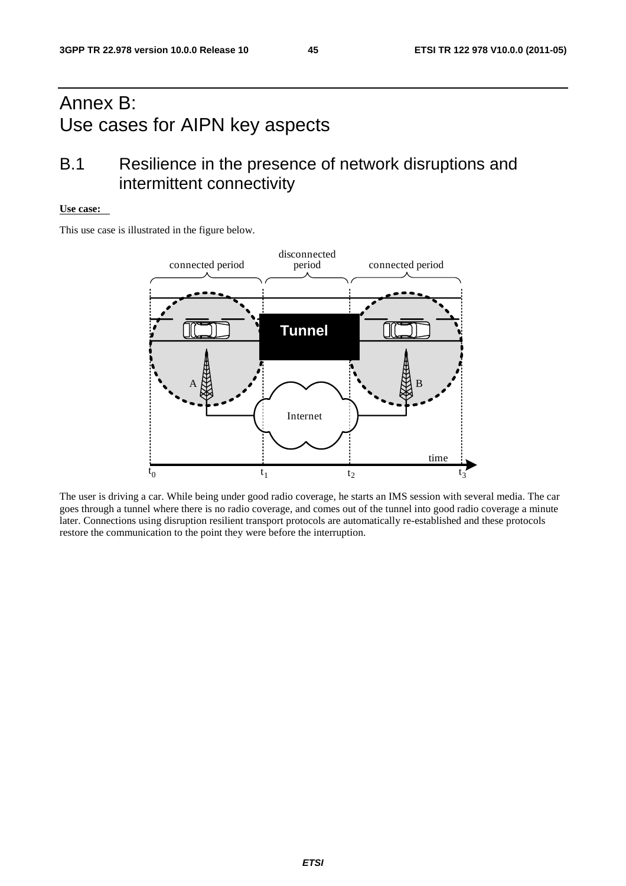# Annex B: Use cases for AIPN key aspects

## B.1 Resilience in the presence of network disruptions and intermittent connectivity

**Use case:**

This use case is illustrated in the figure below.

The user is driving a car. While being under good radio coverage, he starts an IMS session with several media. The car goes through a tunnel where there is no radio coverage, and comes out of the tunnel into good radio coverage a minute later. Connections using disruption resilient transport protocols are automatically re-established and these protocols restore the communication to the point they were before the interruption.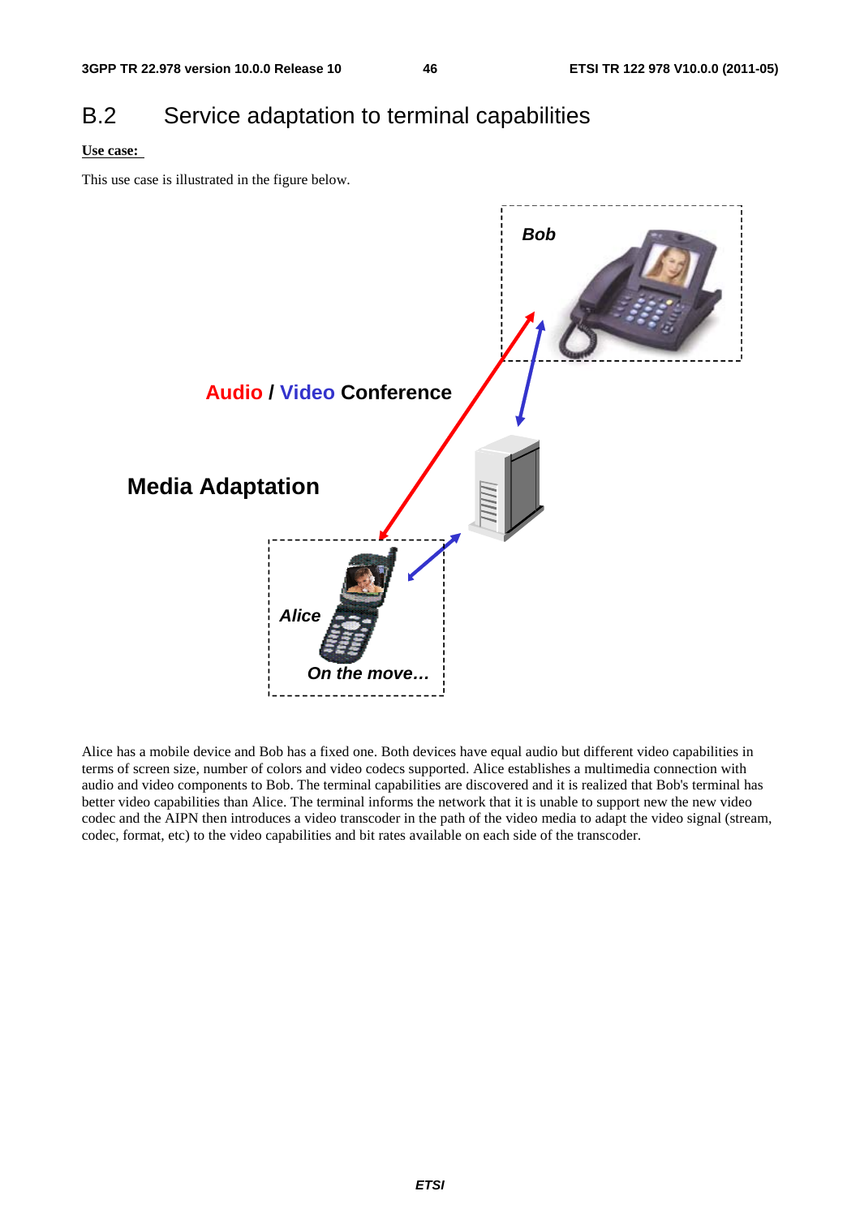## B.2 Service adaptation to terminal capabilities

**Use case:**

This use case is illustrated in the figure below.

Bob

Audio / Video Conference

Media Adaptation

Alice

On the move…

Alice has a mobile device and Bob has a fixed one. Both devices have equal audio but different video capabilities in terms of screen size, number of colors and video codecs supported. Alice establishes a multimedia connection with audio and video components to Bob. The terminal capabilities are discovered and it is realized that Bob's terminal has better video capabilities than Alice. The terminal informs the network that it is unable to support new the new video codec and the AIPN then introduces a video transcoder in the path of the video media to adapt the video signal (stream, codec, format, etc) to the video capabilities and bit rates available on each side of the transcoder.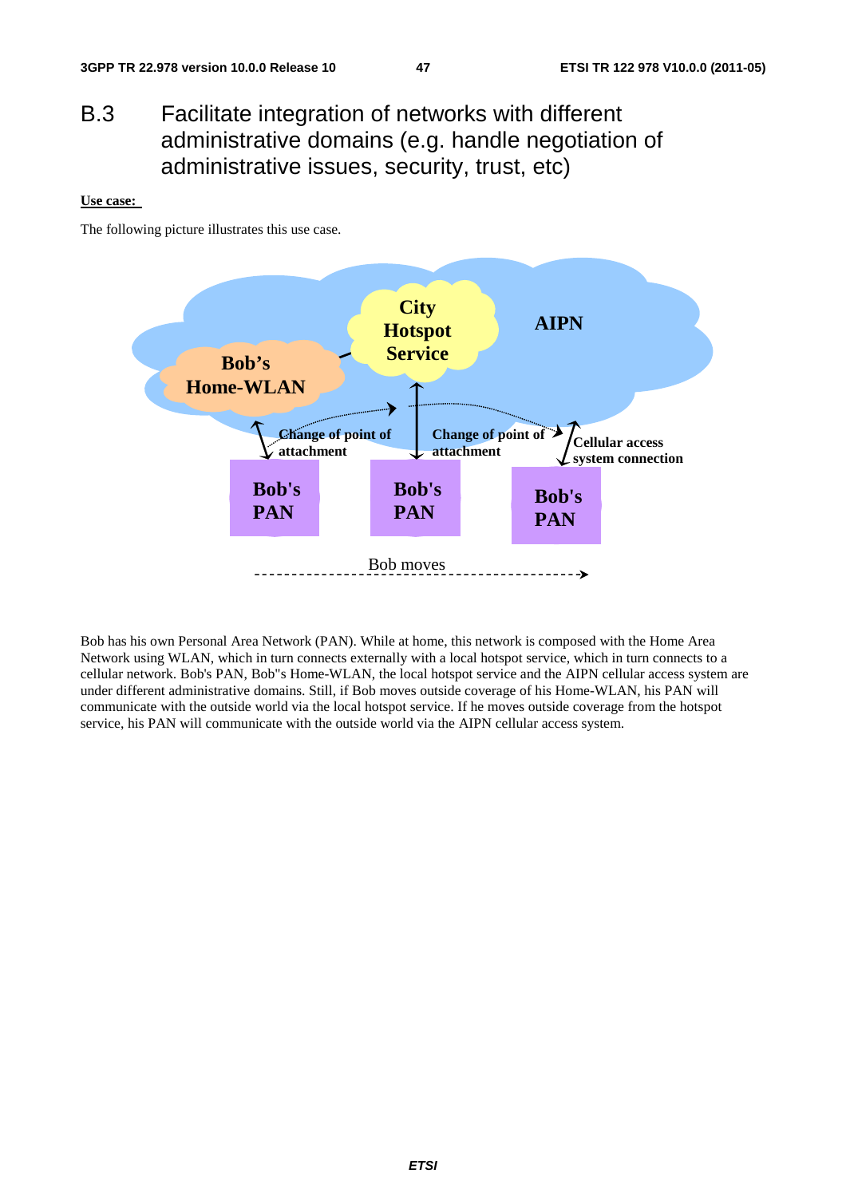# B.3 Facilitate integration of networks with different administrative domains (e.g. handle negotiation of administrative issues, security, trust, etc)

**Use case:**

The following picture illustrates this use case.

Bob has his own Personal Area Network (PAN). While at home, this network is composed with the Home Area Network using WLAN, which in turn connects externally with a local hotspot service, which in turn connects to a cellular network. Bob's PAN, Bob"s Home-WLAN, the local hotspot service and the AIPN cellular access system are under different administrative domains. Still, if Bob moves outside coverage of his Home-WLAN, his PAN will communicate with the outside world via the local hotspot service. If he moves outside coverage from the hotspot service, his PAN will communicate with the outside world via the AIPN cellular access system.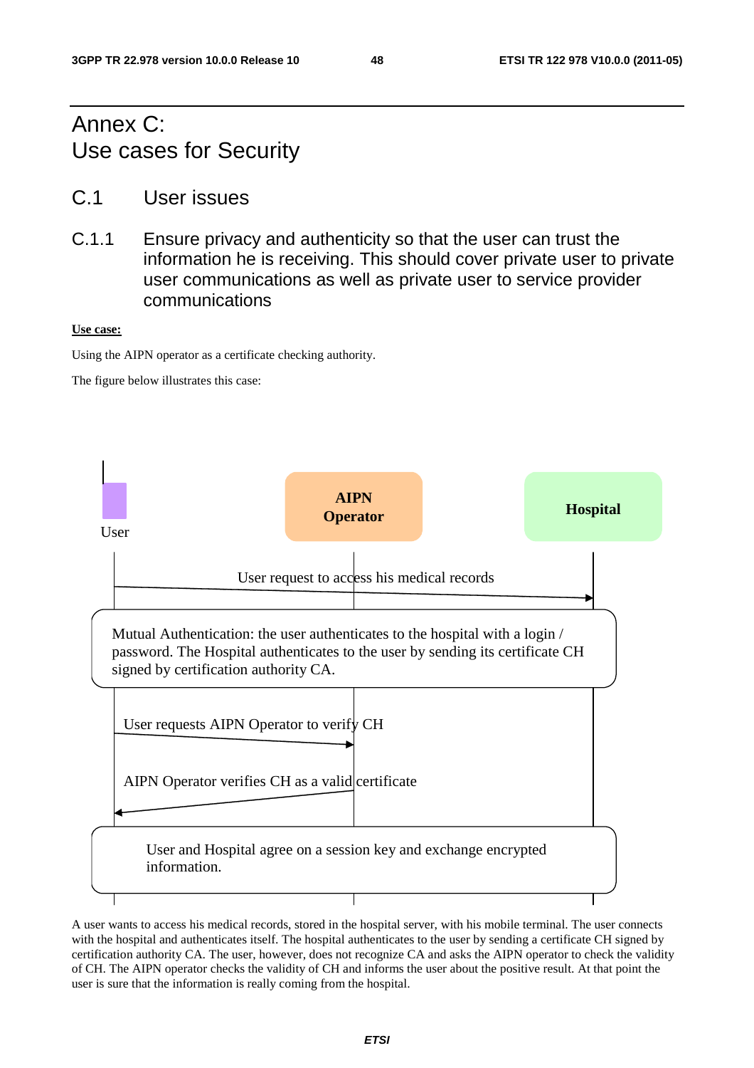# Annex C: Use cases for Security

## C.1 User issues

### C.1.1 Ensure privacy and authenticity so that the user can trust the information he is receiving. This should cover private user to private user communications as well as private user to service provider communications

**Use case:**

Using the AIPN operator as a certificate checking authority.

The figure below illustrates this case:

User | AIPN Operator | Hospital

User request to access his medical records

Mutual Authentication: the user authenticates to the hospital with a login / password. The Hospital authenticates to the user by sending its certificate CH signed by certification authority CA.

User requests AIPN Operator to verify CH

AIPN Operator verifies CH as a valid certificate

User and Hospital agree on a session key and exchange encrypted information.

A user wants to access his medical records, stored in the hospital server, with his mobile terminal. The user connects with the hospital and authenticates itself. The hospital authenticates to the user by sending a certificate CH signed by certification authority CA. The user, however, does not recognize CA and asks the AIPN operator to check the validity of CH. The AIPN operator checks the validity of CH and informs the user about the positive result. At that point the user is sure that the information is really coming from the hospital.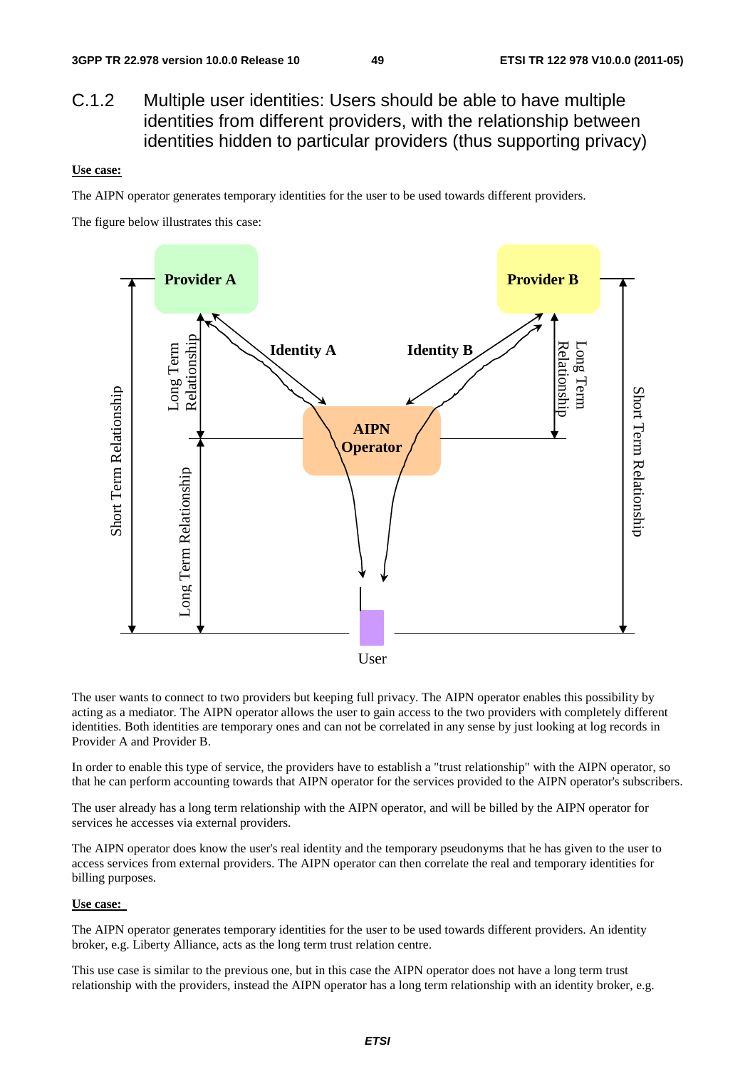## C.1.2 Multiple user identities: Users should be able to have multiple identities from different providers, with the relationship between identities hidden to particular providers (thus supporting privacy)

**Use case:**

The AIPN operator generates temporary identities for the user to be used towards different providers.

The figure below illustrates this case:

The user wants to connect to two providers but keeping full privacy. The AIPN operator enables this possibility by acting as a mediator. The AIPN operator allows the user to gain access to the two providers with completely different identities. Both identities are temporary ones and can not be correlated in any sense by just looking at log records in Provider A and Provider B.

In order to enable this type of service, the providers have to establish a "trust relationship" with the AIPN operator, so that he can perform accounting towards that AIPN operator for the services provided to the AIPN operator's subscribers.

The user already has a long term relationship with the AIPN operator, and will be billed by the AIPN operator for services he accesses via external providers.

The AIPN operator does know the user's real identity and the temporary pseudonyms that he has given to the user to access services from external providers. The AIPN operator can then correlate the real and temporary identities for billing purposes.

**Use case:**

The AIPN operator generates temporary identities for the user to be used towards different providers. An identity broker, e.g. Liberty Alliance, acts as the long term trust relation centre.

This use case is similar to the previous one, but in this case the AIPN operator does not have a long term trust relationship with the providers, instead the AIPN operator has a long term relationship with an identity broker, e.g.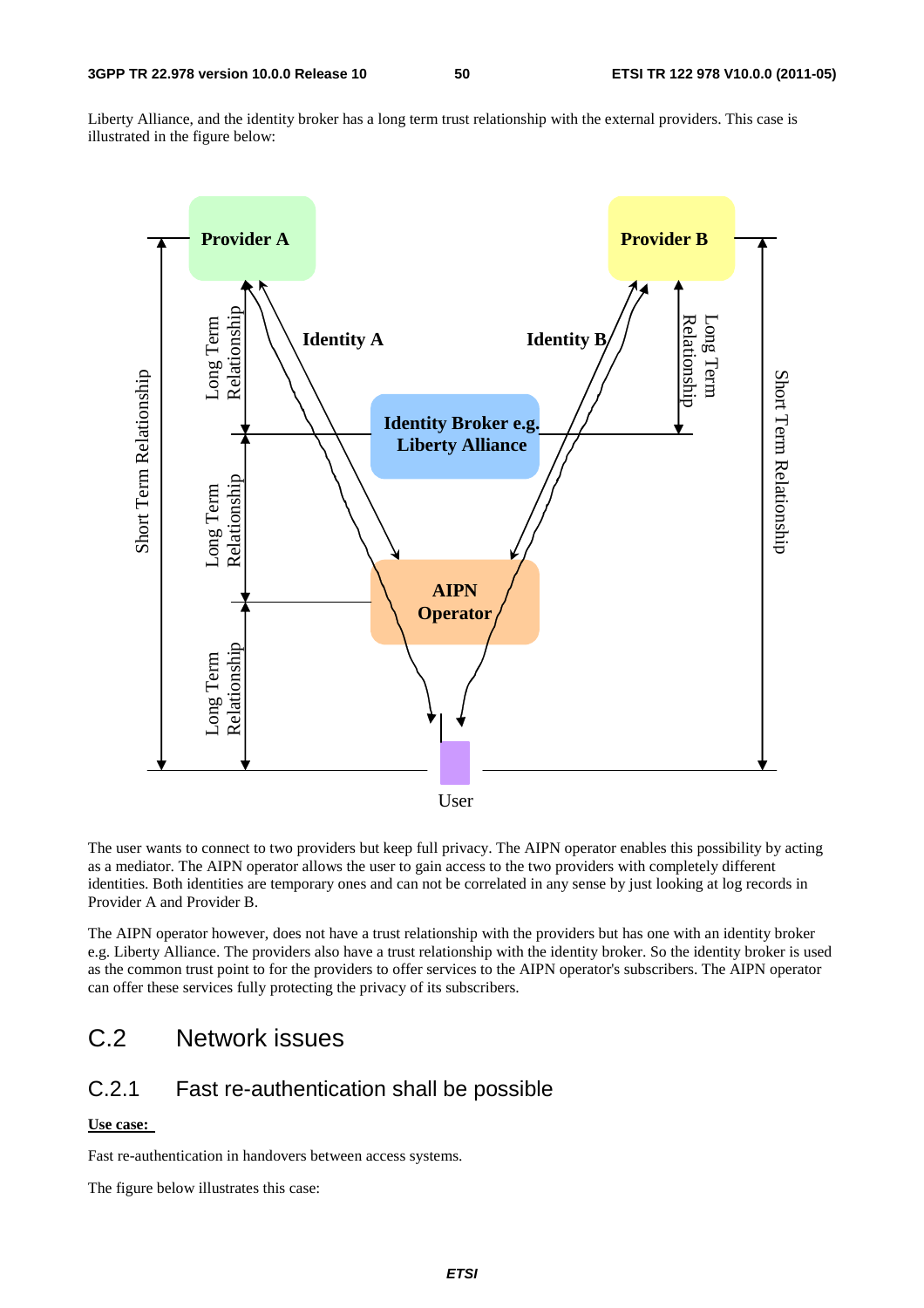Liberty Alliance, and the identity broker has a long term trust relationship with the external providers. This case is illustrated in the figure below:

The user wants to connect to two providers but keep full privacy. The AIPN operator enables this possibility by acting as a mediator. The AIPN operator allows the user to gain access to the two providers with completely different identities. Both identities are temporary ones and can not be correlated in any sense by just looking at log records in Provider A and Provider B.

The AIPN operator however, does not have a trust relationship with the providers but has one with an identity broker e.g. Liberty Alliance. The providers also have a trust relationship with the identity broker. So the identity broker is used as the common trust point to for the providers to offer services to the AIPN operator's subscribers. The AIPN operator can offer these services fully protecting the privacy of its subscribers.

# C.2 Network issues

## C.2.1 Fast re-authentication shall be possible

**Use case:**

Fast re-authentication in handovers between access systems.

The figure below illustrates this case: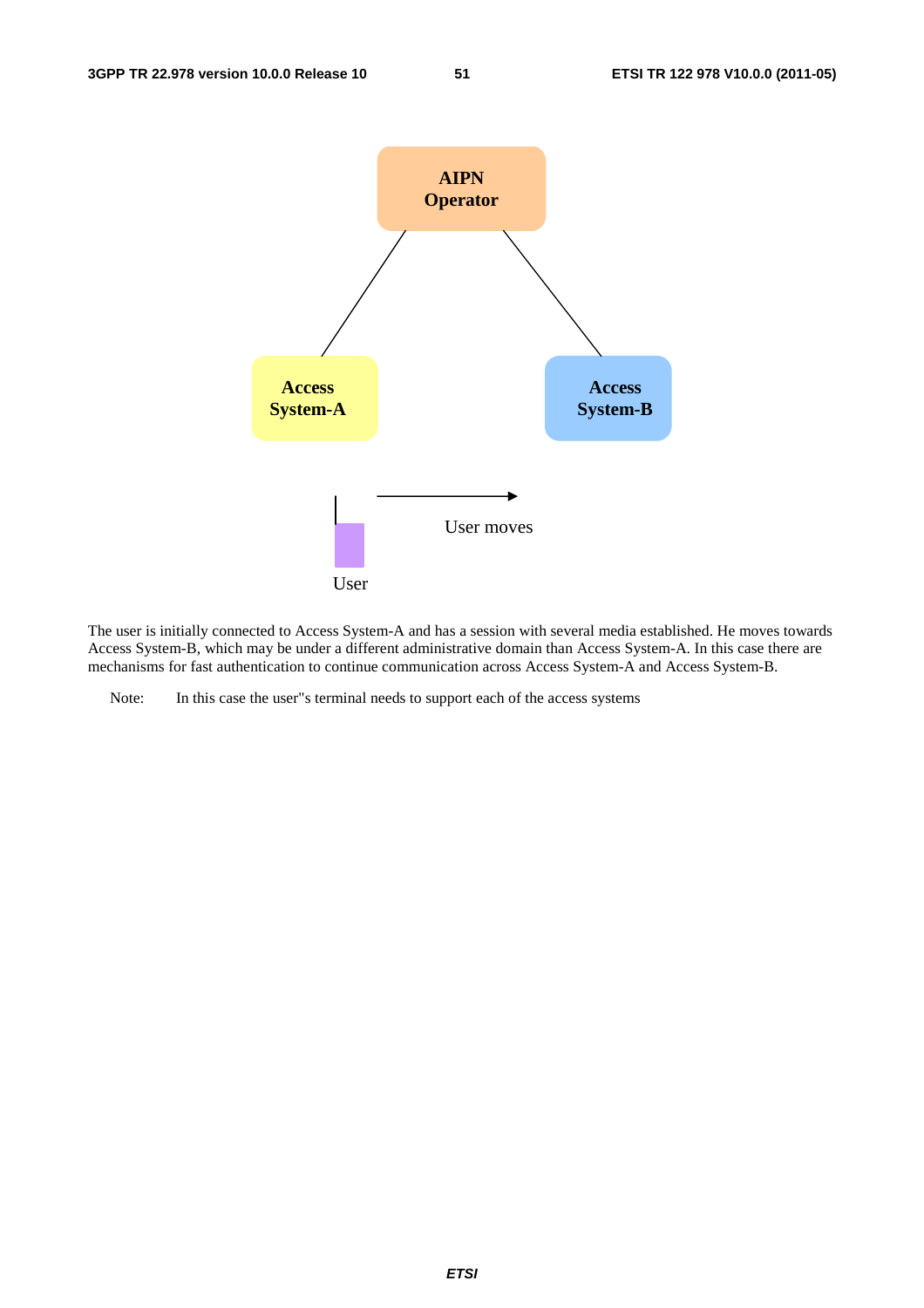The user is initially connected to Access System-A and has a session with several media established. He moves towards Access System-B, which may be under a different administrative domain than Access System-A. In this case there are mechanisms for fast authentication to continue communication across Access System-A and Access System-B.

Note: In this case the user"s terminal needs to support each of the access systems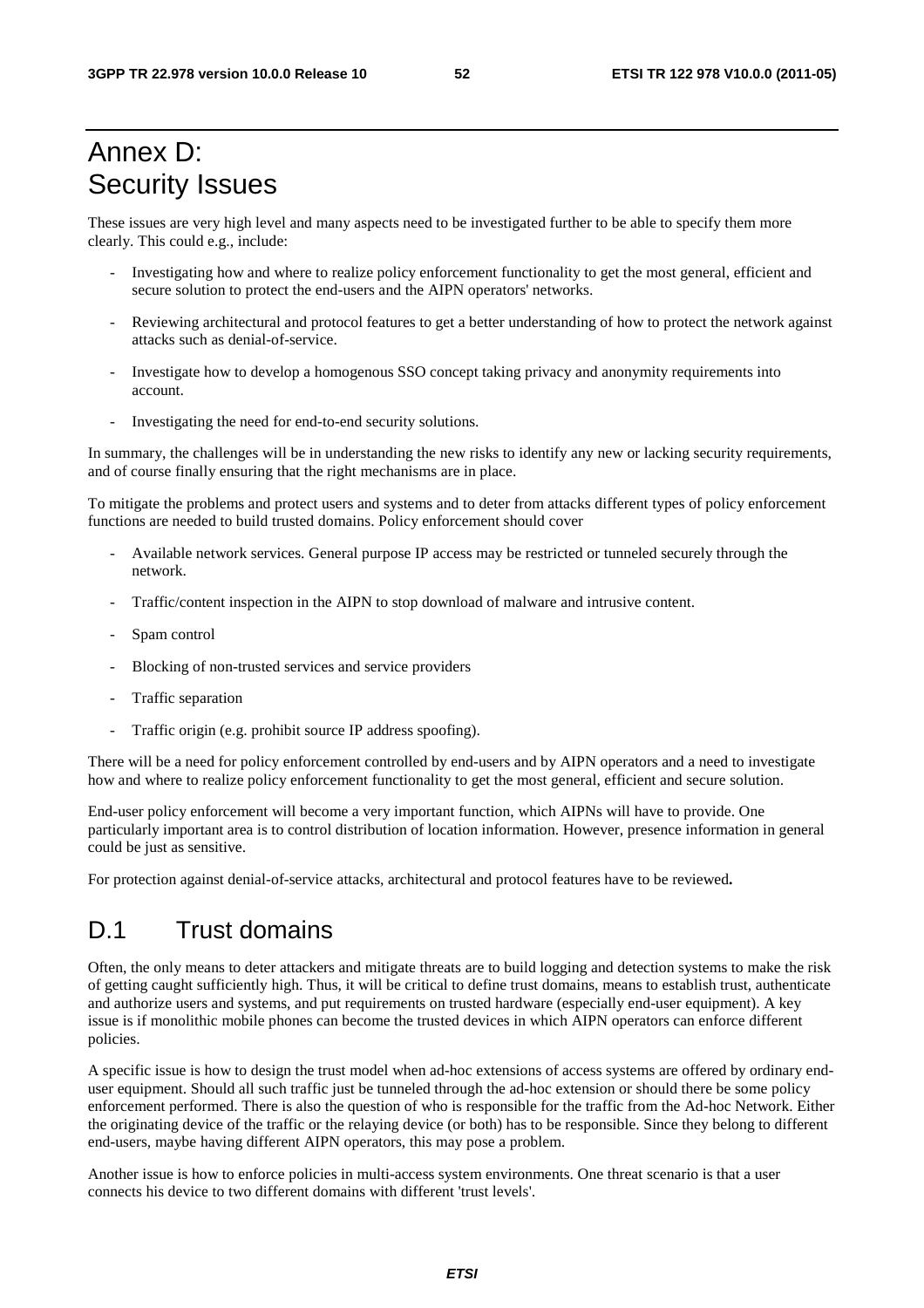# Annex D: Security Issues

These issues are very high level and many aspects need to be investigated further to be able to specify them more clearly. This could e.g., include:

- Investigating how and where to realize policy enforcement functionality to get the most general, efficient and secure solution to protect the end-users and the AIPN operators' networks.
- Reviewing architectural and protocol features to get a better understanding of how to protect the network against attacks such as denial-of-service.
- Investigate how to develop a homogenous SSO concept taking privacy and anonymity requirements into account.
- Investigating the need for end-to-end security solutions.

In summary, the challenges will be in understanding the new risks to identify any new or lacking security requirements, and of course finally ensuring that the right mechanisms are in place.

To mitigate the problems and protect users and systems and to deter from attacks different types of policy enforcement functions are needed to build trusted domains. Policy enforcement should cover

- Available network services. General purpose IP access may be restricted or tunneled securely through the network.
- Traffic/content inspection in the AIPN to stop download of malware and intrusive content.
- Spam control
- Blocking of non-trusted services and service providers
- Traffic separation
- Traffic origin (e.g. prohibit source IP address spoofing).

There will be a need for policy enforcement controlled by end-users and by AIPN operators and a need to investigate how and where to realize policy enforcement functionality to get the most general, efficient and secure solution.

End-user policy enforcement will become a very important function, which AIPNs will have to provide. One particularly important area is to control distribution of location information. However, presence information in general could be just as sensitive.

For protection against denial-of-service attacks, architectural and protocol features have to be reviewed**.**

## D.1 Trust domains

Often, the only means to deter attackers and mitigate threats are to build logging and detection systems to make the risk of getting caught sufficiently high. Thus, it will be critical to define trust domains, means to establish trust, authenticate and authorize users and systems, and put requirements on trusted hardware (especially end-user equipment). A key issue is if monolithic mobile phones can become the trusted devices in which AIPN operators can enforce different policies.

A specific issue is how to design the trust model when ad-hoc extensions of access systems are offered by ordinary end-user equipment. Should all such traffic just be tunneled through the ad-hoc extension or should there be some policy enforcement performed. There is also the question of who is responsible for the traffic from the Ad-hoc Network. Either the originating device of the traffic or the relaying device (or both) has to be responsible. Since they belong to different end-users, maybe having different AIPN operators, this may pose a problem.

Another issue is how to enforce policies in multi-access system environments. One threat scenario is that a user connects his device to two different domains with different 'trust levels'.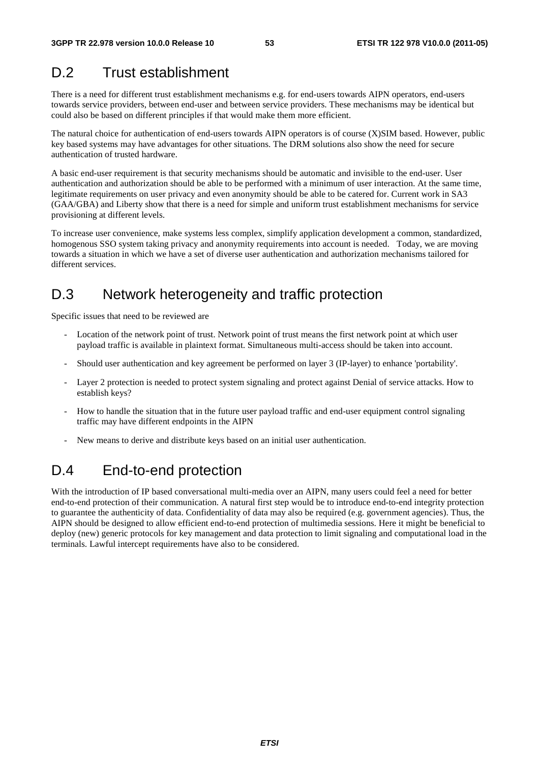# D.2 Trust establishment

There is a need for different trust establishment mechanisms e.g. for end-users towards AIPN operators, end-users towards service providers, between end-user and between service providers. These mechanisms may be identical but could also be based on different principles if that would make them more efficient.

The natural choice for authentication of end-users towards AIPN operators is of course (X)SIM based. However, public key based systems may have advantages for other situations. The DRM solutions also show the need for secure authentication of trusted hardware.

A basic end-user requirement is that security mechanisms should be automatic and invisible to the end-user. User authentication and authorization should be able to be performed with a minimum of user interaction. At the same time, legitimate requirements on user privacy and even anonymity should be able to be catered for. Current work in SA3 (GAA/GBA) and Liberty show that there is a need for simple and uniform trust establishment mechanisms for service provisioning at different levels.

To increase user convenience, make systems less complex, simplify application development a common, standardized, homogenous SSO system taking privacy and anonymity requirements into account is needed. Today, we are moving towards a situation in which we have a set of diverse user authentication and authorization mechanisms tailored for different services.

# D.3 Network heterogeneity and traffic protection

Specific issues that need to be reviewed are

- Location of the network point of trust. Network point of trust means the first network point at which user payload traffic is available in plaintext format. Simultaneous multi-access should be taken into account.
- Should user authentication and key agreement be performed on layer 3 (IP-layer) to enhance 'portability'.
- Layer 2 protection is needed to protect system signaling and protect against Denial of service attacks. How to establish keys?
- How to handle the situation that in the future user payload traffic and end-user equipment control signaling traffic may have different endpoints in the AIPN
- New means to derive and distribute keys based on an initial user authentication.

# D.4 End-to-end protection

With the introduction of IP based conversational multi-media over an AIPN, many users could feel a need for better end-to-end protection of their communication. A natural first step would be to introduce end-to-end integrity protection to guarantee the authenticity of data. Confidentiality of data may also be required (e.g. government agencies). Thus, the AIPN should be designed to allow efficient end-to-end protection of multimedia sessions. Here it might be beneficial to deploy (new) generic protocols for key management and data protection to limit signaling and computational load in the terminals. Lawful intercept requirements have also to be considered.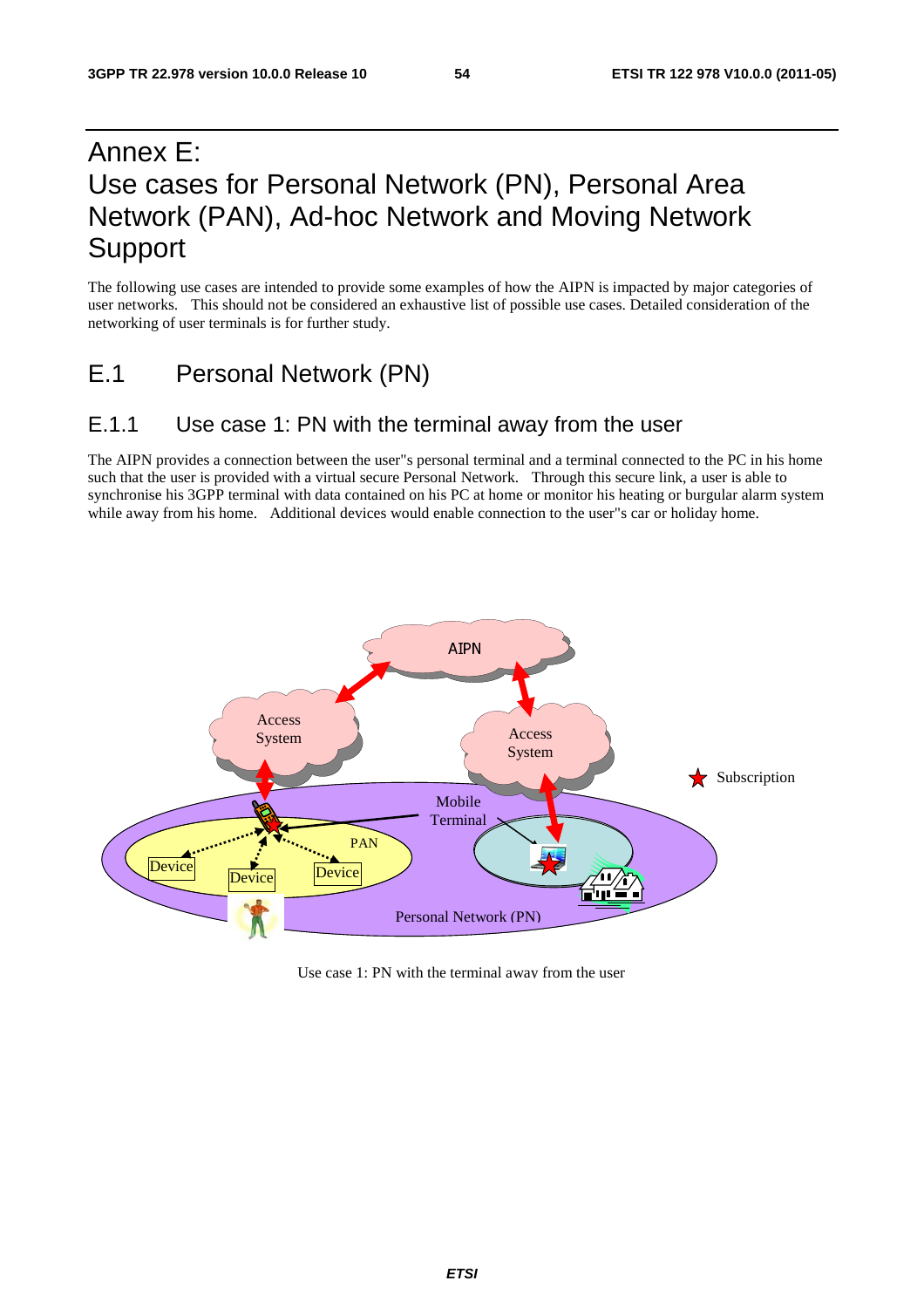# Annex E: Use cases for Personal Network (PN), Personal Area Network (PAN), Ad-hoc Network and Moving Network Support

The following use cases are intended to provide some examples of how the AIPN is impacted by major categories of user networks. This should not be considered an exhaustive list of possible use cases. Detailed consideration of the networking of user terminals is for further study.

## E.1 Personal Network (PN)

### E.1.1 Use case 1: PN with the terminal away from the user

The AIPN provides a connection between the user"s personal terminal and a terminal connected to the PC in his home such that the user is provided with a virtual secure Personal Network. Through this secure link, a user is able to synchronise his 3GPP terminal with data contained on his PC at home or monitor his heating or burgular alarm system while away from his home. Additional devices would enable connection to the user"s car or holiday home.

Use case 1: PN with the terminal away from the user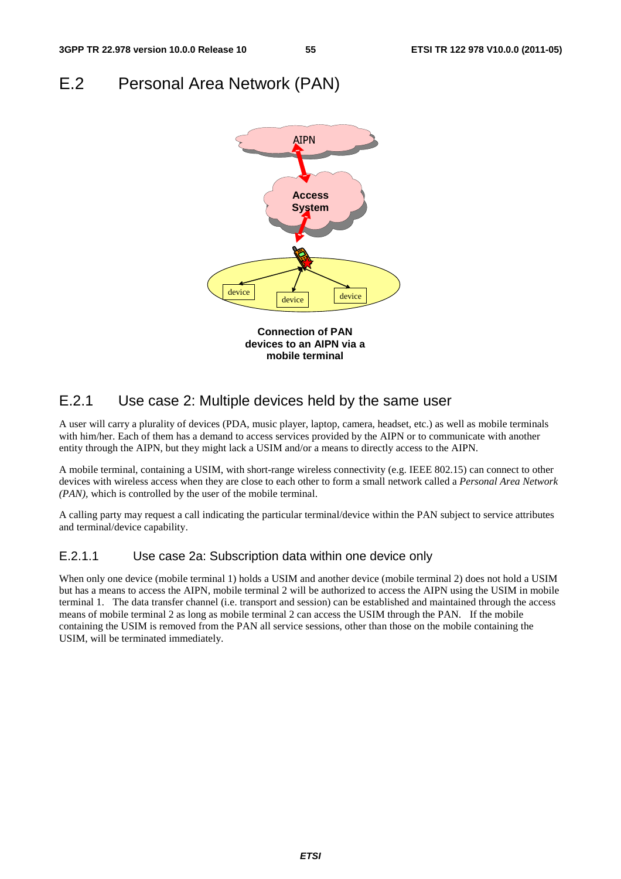# E.2 Personal Area Network (PAN)

**Connection of PAN devices to an AIPN via a mobile terminal**

## E.2.1 Use case 2: Multiple devices held by the same user

A user will carry a plurality of devices (PDA, music player, laptop, camera, headset, etc.) as well as mobile terminals with him/her. Each of them has a demand to access services provided by the AIPN or to communicate with another entity through the AIPN, but they might lack a USIM and/or a means to directly access to the AIPN.

A mobile terminal, containing a USIM, with short-range wireless connectivity (e.g. IEEE 802.15) can connect to other devices with wireless access when they are close to each other to form a small network called a *Personal Area Network (PAN),* which is controlled by the user of the mobile terminal.

A calling party may request a call indicating the particular terminal/device within the PAN subject to service attributes and terminal/device capability.

### E.2.1.1 Use case 2a: Subscription data within one device only

When only one device (mobile terminal 1) holds a USIM and another device (mobile terminal 2) does not hold a USIM but has a means to access the AIPN, mobile terminal 2 will be authorized to access the AIPN using the USIM in mobile terminal 1. The data transfer channel (i.e. transport and session) can be established and maintained through the access means of mobile terminal 2 as long as mobile terminal 2 can access the USIM through the PAN. If the mobile containing the USIM is removed from the PAN all service sessions, other than those on the mobile containing the USIM, will be terminated immediately.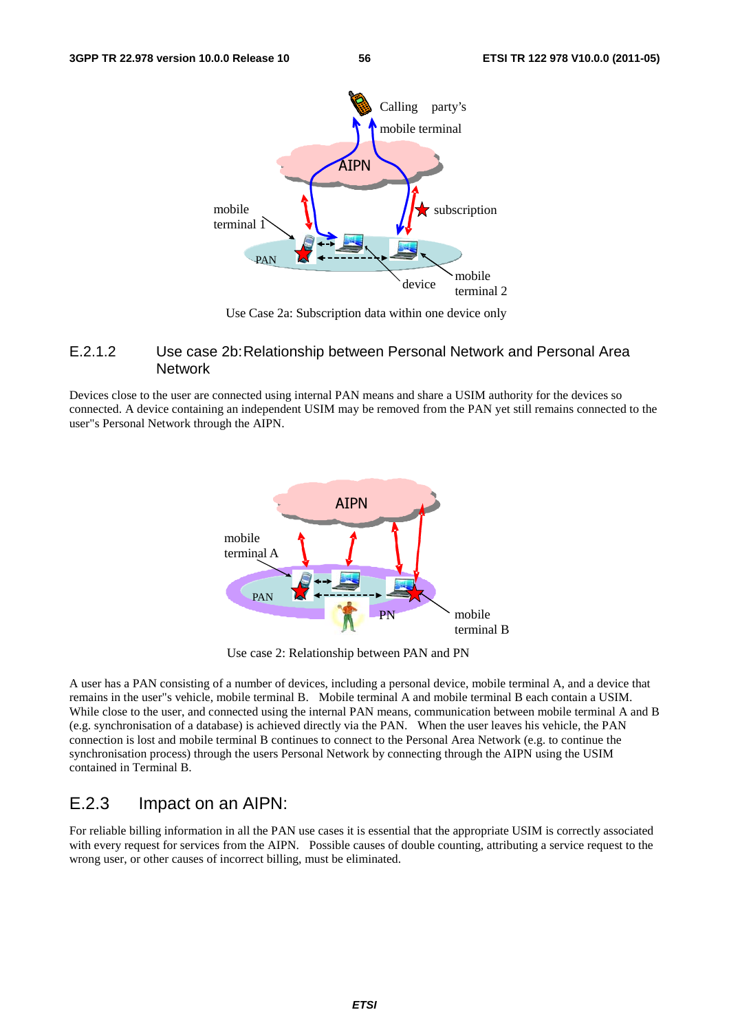Use Case 2a: Subscription data within one device only

### E.2.1.2 Use case 2b: Relationship between Personal Network and Personal Area Network

Devices close to the user are connected using internal PAN means and share a USIM authority for the devices so connected. A device containing an independent USIM may be removed from the PAN yet still remains connected to the user"s Personal Network through the AIPN.

Use case 2: Relationship between PAN and PN

A user has a PAN consisting of a number of devices, including a personal device, mobile terminal A, and a device that remains in the user"s vehicle, mobile terminal B. Mobile terminal A and mobile terminal B each contain a USIM. While close to the user, and connected using the internal PAN means, communication between mobile terminal A and B (e.g. synchronisation of a database) is achieved directly via the PAN. When the user leaves his vehicle, the PAN connection is lost and mobile terminal B continues to connect to the Personal Area Network (e.g. to continue the synchronisation process) through the users Personal Network by connecting through the AIPN using the USIM contained in Terminal B.

## E.2.3 Impact on an AIPN:

For reliable billing information in all the PAN use cases it is essential that the appropriate USIM is correctly associated with every request for services from the AIPN. Possible causes of double counting, attributing a service request to the wrong user, or other causes of incorrect billing, must be eliminated.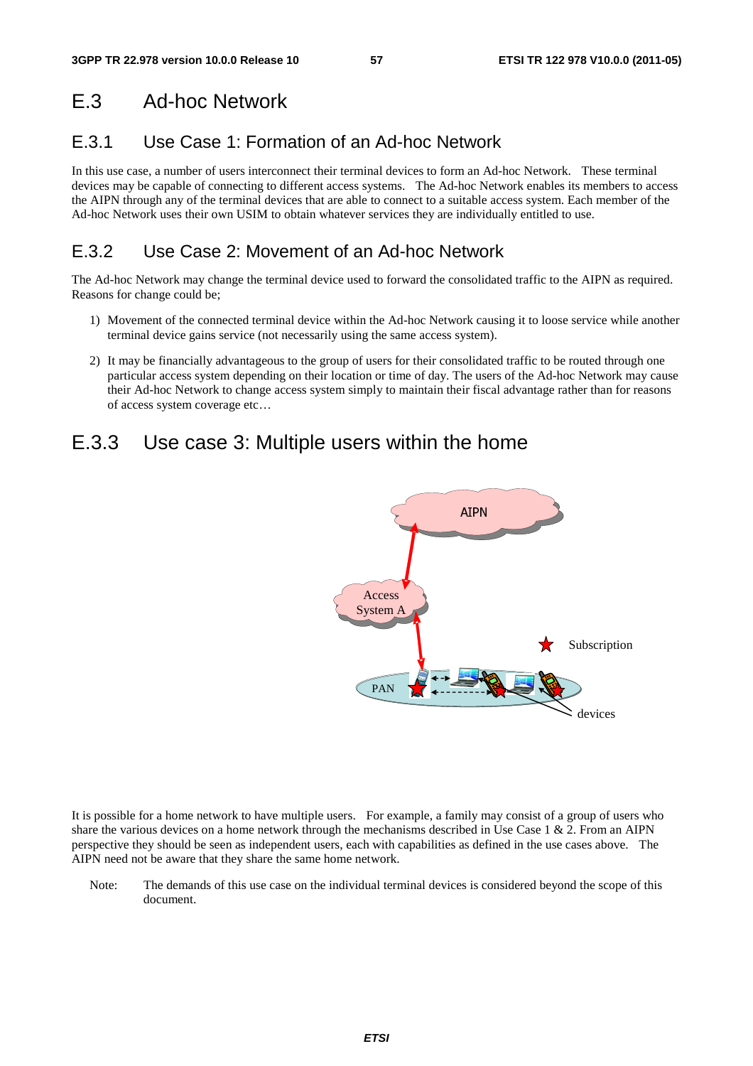# E.3 Ad-hoc Network

## E.3.1 Use Case 1: Formation of an Ad-hoc Network

In this use case, a number of users interconnect their terminal devices to form an Ad-hoc Network. These terminal devices may be capable of connecting to different access systems. The Ad-hoc Network enables its members to access the AIPN through any of the terminal devices that are able to connect to a suitable access system. Each member of the Ad-hoc Network uses their own USIM to obtain whatever services they are individually entitled to use.

## E.3.2 Use Case 2: Movement of an Ad-hoc Network

The Ad-hoc Network may change the terminal device used to forward the consolidated traffic to the AIPN as required. Reasons for change could be;

1) Movement of the connected terminal device within the Ad-hoc Network causing it to loose service while another terminal device gains service (not necessarily using the same access system).

2) It may be financially advantageous to the group of users for their consolidated traffic to be routed through one particular access system depending on their location or time of day. The users of the Ad-hoc Network may cause their Ad-hoc Network to change access system simply to maintain their fiscal advantage rather than for reasons of access system coverage etc…

## E.3.3 Use case 3: Multiple users within the home

It is possible for a home network to have multiple users. For example, a family may consist of a group of users who share the various devices on a home network through the mechanisms described in Use Case 1 & 2. From an AIPN perspective they should be seen as independent users, each with capabilities as defined in the use cases above. The AIPN need not be aware that they share the same home network.

Note: The demands of this use case on the individual terminal devices is considered beyond the scope of this document.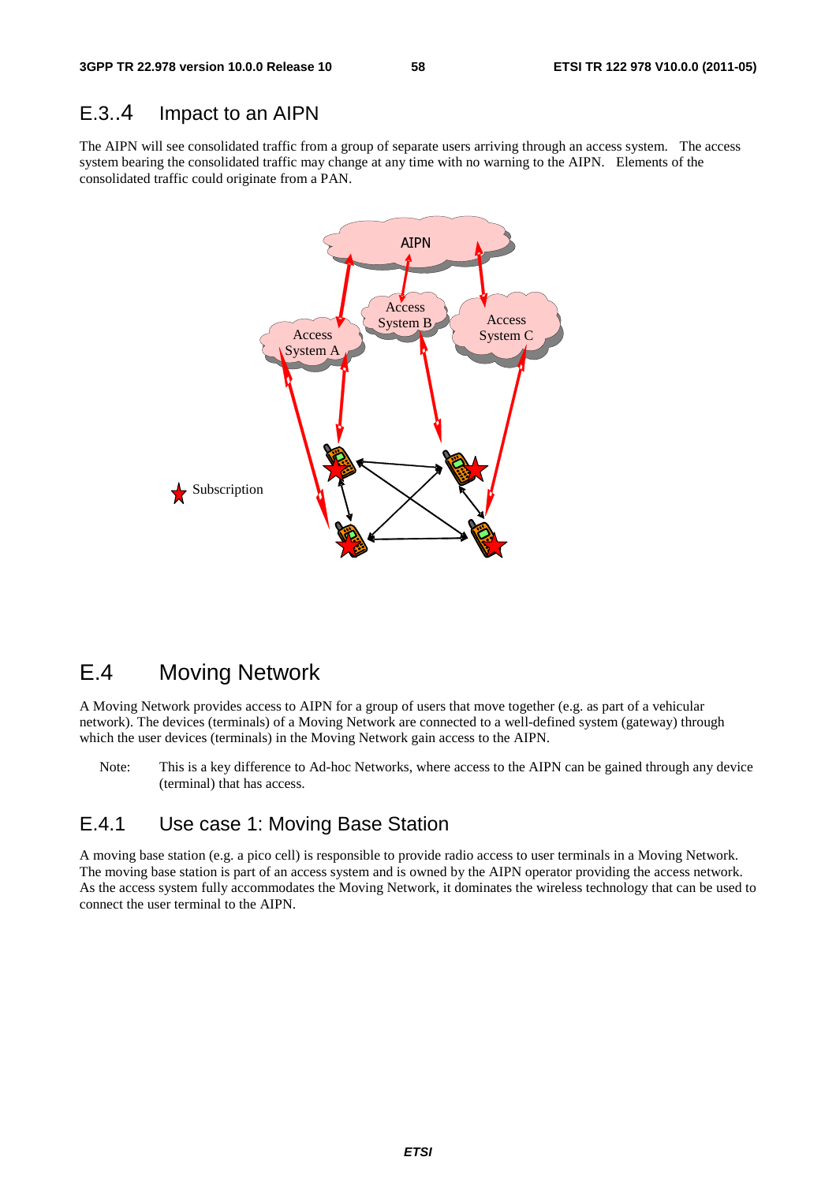## E.3..4 Impact to an AIPN

The AIPN will see consolidated traffic from a group of separate users arriving through an access system. The access system bearing the consolidated traffic may change at any time with no warning to the AIPN. Elements of the consolidated traffic could originate from a PAN.

# E.4 Moving Network

A Moving Network provides access to AIPN for a group of users that move together (e.g. as part of a vehicular network). The devices (terminals) of a Moving Network are connected to a well-defined system (gateway) through which the user devices (terminals) in the Moving Network gain access to the AIPN.

Note: This is a key difference to Ad-hoc Networks, where access to the AIPN can be gained through any device (terminal) that has access.

## E.4.1 Use case 1: Moving Base Station

A moving base station (e.g. a pico cell) is responsible to provide radio access to user terminals in a Moving Network. The moving base station is part of an access system and is owned by the AIPN operator providing the access network. As the access system fully accommodates the Moving Network, it dominates the wireless technology that can be used to connect the user terminal to the AIPN.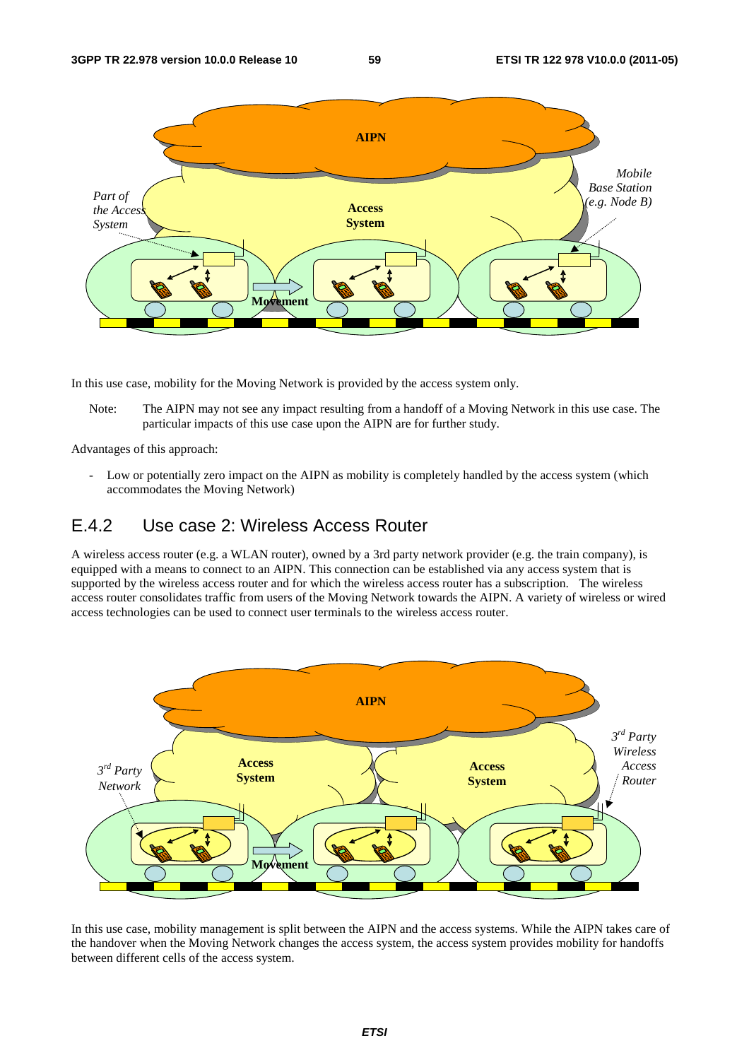In this use case, mobility for the Moving Network is provided by the access system only.

Note: The AIPN may not see any impact resulting from a handoff of a Moving Network in this use case. The particular impacts of this use case upon the AIPN are for further study.

Advantages of this approach:

- Low or potentially zero impact on the AIPN as mobility is completely handled by the access system (which accommodates the Moving Network)

## E.4.2 Use case 2: Wireless Access Router

A wireless access router (e.g. a WLAN router), owned by a 3rd party network provider (e.g. the train company), is equipped with a means to connect to an AIPN. This connection can be established via any access system that is supported by the wireless access router and for which the wireless access router has a subscription. The wireless access router consolidates traffic from users of the Moving Network towards the AIPN. A variety of wireless or wired access technologies can be used to connect user terminals to the wireless access router.

In this use case, mobility management is split between the AIPN and the access systems. While the AIPN takes care of the handover when the Moving Network changes the access system, the access system provides mobility for handoffs between different cells of the access system.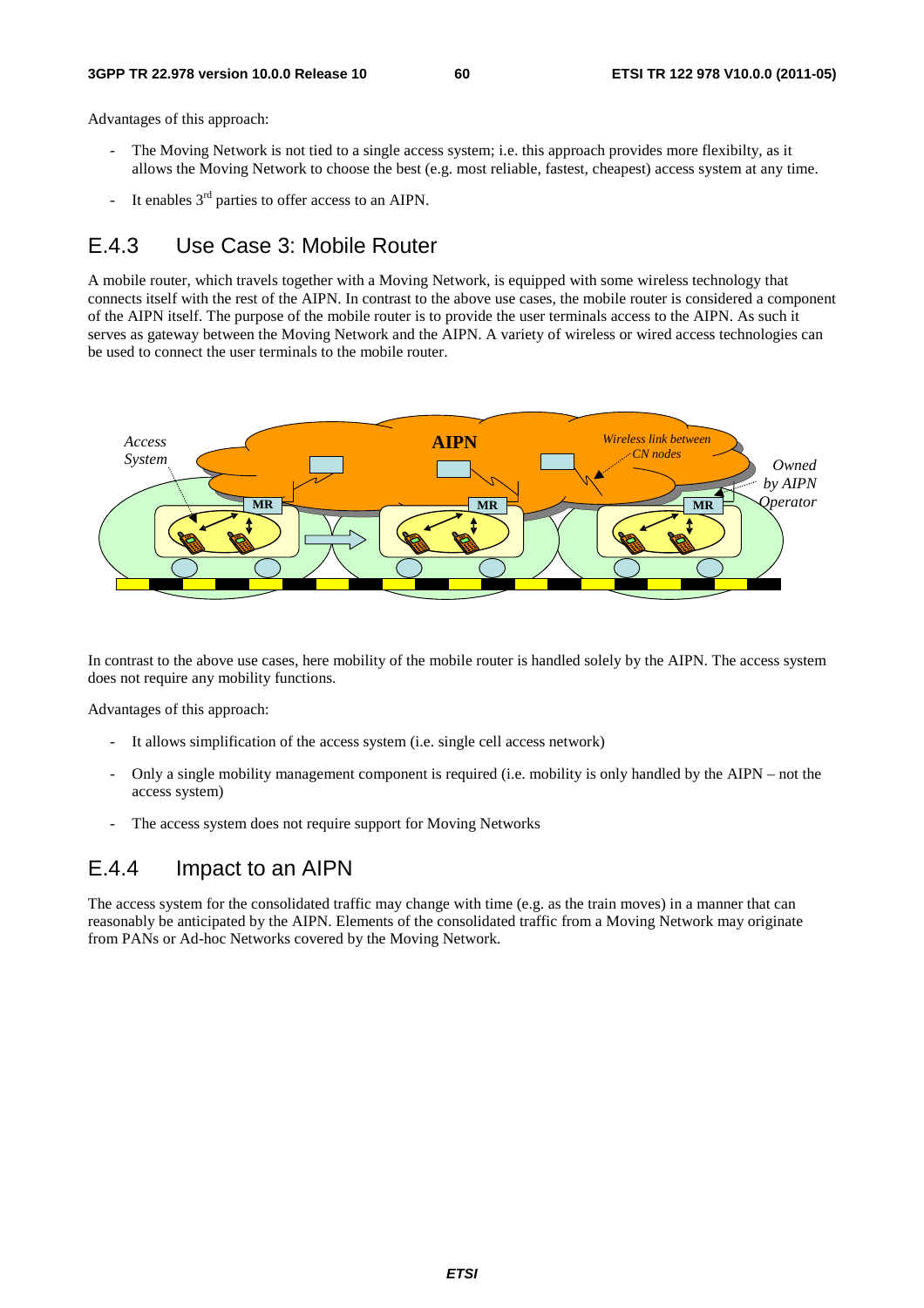Advantages of this approach:

- The Moving Network is not tied to a single access system; i.e. this approach provides more flexibilty, as it allows the Moving Network to choose the best (e.g. most reliable, fastest, cheapest) access system at any time.
- It enables 3rd parties to offer access to an AIPN.

## E.4.3 Use Case 3: Mobile Router

A mobile router, which travels together with a Moving Network, is equipped with some wireless technology that connects itself with the rest of the AIPN. In contrast to the above use cases, the mobile router is considered a component of the AIPN itself. The purpose of the mobile router is to provide the user terminals access to the AIPN. As such it serves as gateway between the Moving Network and the AIPN. A variety of wireless or wired access technologies can be used to connect the user terminals to the mobile router.

In contrast to the above use cases, here mobility of the mobile router is handled solely by the AIPN. The access system does not require any mobility functions.

Advantages of this approach:

- It allows simplification of the access system (i.e. single cell access network)
- Only a single mobility management component is required (i.e. mobility is only handled by the AIPN – not the access system)
- The access system does not require support for Moving Networks

## E.4.4 Impact to an AIPN

The access system for the consolidated traffic may change with time (e.g. as the train moves) in a manner that can reasonably be anticipated by the AIPN. Elements of the consolidated traffic from a Moving Network may originate from PANs or Ad-hoc Networks covered by the Moving Network.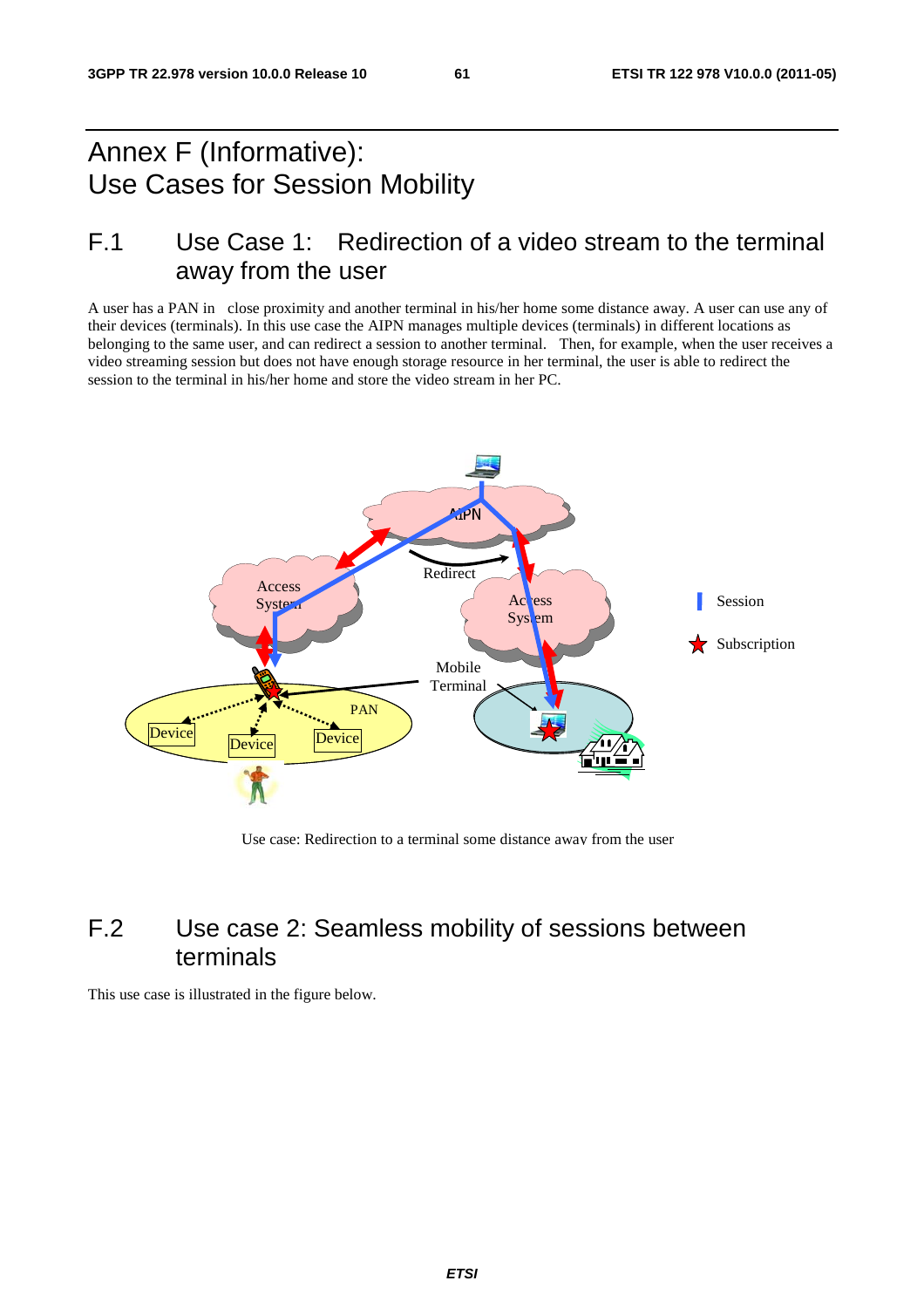# Annex F (Informative): Use Cases for Session Mobility

## F.1 Use Case 1: Redirection of a video stream to the terminal away from the user

A user has a PAN in close proximity and another terminal in his/her home some distance away. A user can use any of their devices (terminals). In this use case the AIPN manages multiple devices (terminals) in different locations as belonging to the same user, and can redirect a session to another terminal. Then, for example, when the user receives a video streaming session but does not have enough storage resource in her terminal, the user is able to redirect the session to the terminal in his/her home and store the video stream in her PC.

Use case: Redirection to a terminal some distance away from the user

## F.2 Use case 2: Seamless mobility of sessions between terminals

This use case is illustrated in the figure below.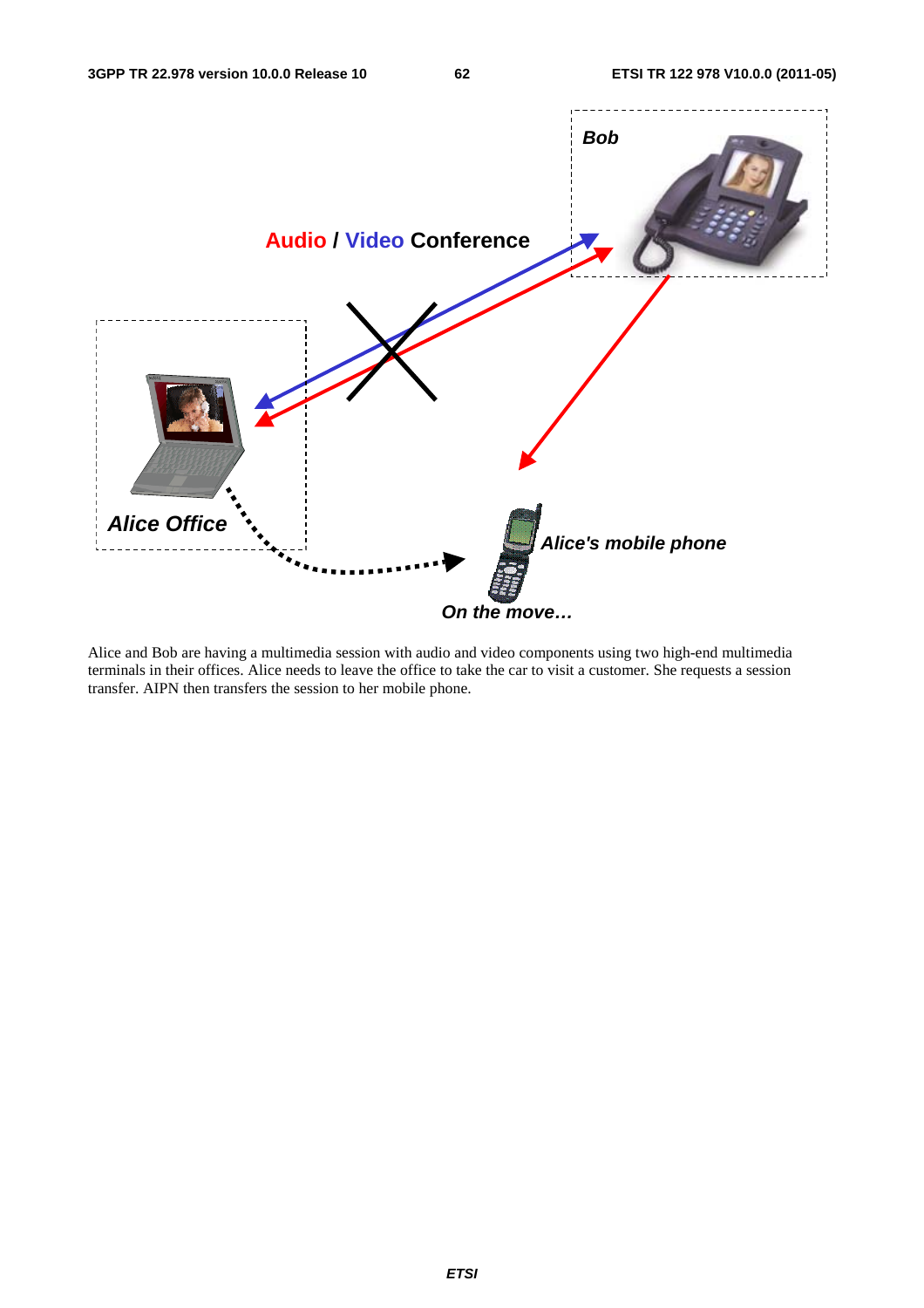Alice and Bob are having a multimedia session with audio and video components using two high-end multimedia terminals in their offices. Alice needs to leave the office to take the car to visit a customer. She requests a session transfer. AIPN then transfers the session to her mobile phone.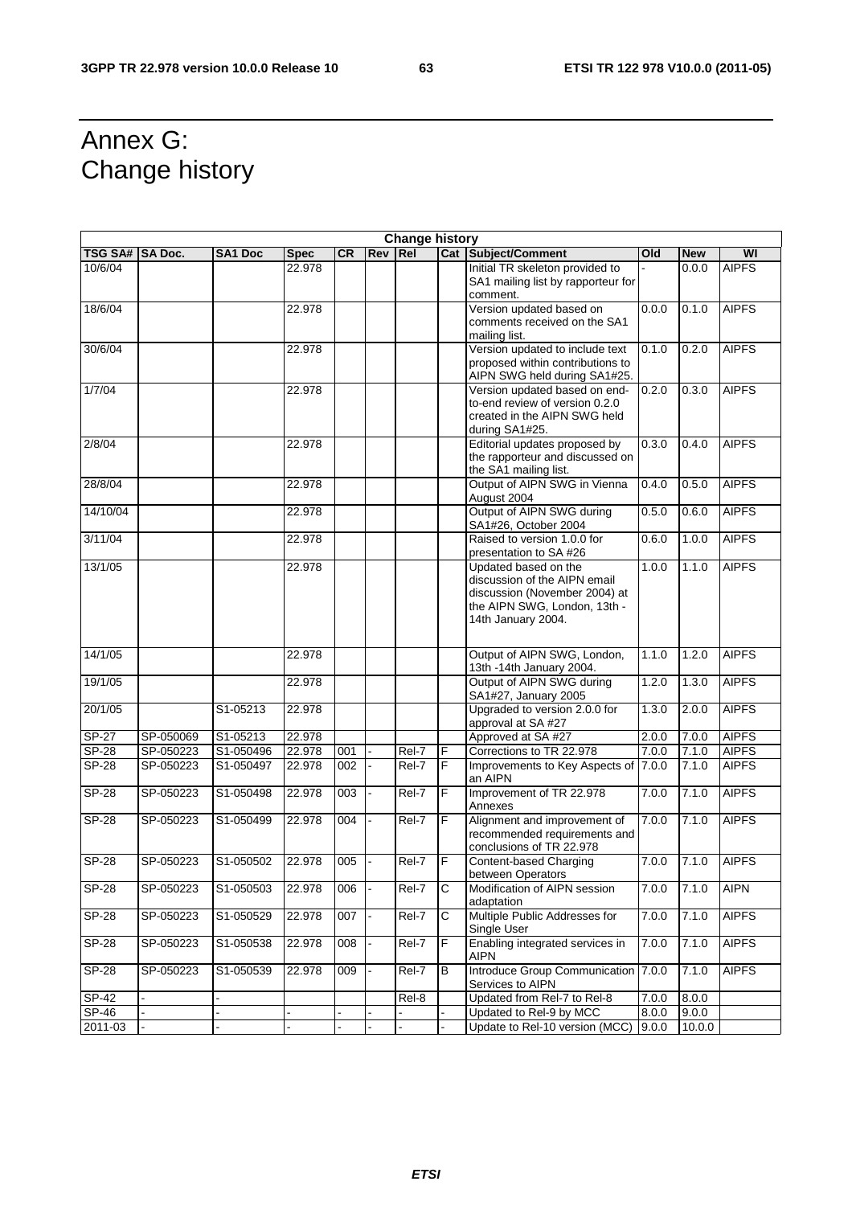# Annex G: Change history

| Change history | | | | | | | | | | | |
|---|---|---|---|---|---|---|---|---|---|---|---|
| **TSG SA#** | **SA Doc.** | **SA1 Doc** | **Spec** | **CR** | **Rev** | **Rel** | **Cat** | **Subject/Comment** | **Old** | **New** | **WI** |
| 10/6/04 | | | 22.978 | | | | | Initial TR skeleton provided to SA1 mailing list by rapporteur for comment. | - | 0.0.0 | AIPFS |
| 18/6/04 | | | 22.978 | | | | | Version updated based on comments received on the SA1 mailing list. | 0.0.0 | 0.1.0 | AIPFS |
| 30/6/04 | | | 22.978 | | | | | Version updated to include text proposed within contributions to AIPN SWG held during SA1#25. | 0.1.0 | 0.2.0 | AIPFS |
| 1/7/04 | | | 22.978 | | | | | Version updated based on end-to-end review of version 0.2.0 created in the AIPN SWG held during SA1#25. | 0.2.0 | 0.3.0 | AIPFS |
| 2/8/04 | | | 22.978 | | | | | Editorial updates proposed by the rapporteur and discussed on the SA1 mailing list. | 0.3.0 | 0.4.0 | AIPFS |
| 28/8/04 | | | 22.978 | | | | | Output of AIPN SWG in Vienna August 2004 | 0.4.0 | 0.5.0 | AIPFS |
| 14/10/04 | | | 22.978 | | | | | Output of AIPN SWG during SA1#26, October 2004 | 0.5.0 | 0.6.0 | AIPFS |
| 3/11/04 | | | 22.978 | | | | | Raised to version 1.0.0 for presentation to SA #26 | 0.6.0 | 1.0.0 | AIPFS |
| 13/1/05 | | | 22.978 | | | | | Updated based on the discussion of the AIPN email discussion (November 2004) at the AIPN SWG, London, 13th -14th January 2004. | 1.0.0 | 1.1.0 | AIPFS |
| 14/1/05 | | | 22.978 | | | | | Output of AIPN SWG, London, 13th -14th January 2004. | 1.1.0 | 1.2.0 | AIPFS |
| 19/1/05 | | | 22.978 | | | | | Output of AIPN SWG during SA1#27, January 2005 | 1.2.0 | 1.3.0 | AIPFS |
| 20/1/05 | | S1-05213 | 22.978 | | | | | Upgraded to version 2.0.0 for approval at SA #27 | 1.3.0 | 2.0.0 | AIPFS |
| SP-27 | SP-050069 | S1-05213 | 22.978 | | | | | Approved at SA #27 | 2.0.0 | 7.0.0 | AIPFS |
| SP-28 | SP-050223 | S1-050496 | 22.978 | 001 | - | Rel-7 | F | Corrections to TR 22.978 | 7.0.0 | 7.1.0 | AIPFS |
| SP-28 | SP-050223 | S1-050497 | 22.978 | 002 | - | Rel-7 | F | Improvements to Key Aspects of an AIPN | 7.0.0 | 7.1.0 | AIPFS |
| SP-28 | SP-050223 | S1-050498 | 22.978 | 003 | - | Rel-7 | F | Improvement of TR 22.978 Annexes | 7.0.0 | 7.1.0 | AIPFS |
| SP-28 | SP-050223 | S1-050499 | 22.978 | 004 | - | Rel-7 | F | Alignment and improvement of recommended requirements and conclusions of TR 22.978 | 7.0.0 | 7.1.0 | AIPFS |
| SP-28 | SP-050223 | S1-050502 | 22.978 | 005 | - | Rel-7 | F | Content-based Charging between Operators | 7.0.0 | 7.1.0 | AIPFS |
| SP-28 | SP-050223 | S1-050503 | 22.978 | 006 | - | Rel-7 | C | Modification of AIPN session adaptation | 7.0.0 | 7.1.0 | AIPN |
| SP-28 | SP-050223 | S1-050529 | 22.978 | 007 | - | Rel-7 | C | Multiple Public Addresses for Single User | 7.0.0 | 7.1.0 | AIPFS |
| SP-28 | SP-050223 | S1-050538 | 22.978 | 008 | - | Rel-7 | F | Enabling integrated services in AIPN | 7.0.0 | 7.1.0 | AIPFS |
| SP-28 | SP-050223 | S1-050539 | 22.978 | 009 | - | Rel-7 | B | Introduce Group Communication Services to AIPN | 7.0.0 | 7.1.0 | AIPFS |
| SP-42 | - | - | | | | Rel-8 | | Updated from Rel-7 to Rel-8 | 7.0.0 | 8.0.0 | |
| SP-46 | - | - | - | - | - | - | - | Updated to Rel-9 by MCC | 8.0.0 | 9.0.0 | |
| 2011-03 | - | - | - | - | - | - | - | Update to Rel-10 version (MCC) | 9.0.0 | 10.0.0 | |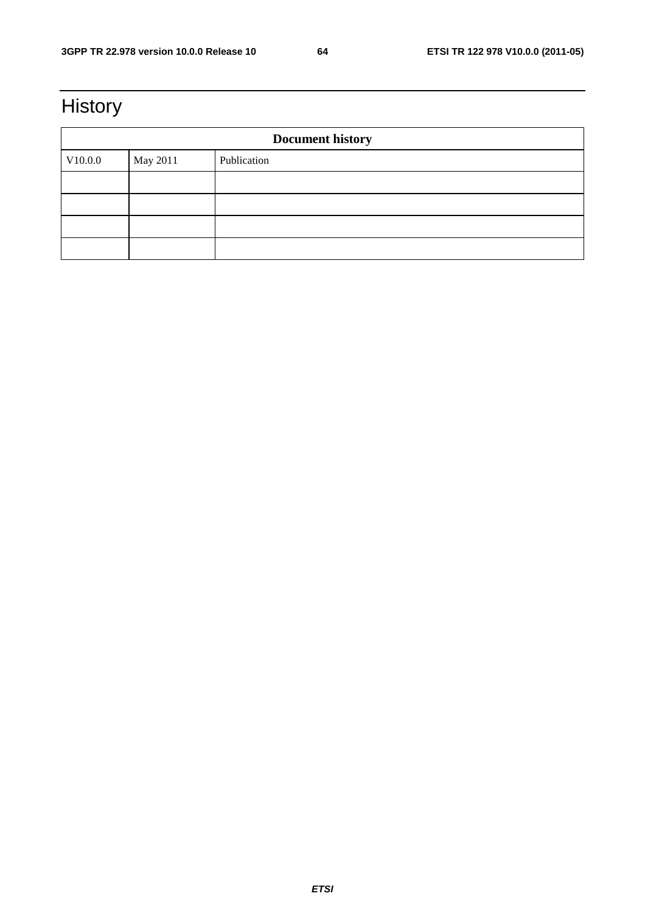# History

| Document history | | |
|---|---|---|
| V10.0.0 | May 2011 | Publication |
| | | |
| | | |
| | | |
| | | |